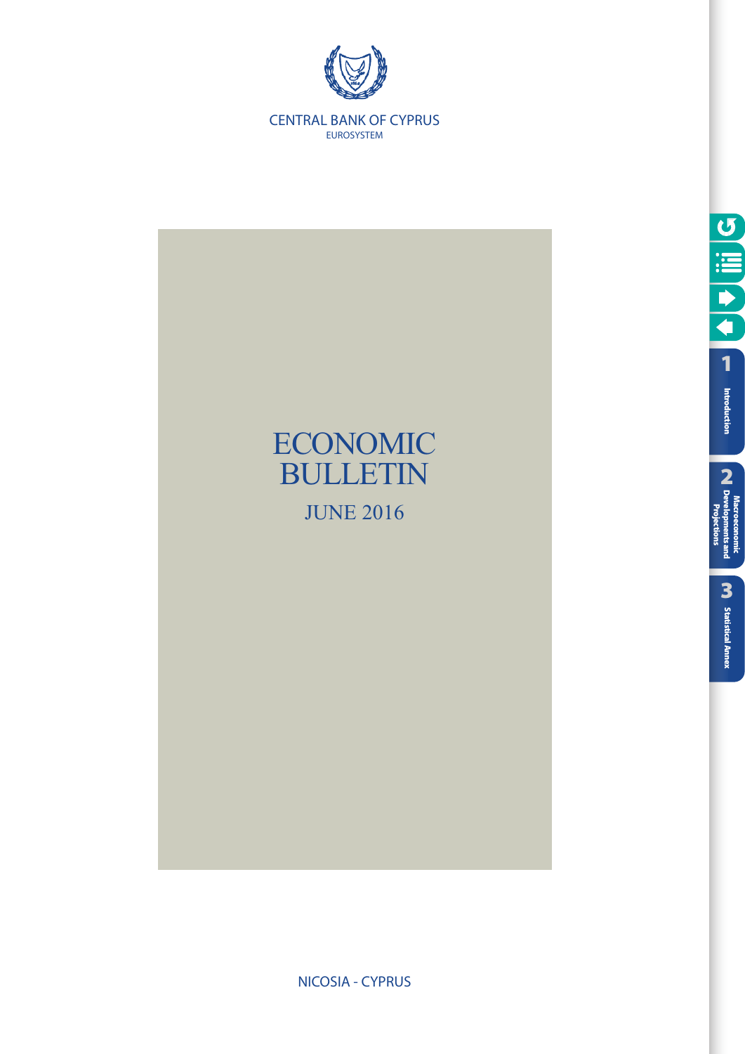CENTRAL BANK OF CYPRUS

EUROSYSTEM

# ECONOMIC BULLETIN

## JUNE 2016

NICOSIA - CYPRUS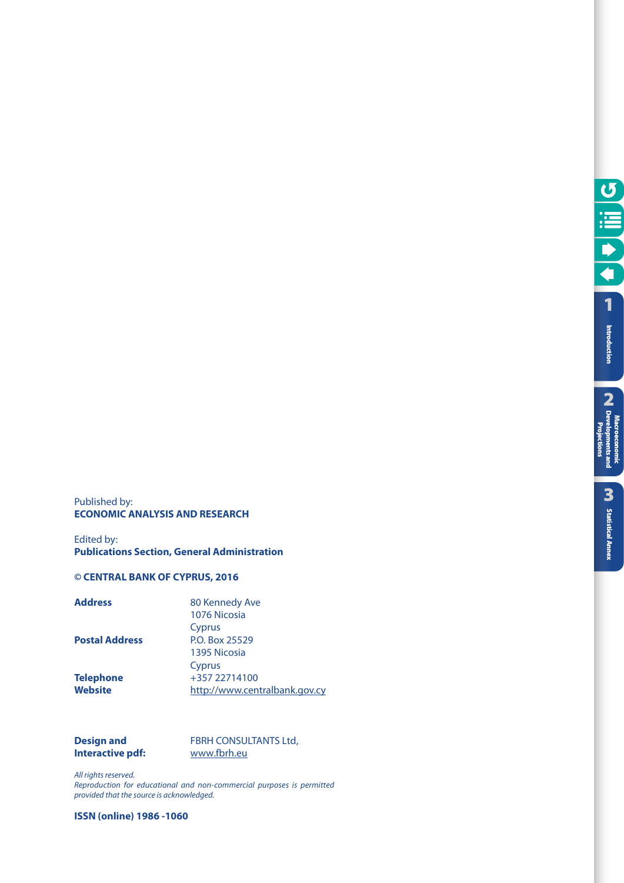Published by:
**ECONOMIC ANALYSIS AND RESEARCH**

Edited by:
**Publications Section, General Administration**

**© CENTRAL BANK OF CYPRUS, 2016**

| | |
|---|---|
| **Address** | 80 Kennedy Ave<br>1076 Nicosia<br>Cyprus |
| **Postal Address** | P.O. Box 25529<br>1395 Nicosia<br>Cyprus |
| **Telephone** | +357 22714100 |
| **Website** | http://www.centralbank.gov.cy |

| | |
|---|---|
| **Design and Interactive pdf:** | FBRH CONSULTANTS Ltd,<br>www.fbrh.eu |

*All rights reserved.*
*Reproduction for educational and non-commercial purposes is permitted provided that the source is acknowledged.*

**ISSN (online) 1986 -1060**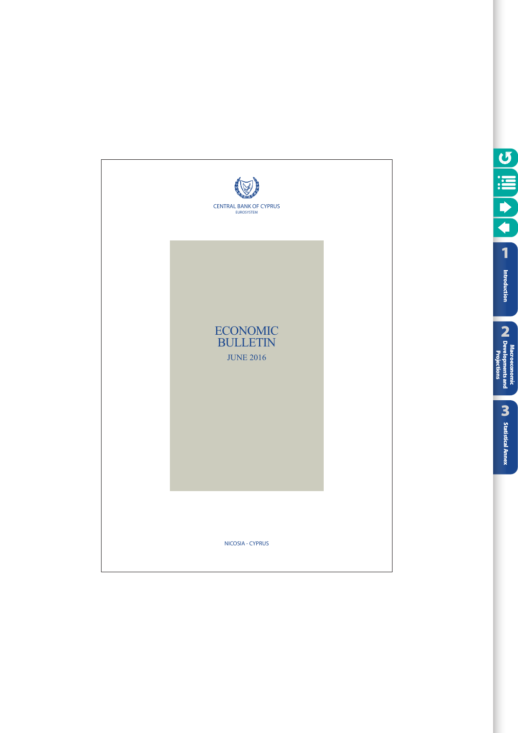CENTRAL BANK OF CYPRUS

EUROSYSTEM

# ECONOMIC BULLETIN

JUNE 2016

NICOSIA - CYPRUS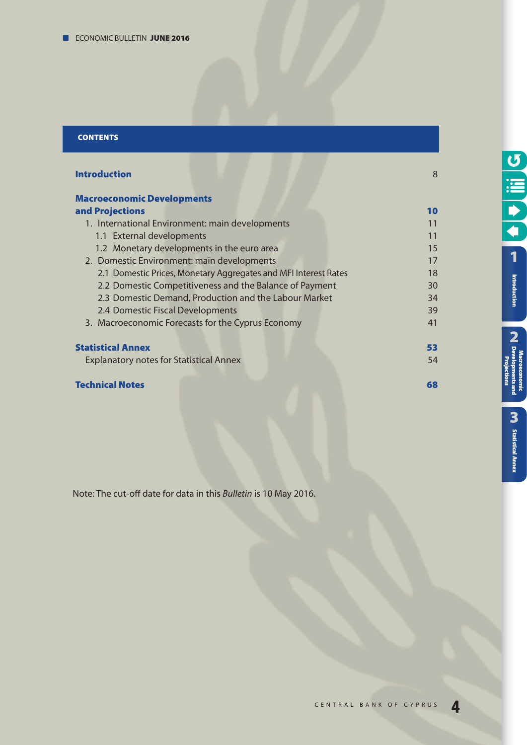## CONTENTS

| | |
|---|---|
| **Introduction** | 8 |
| **Macroeconomic Developments and Projections** | **10** |
| 1. International Environment: main developments | 11 |
| 1.1 External developments | 11 |
| 1.2 Monetary developments in the euro area | 15 |
| 2. Domestic Environment: main developments | 17 |
| 2.1 Domestic Prices, Monetary Aggregates and MFI Interest Rates | 18 |
| 2.2 Domestic Competitiveness and the Balance of Payment | 30 |
| 2.3 Domestic Demand, Production and the Labour Market | 34 |
| 2.4 Domestic Fiscal Developments | 39 |
| 3. Macroeconomic Forecasts for the Cyprus Economy | 41 |
| **Statistical Annex** | **53** |
| Explanatory notes for Statistical Annex | 54 |
| **Technical Notes** | **68** |

Note: The cut-off date for data in this *Bulletin* is 10 May 2016.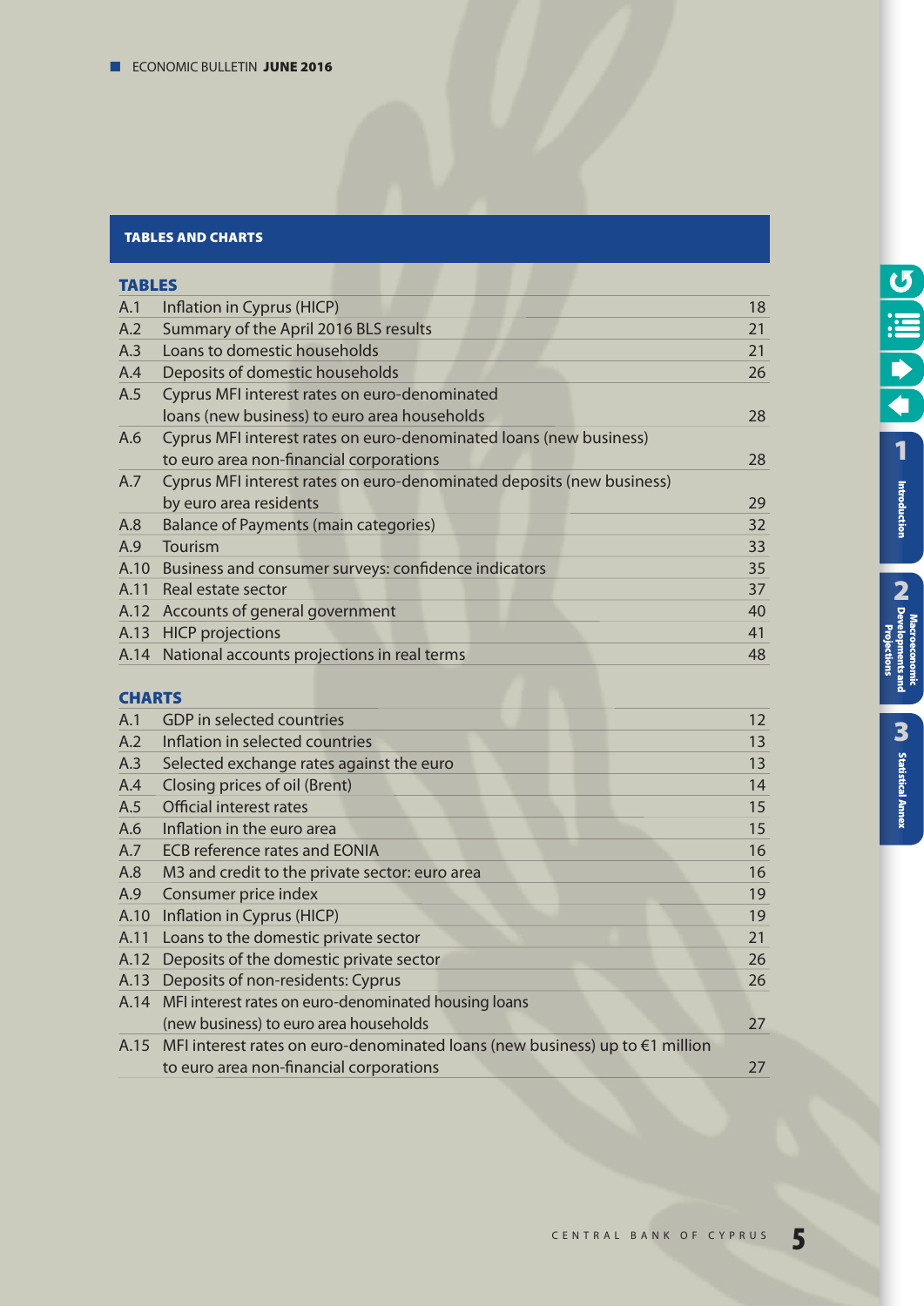## TABLES AND CHARTS

### TABLES

| | | |
|---|---|---|
| A.1 | Inflation in Cyprus (HICP) | 18 |
| A.2 | Summary of the April 2016 BLS results | 21 |
| A.3 | Loans to domestic households | 21 |
| A.4 | Deposits of domestic households | 26 |
| A.5 | Cyprus MFI interest rates on euro-denominated loans (new business) to euro area households | 28 |
| A.6 | Cyprus MFI interest rates on euro-denominated loans (new business) to euro area non-financial corporations | 28 |
| A.7 | Cyprus MFI interest rates on euro-denominated deposits (new business) by euro area residents | 29 |
| A.8 | Balance of Payments (main categories) | 32 |
| A.9 | Tourism | 33 |
| A.10 | Business and consumer surveys: confidence indicators | 35 |
| A.11 | Real estate sector | 37 |
| A.12 | Accounts of general government | 40 |
| A.13 | HICP projections | 41 |
| A.14 | National accounts projections in real terms | 48 |

### CHARTS

| | | |
|---|---|---|
| A.1 | GDP in selected countries | 12 |
| A.2 | Inflation in selected countries | 13 |
| A.3 | Selected exchange rates against the euro | 13 |
| A.4 | Closing prices of oil (Brent) | 14 |
| A.5 | Official interest rates | 15 |
| A.6 | Inflation in the euro area | 15 |
| A.7 | ECB reference rates and EONIA | 16 |
| A.8 | M3 and credit to the private sector: euro area | 16 |
| A.9 | Consumer price index | 19 |
| A.10 | Inflation in Cyprus (HICP) | 19 |
| A.11 | Loans to the domestic private sector | 21 |
| A.12 | Deposits of the domestic private sector | 26 |
| A.13 | Deposits of non-residents: Cyprus | 26 |
| A.14 | MFI interest rates on euro-denominated housing loans (new business) to euro area households | 27 |
| A.15 | MFI interest rates on euro-denominated loans (new business) up to €1 million to euro area non-financial corporations | 27 |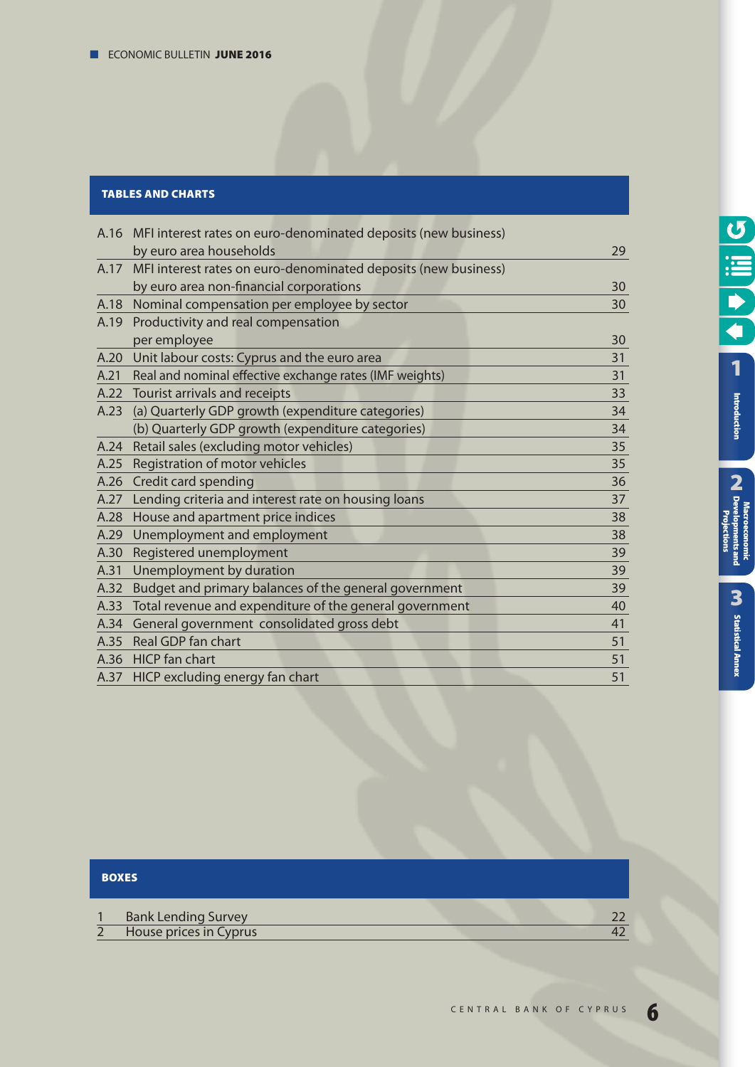## TABLES AND CHARTS

| | | |
|---|---|---|
| A.16 | MFI interest rates on euro-denominated deposits (new business) by euro area households | 29 |
| A.17 | MFI interest rates on euro-denominated deposits (new business) by euro area non-financial corporations | 30 |
| A.18 | Nominal compensation per employee by sector | 30 |
| A.19 | Productivity and real compensation per employee | 30 |
| A.20 | Unit labour costs: Cyprus and the euro area | 31 |
| A.21 | Real and nominal effective exchange rates (IMF weights) | 31 |
| A.22 | Tourist arrivals and receipts | 33 |
| A.23 | (a) Quarterly GDP growth (expenditure categories) | 34 |
| | (b) Quarterly GDP growth (expenditure categories) | 34 |
| A.24 | Retail sales (excluding motor vehicles) | 35 |
| A.25 | Registration of motor vehicles | 35 |
| A.26 | Credit card spending | 36 |
| A.27 | Lending criteria and interest rate on housing loans | 37 |
| A.28 | House and apartment price indices | 38 |
| A.29 | Unemployment and employment | 38 |
| A.30 | Registered unemployment | 39 |
| A.31 | Unemployment by duration | 39 |
| A.32 | Budget and primary balances of the general government | 39 |
| A.33 | Total revenue and expenditure of the general government | 40 |
| A.34 | General government consolidated gross debt | 41 |
| A.35 | Real GDP fan chart | 51 |
| A.36 | HICP fan chart | 51 |
| A.37 | HICP excluding energy fan chart | 51 |

## BOXES

| | | |
|---|---|---|
| 1 | Bank Lending Survey | 22 |
| 2 | House prices in Cyprus | 42 |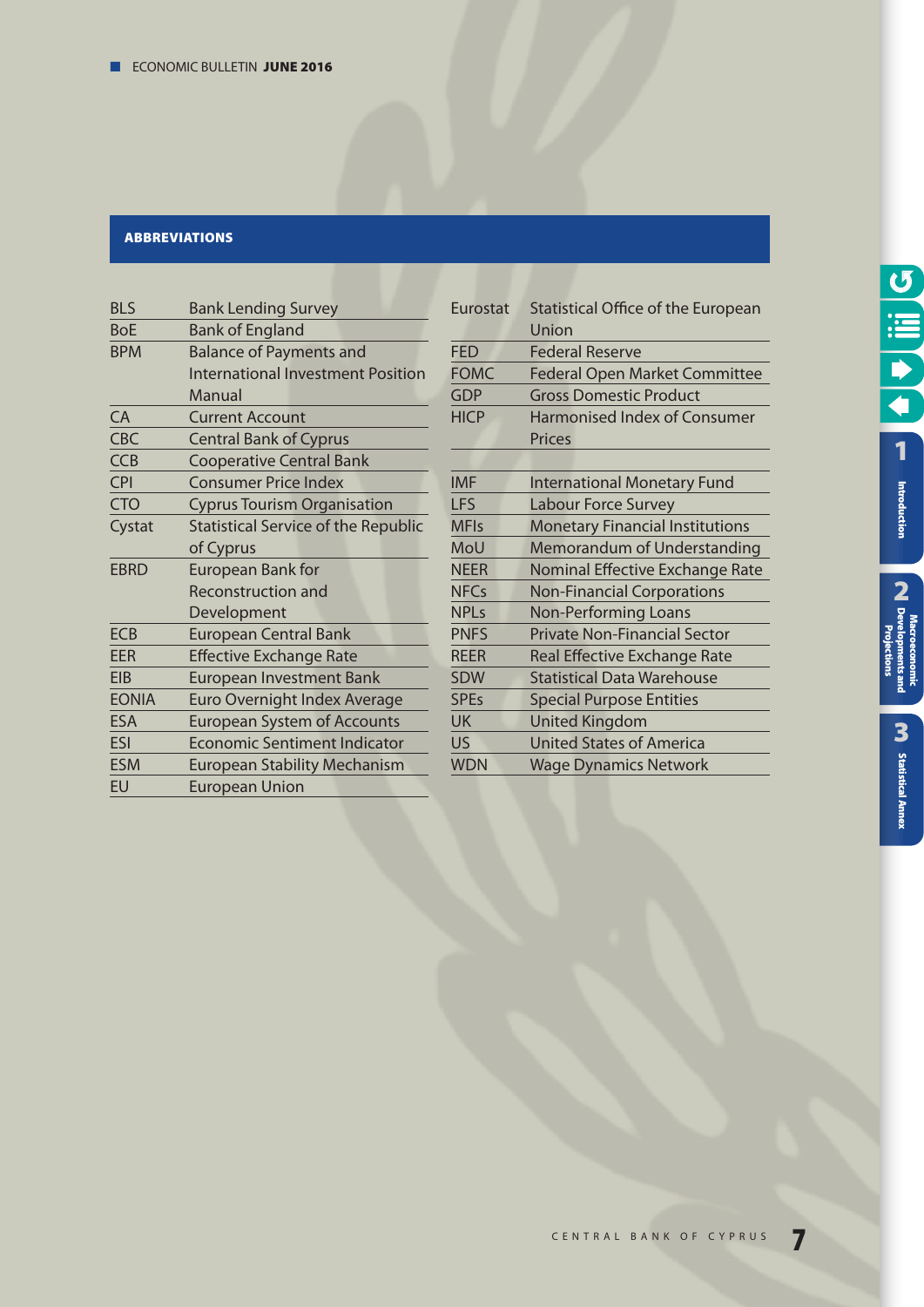## ABBREVIATIONS

| | |
|---|---|
| BLS | Bank Lending Survey |
| BoE | Bank of England |
| BPM | Balance of Payments and International Investment Position Manual |
| CA | Current Account |
| CBC | Central Bank of Cyprus |
| CCB | Cooperative Central Bank |
| CPI | Consumer Price Index |
| CTO | Cyprus Tourism Organisation |
| Cystat | Statistical Service of the Republic of Cyprus |
| EBRD | European Bank for Reconstruction and Development |
| ECB | European Central Bank |
| EER | Effective Exchange Rate |
| EIB | European Investment Bank |
| EONIA | Euro Overnight Index Average |
| ESA | European System of Accounts |
| ESI | Economic Sentiment Indicator |
| ESM | European Stability Mechanism |
| EU | European Union |
| Eurostat | Statistical Office of the European Union |
| FED | Federal Reserve |
| FOMC | Federal Open Market Committee |
| GDP | Gross Domestic Product |
| HICP | Harmonised Index of Consumer Prices |
| IMF | International Monetary Fund |
| LFS | Labour Force Survey |
| MFIs | Monetary Financial Institutions |
| MoU | Memorandum of Understanding |
| NEER | Nominal Effective Exchange Rate |
| NFCs | Non-Financial Corporations |
| NPLs | Non-Performing Loans |
| PNFS | Private Non-Financial Sector |
| REER | Real Effective Exchange Rate |
| SDW | Statistical Data Warehouse |
| SPEs | Special Purpose Entities |
| UK | United Kingdom |
| US | United States of America |
| WDN | Wage Dynamics Network |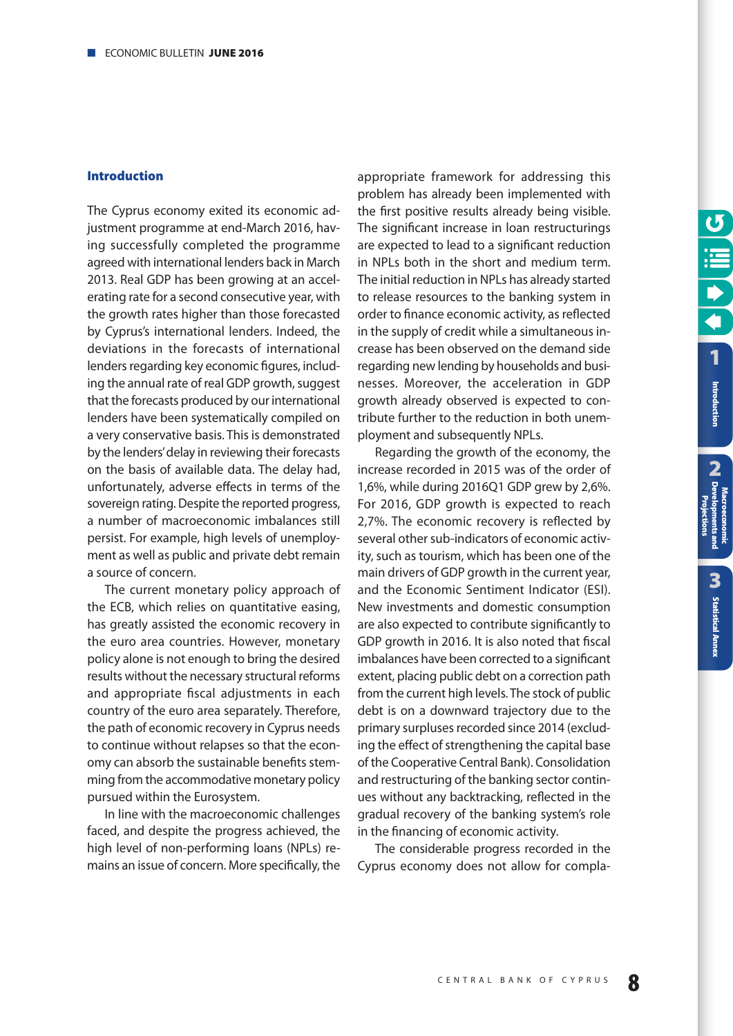## Introduction

The Cyprus economy exited its economic adjustment programme at end-March 2016, having successfully completed the programme agreed with international lenders back in March 2013. Real GDP has been growing at an accelerating rate for a second consecutive year, with the growth rates higher than those forecasted by Cyprus's international lenders. Indeed, the deviations in the forecasts of international lenders regarding key economic figures, including the annual rate of real GDP growth, suggest that the forecasts produced by our international lenders have been systematically compiled on a very conservative basis. This is demonstrated by the lenders' delay in reviewing their forecasts on the basis of available data. The delay had, unfortunately, adverse effects in terms of the sovereign rating. Despite the reported progress, a number of macroeconomic imbalances still persist. For example, high levels of unemployment as well as public and private debt remain a source of concern.

The current monetary policy approach of the ECB, which relies on quantitative easing, has greatly assisted the economic recovery in the euro area countries. However, monetary policy alone is not enough to bring the desired results without the necessary structural reforms and appropriate fiscal adjustments in each country of the euro area separately. Therefore, the path of economic recovery in Cyprus needs to continue without relapses so that the economy can absorb the sustainable benefits stemming from the accommodative monetary policy pursued within the Eurosystem.

In line with the macroeconomic challenges faced, and despite the progress achieved, the high level of non-performing loans (NPLs) remains an issue of concern. More specifically, the appropriate framework for addressing this problem has already been implemented with the first positive results already being visible. The significant increase in loan restructurings are expected to lead to a significant reduction in NPLs both in the short and medium term. The initial reduction in NPLs has already started to release resources to the banking system in order to finance economic activity, as reflected in the supply of credit while a simultaneous increase has been observed on the demand side regarding new lending by households and businesses. Moreover, the acceleration in GDP growth already observed is expected to contribute further to the reduction in both unemployment and subsequently NPLs.

Regarding the growth of the economy, the increase recorded in 2015 was of the order of 1,6%, while during 2016Q1 GDP grew by 2,6%. For 2016, GDP growth is expected to reach 2,7%. The economic recovery is reflected by several other sub-indicators of economic activity, such as tourism, which has been one of the main drivers of GDP growth in the current year, and the Economic Sentiment Indicator (ESI). New investments and domestic consumption are also expected to contribute significantly to GDP growth in 2016. It is also noted that fiscal imbalances have been corrected to a significant extent, placing public debt on a correction path from the current high levels. The stock of public debt is on a downward trajectory due to the primary surpluses recorded since 2014 (excluding the effect of strengthening the capital base of the Cooperative Central Bank). Consolidation and restructuring of the banking sector continues without any backtracking, reflected in the gradual recovery of the banking system's role in the financing of economic activity.

The considerable progress recorded in the Cyprus economy does not allow for compla-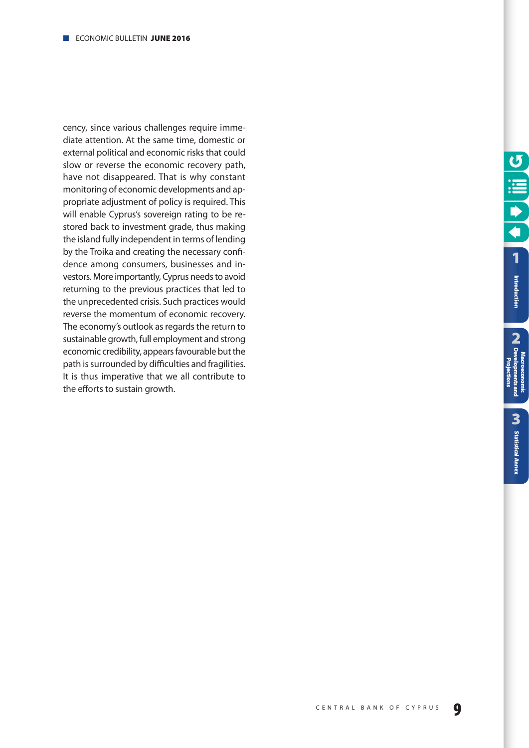cency, since various challenges require immediate attention. At the same time, domestic or external political and economic risks that could slow or reverse the economic recovery path, have not disappeared. That is why constant monitoring of economic developments and appropriate adjustment of policy is required. This will enable Cyprus's sovereign rating to be restored back to investment grade, thus making the island fully independent in terms of lending by the Troika and creating the necessary confidence among consumers, businesses and investors. More importantly, Cyprus needs to avoid returning to the previous practices that led to the unprecedented crisis. Such practices would reverse the momentum of economic recovery. The economy's outlook as regards the return to sustainable growth, full employment and strong economic credibility, appears favourable but the path is surrounded by difficulties and fragilities. It is thus imperative that we all contribute to the efforts to sustain growth.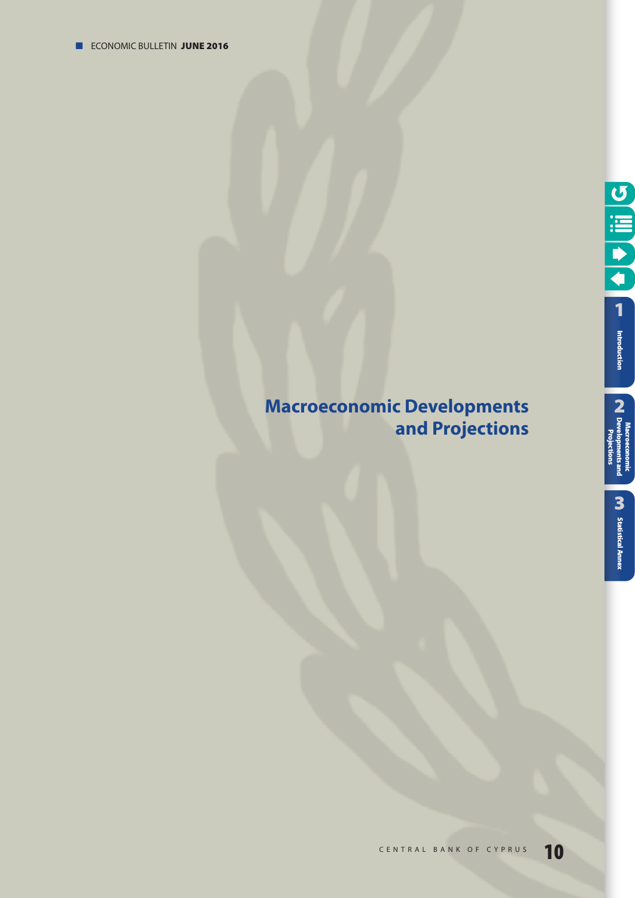# Macroeconomic Developments and Projections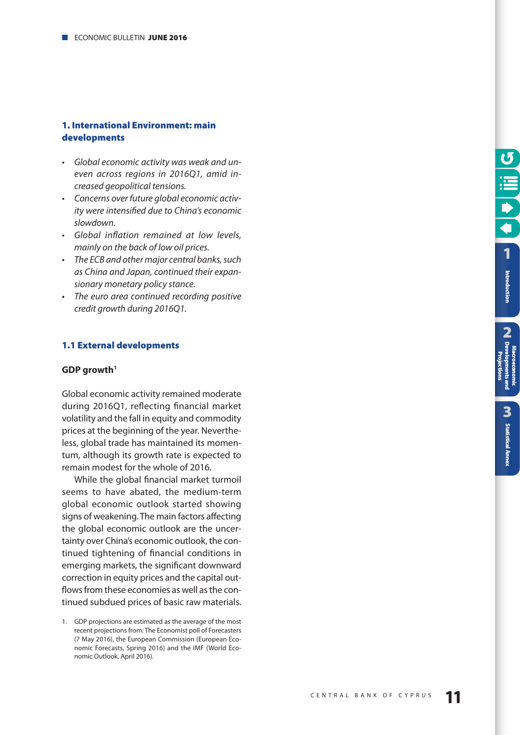## 1. International Environment: main developments

- *Global economic activity was weak and uneven across regions in 2016Q1, amid increased geopolitical tensions.*
- *Concerns over future global economic activity were intensified due to China's economic slowdown.*
- *Global inflation remained at low levels, mainly on the back of low oil prices.*
- *The ECB and other major central banks, such as China and Japan, continued their expansionary monetary policy stance.*
- *The euro area continued recording positive credit growth during 2016Q1.*

### 1.1 External developments

**GDP growth[1]**

Global economic activity remained moderate during 2016Q1, reflecting financial market volatility and the fall in equity and commodity prices at the beginning of the year. Nevertheless, global trade has maintained its momentum, although its growth rate is expected to remain modest for the whole of 2016.

While the global financial market turmoil seems to have abated, the medium-term global economic outlook started showing signs of weakening. The main factors affecting the global economic outlook are the uncertainty over China's economic outlook, the continued tightening of financial conditions in emerging markets, the significant downward correction in equity prices and the capital outflows from these economies as well as the continued subdued prices of basic raw materials.

1. GDP projections are estimated as the average of the most recent projections from: The Economist poll of Forecasters (7 May 2016), the European Commission (European Economic Forecasts, Spring 2016) and the IMF (World Economic Outlook, April 2016).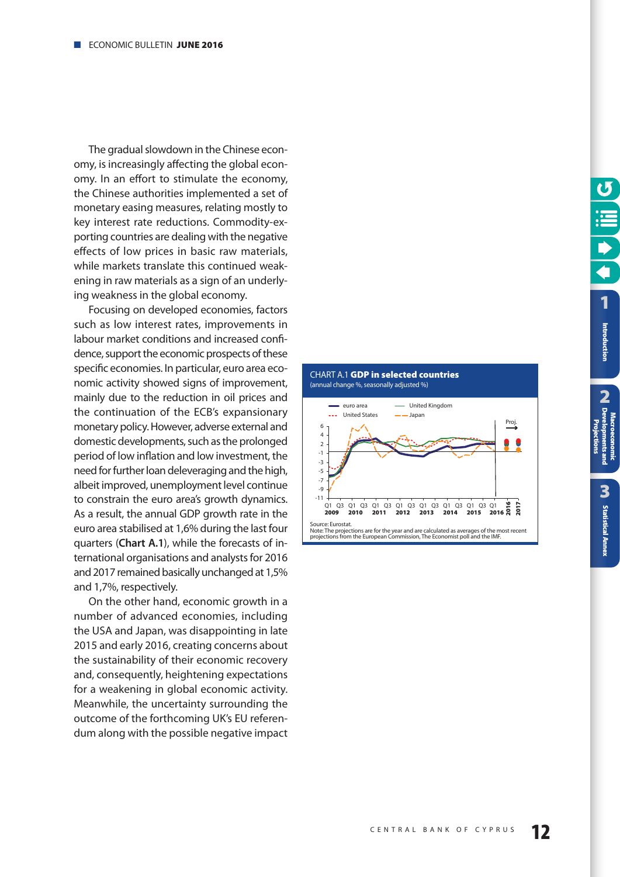The gradual slowdown in the Chinese economy, is increasingly affecting the global economy. In an effort to stimulate the economy, the Chinese authorities implemented a set of monetary easing measures, relating mostly to key interest rate reductions. Commodity-exporting countries are dealing with the negative effects of low prices in basic raw materials, while markets translate this continued weakening in raw materials as a sign of an underlying weakness in the global economy.

Focusing on developed economies, factors such as low interest rates, improvements in labour market conditions and increased confidence, support the economic prospects of these specific economies. In particular, euro area economic activity showed signs of improvement, mainly due to the reduction in oil prices and the continuation of the ECB's expansionary monetary policy. However, adverse external and domestic developments, such as the prolonged period of low inflation and low investment, the need for further loan deleveraging and the high, albeit improved, unemployment level continue to constrain the euro area's growth dynamics. As a result, the annual GDP growth rate in the euro area stabilised at 1,6% during the last four quarters (**Chart A.1**), while the forecasts of international organisations and analysts for 2016 and 2017 remained basically unchanged at 1,5% and 1,7%, respectively.

On the other hand, economic growth in a number of advanced economies, including the USA and Japan, was disappointing in late 2015 and early 2016, creating concerns about the sustainability of their economic recovery and, consequently, heightening expectations for a weakening in global economic activity. Meanwhile, the uncertainty surrounding the outcome of the forthcoming UK's EU referendum along with the possible negative impact

CHART A.1 **GDP in selected countries**
(annual change %, seasonally adjusted %)

Source: Eurostat.
Note: The projections are for the year and are calculated as averages of the most recent projections from the European Commission, The Economist poll and the IMF.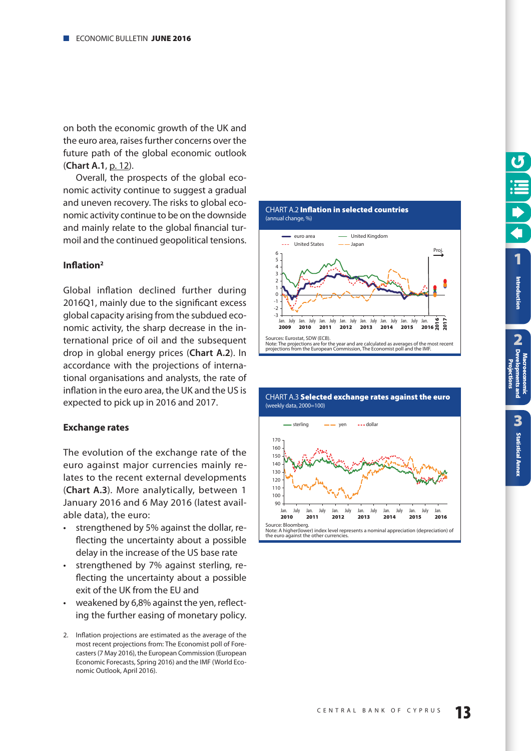on both the economic growth of the UK and the euro area, raises further concerns over the future path of the global economic outlook (**Chart A.1**, p. 12).

Overall, the prospects of the global economic activity continue to suggest a gradual and uneven recovery. The risks to global economic activity continue to be on the downside and mainly relate to the global financial turmoil and the continued geopolitical tensions.

### Inflation[2]

Global inflation declined further during 2016Q1, mainly due to the significant excess global capacity arising from the subdued economic activity, the sharp decrease in the international price of oil and the subsequent drop in global energy prices (**Chart A.2**). In accordance with the projections of international organisations and analysts, the rate of inflation in the euro area, the UK and the US is expected to pick up in 2016 and 2017.

### Exchange rates

The evolution of the exchange rate of the euro against major currencies mainly relates to the recent external developments (**Chart A.3**). More analytically, between 1 January 2016 and 6 May 2016 (latest available data), the euro:

- strengthened by 5% against the dollar, reflecting the uncertainty about a possible delay in the increase of the US base rate
- strengthened by 7% against sterling, reflecting the uncertainty about a possible exit of the UK from the EU and
- weakened by 6,8% against the yen, reflecting the further easing of monetary policy.

2. Inflation projections are estimated as the average of the most recent projections from: The Economist poll of Forecasters (7 May 2016), the European Commission (European Economic Forecasts, Spring 2016) and the IMF (World Economic Outlook, April 2016).

CHART A.2 **Inflation in selected countries**
(annual change, %)

Sources: Eurostat, SDW (ECB).
Note: The projections are for the year and are calculated as averages of the most recent projections from the European Commission, The Economist poll and the IMF.

CHART A.3 **Selected exchange rates against the euro**
(weekly data, 2000=100)

Source: Bloomberg.
Note: A higher(lower) index level represents a nominal appreciation (depreciation) of the euro against the other currencies.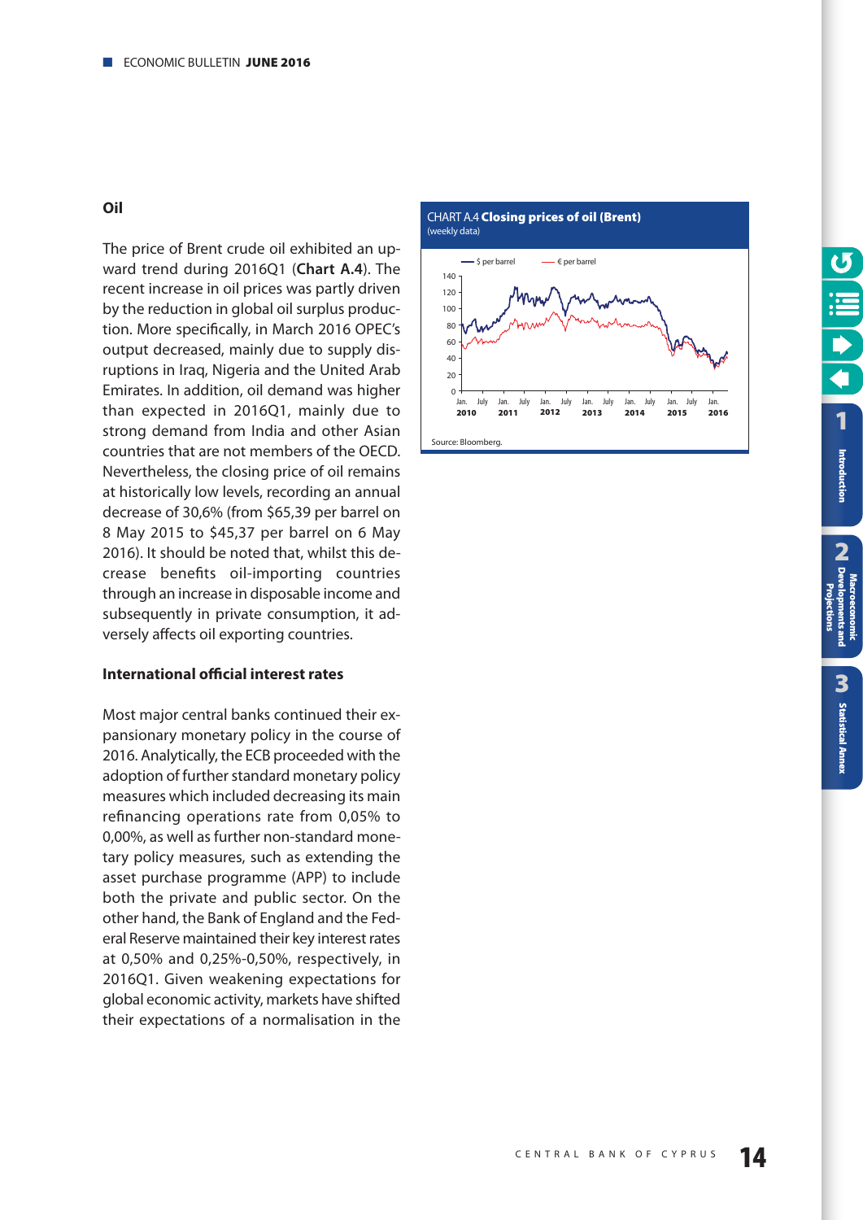## Oil

The price of Brent crude oil exhibited an upward trend during 2016Q1 (**Chart A.4**). The recent increase in oil prices was partly driven by the reduction in global oil surplus production. More specifically, in March 2016 OPEC's output decreased, mainly due to supply disruptions in Iraq, Nigeria and the United Arab Emirates. In addition, oil demand was higher than expected in 2016Q1, mainly due to strong demand from India and other Asian countries that are not members of the OECD. Nevertheless, the closing price of oil remains at historically low levels, recording an annual decrease of 30,6% (from $65,39 per barrel on 8 May 2015 to $45,37 per barrel on 6 May 2016). It should be noted that, whilst this decrease benefits oil-importing countries through an increase in disposable income and subsequently in private consumption, it adversely affects oil exporting countries.

CHART A.4 **Closing prices of oil (Brent)**
(weekly data)

Source: Bloomberg.

### International official interest rates

Most major central banks continued their expansionary monetary policy in the course of 2016. Analytically, the ECB proceeded with the adoption of further standard monetary policy measures which included decreasing its main refinancing operations rate from 0,05% to 0,00%, as well as further non-standard monetary policy measures, such as extending the asset purchase programme (APP) to include both the private and public sector. On the other hand, the Bank of England and the Federal Reserve maintained their key interest rates at 0,50% and 0,25%-0,50%, respectively, in 2016Q1. Given weakening expectations for global economic activity, markets have shifted their expectations of a normalisation in the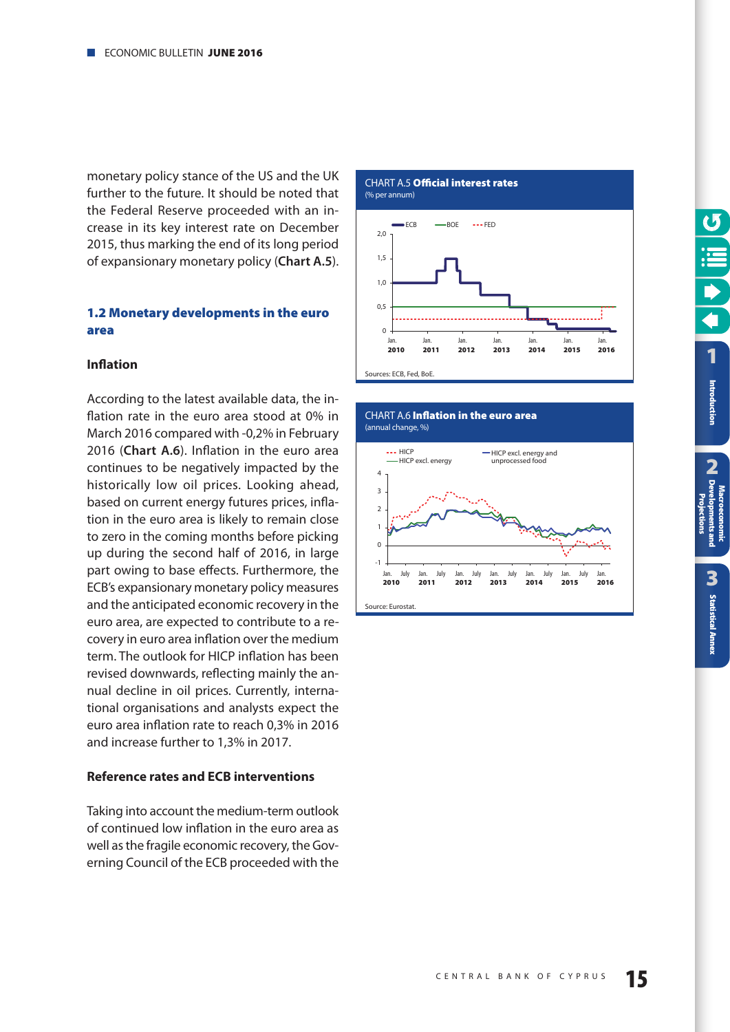monetary policy stance of the US and the UK further to the future. It should be noted that the Federal Reserve proceeded with an increase in its key interest rate on December 2015, thus marking the end of its long period of expansionary monetary policy (**Chart A.5**).

## 1.2 Monetary developments in the euro area

### Inflation

According to the latest available data, the inflation rate in the euro area stood at 0% in March 2016 compared with -0,2% in February 2016 (**Chart A.6**). Inflation in the euro area continues to be negatively impacted by the historically low oil prices. Looking ahead, based on current energy futures prices, inflation in the euro area is likely to remain close to zero in the coming months before picking up during the second half of 2016, in large part owing to base effects. Furthermore, the ECB's expansionary monetary policy measures and the anticipated economic recovery in the euro area, are expected to contribute to a recovery in euro area inflation over the medium term. The outlook for HICP inflation has been revised downwards, reflecting mainly the annual decline in oil prices. Currently, international organisations and analysts expect the euro area inflation rate to reach 0,3% in 2016 and increase further to 1,3% in 2017.

### Reference rates and ECB interventions

Taking into account the medium-term outlook of continued low inflation in the euro area as well as the fragile economic recovery, the Governing Council of the ECB proceeded with the

**CHART A.5 Official interest rates**
(% per annum)

Sources: ECB, Fed, BoE.

**CHART A.6 Inflation in the euro area**
(annual change, %)

Source: Eurostat.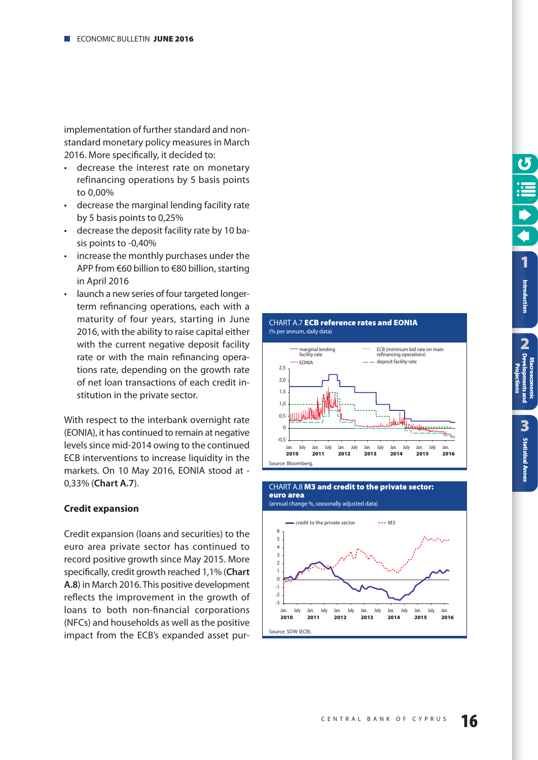implementation of further standard and non-standard monetary policy measures in March 2016. More specifically, it decided to:

- decrease the interest rate on monetary refinancing operations by 5 basis points to 0,00%
- decrease the marginal lending facility rate by 5 basis points to 0,25%
- decrease the deposit facility rate by 10 basis points to -0,40%
- increase the monthly purchases under the APP from €60 billion to €80 billion, starting in April 2016
- launch a new series of four targeted longer-term refinancing operations, each with a maturity of four years, starting in June 2016, with the ability to raise capital either with the current negative deposit facility rate or with the main refinancing operations rate, depending on the growth rate of net loan transactions of each credit institution in the private sector.

With respect to the interbank overnight rate (EONIA), it has continued to remain at negative levels since mid-2014 owing to the continued ECB interventions to increase liquidity in the markets. On 10 May 2016, EONIA stood at -0,33% (**Chart A.7**).

**CHART A.7 ECB reference rates and EONIA**
(% per annum, daily data)

Source: Bloomberg.

### Credit expansion

Credit expansion (loans and securities) to the euro area private sector has continued to record positive growth since May 2015. More specifically, credit growth reached 1,1% (**Chart A.8**) in March 2016. This positive development reflects the improvement in the growth of loans to both non-financial corporations (NFCs) and households as well as the positive impact from the ECB's expanded asset pur-

**CHART A.8 M3 and credit to the private sector: euro area**
(annual change %, seasonally adjusted data)

Source: SDW (ECB).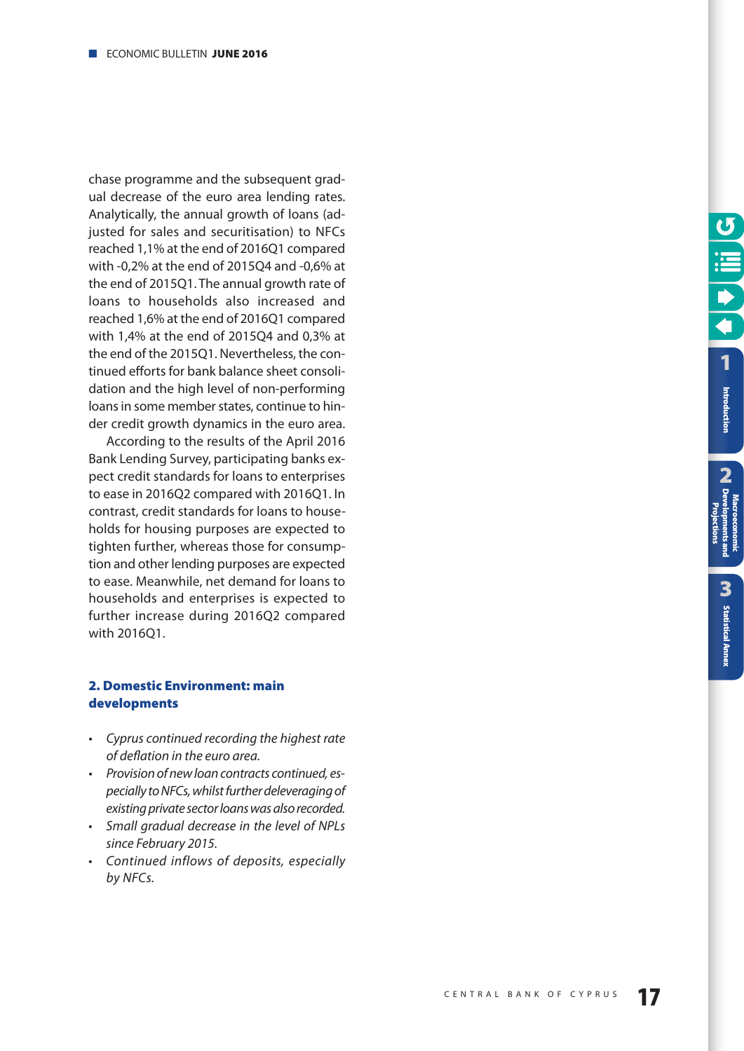chase programme and the subsequent gradual decrease of the euro area lending rates. Analytically, the annual growth of loans (adjusted for sales and securitisation) to NFCs reached 1,1% at the end of 2016Q1 compared with -0,2% at the end of 2015Q4 and -0,6% at the end of 2015Q1. The annual growth rate of loans to households also increased and reached 1,6% at the end of 2016Q1 compared with 1,4% at the end of 2015Q4 and 0,3% at the end of the 2015Q1. Nevertheless, the continued efforts for bank balance sheet consolidation and the high level of non-performing loans in some member states, continue to hinder credit growth dynamics in the euro area.

According to the results of the April 2016 Bank Lending Survey, participating banks expect credit standards for loans to enterprises to ease in 2016Q2 compared with 2016Q1. In contrast, credit standards for loans to households for housing purposes are expected to tighten further, whereas those for consumption and other lending purposes are expected to ease. Meanwhile, net demand for loans to households and enterprises is expected to further increase during 2016Q2 compared with 2016Q1.

## 2. Domestic Environment: main developments

- *Cyprus continued recording the highest rate of deflation in the euro area.*
- *Provision of new loan contracts continued, especially to NFCs, whilst further deleveraging of existing private sector loans was also recorded.*
- *Small gradual decrease in the level of NPLs since February 2015.*
- *Continued inflows of deposits, especially by NFCs.*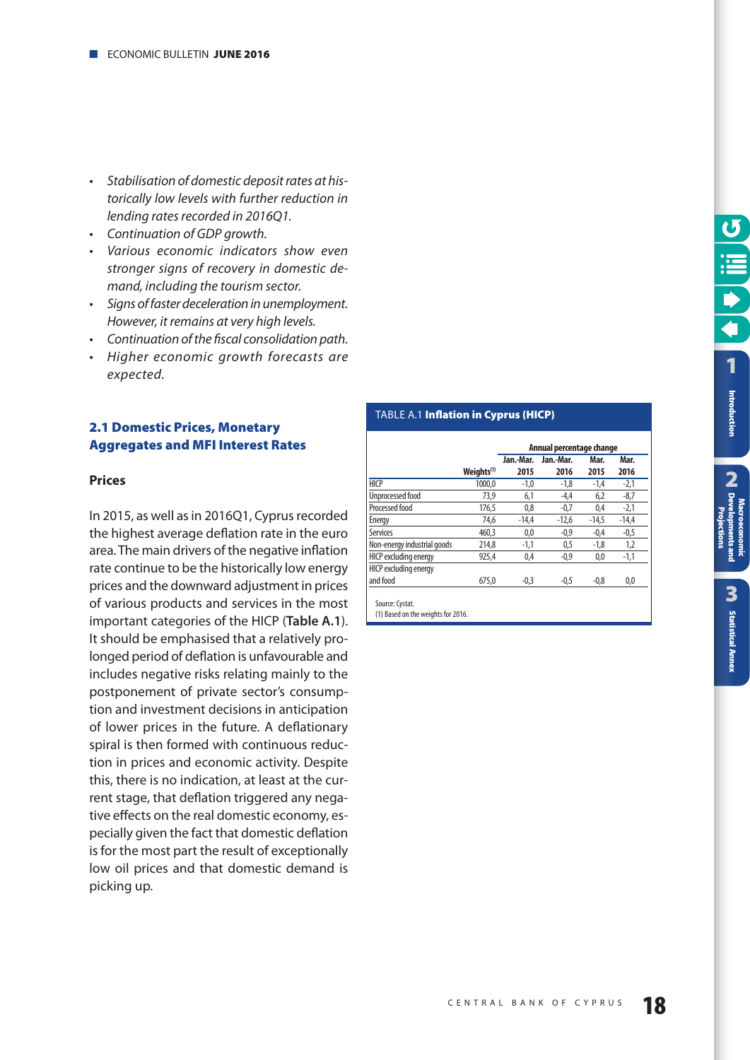- *Stabilisation of domestic deposit rates at historically low levels with further reduction in lending rates recorded in 2016Q1.*
- *Continuation of GDP growth.*
- *Various economic indicators show even stronger signs of recovery in domestic demand, including the tourism sector.*
- *Signs of faster deceleration in unemployment. However, it remains at very high levels.*
- *Continuation of the fiscal consolidation path.*
- *Higher economic growth forecasts are expected.*

## 2.1 Domestic Prices, Monetary Aggregates and MFI Interest Rates

### Prices

In 2015, as well as in 2016Q1, Cyprus recorded the highest average deflation rate in the euro area. The main drivers of the negative inflation rate continue to be the historically low energy prices and the downward adjustment in prices of various products and services in the most important categories of the HICP (**Table A.1**). It should be emphasised that a relatively prolonged period of deflation is unfavourable and includes negative risks relating mainly to the postponement of private sector's consumption and investment decisions in anticipation of lower prices in the future. A deflationary spiral is then formed with continuous reduction in prices and economic activity. Despite this, there is no indication, at least at the current stage, that deflation triggered any negative effects on the real domestic economy, especially given the fact that domestic deflation is for the most part the result of exceptionally low oil prices and that domestic demand is picking up.

TABLE A.1 **Inflation in Cyprus (HICP)**

| | | Annual percentage change | | | |
|---|---|---|---|---|---|
| | Weights[1] | Jan.-Mar. 2015 | Jan.-Mar. 2016 | Mar. 2015 | Mar. 2016 |
| HICP | 1000,0 | -1,0 | -1,8 | -1,4 | -2,1 |
| Unprocessed food | 73,9 | 6,1 | -4,4 | 6,2 | -8,7 |
| Processed food | 176,5 | 0,8 | -0,7 | 0,4 | -2,1 |
| Energy | 74,6 | -14,4 | -12,6 | -14,5 | -14,4 |
| Services | 460,3 | 0,0 | -0,9 | -0,4 | -0,5 |
| Non-energy industrial goods | 214,8 | -1,1 | 0,5 | -1,8 | 1,2 |
| HICP excluding energy | 925,4 | 0,4 | -0,9 | 0,0 | -1,1 |
| HICP excluding energy and food | 675,0 | -0,3 | -0,5 | -0,8 | 0,0 |

Source: Cystat.
(1) Based on the weights for 2016.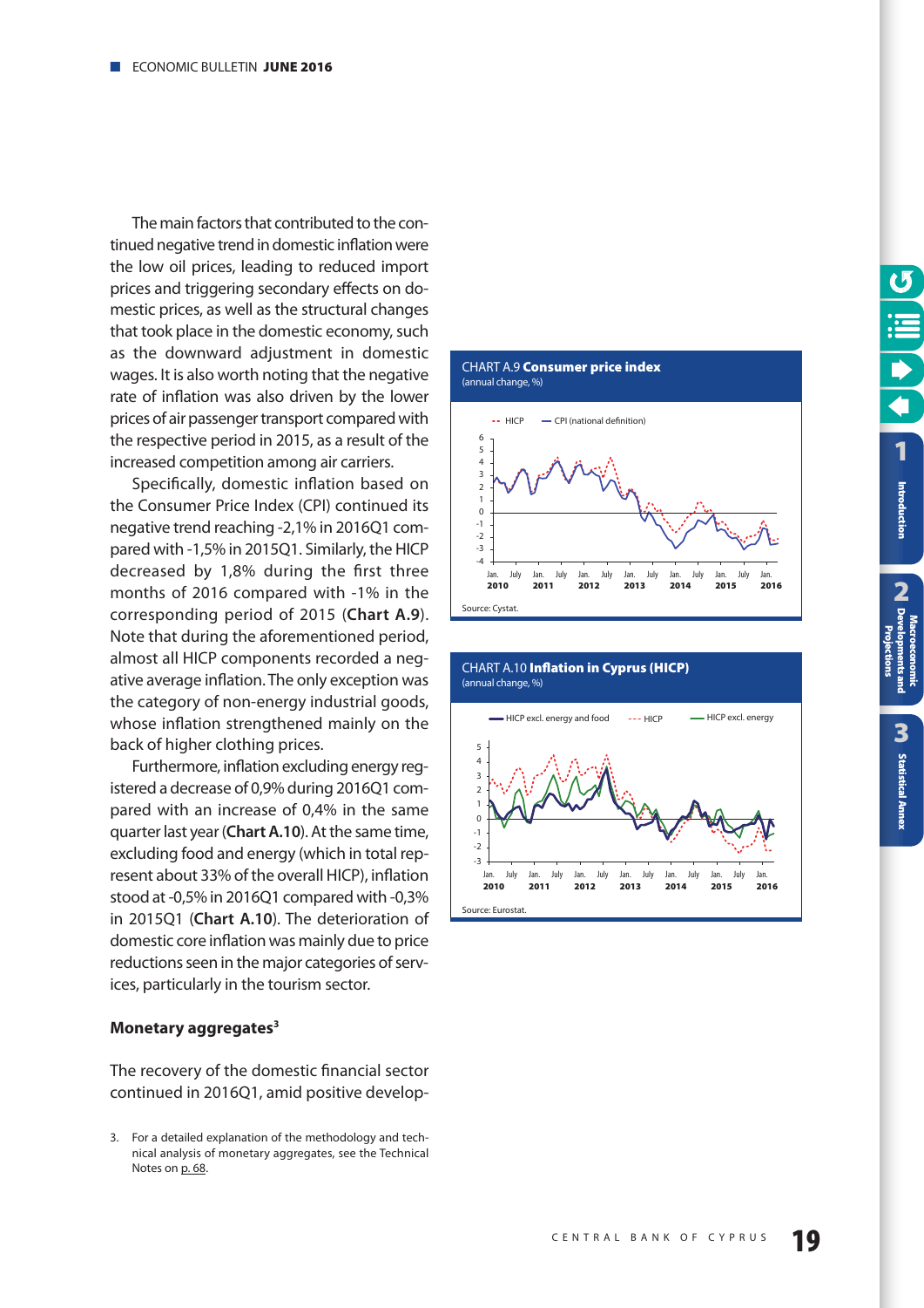The main factors that contributed to the continued negative trend in domestic inflation were the low oil prices, leading to reduced import prices and triggering secondary effects on domestic prices, as well as the structural changes that took place in the domestic economy, such as the downward adjustment in domestic wages. It is also worth noting that the negative rate of inflation was also driven by the lower prices of air passenger transport compared with the respective period in 2015, as a result of the increased competition among air carriers.

Specifically, domestic inflation based on the Consumer Price Index (CPI) continued its negative trend reaching -2,1% in 2016Q1 compared with -1,5% in 2015Q1. Similarly, the HICP decreased by 1,8% during the first three months of 2016 compared with -1% in the corresponding period of 2015 (**Chart A.9**). Note that during the aforementioned period, almost all HICP components recorded a negative average inflation. The only exception was the category of non-energy industrial goods, whose inflation strengthened mainly on the back of higher clothing prices.

Furthermore, inflation excluding energy registered a decrease of 0,9% during 2016Q1 compared with an increase of 0,4% in the same quarter last year (**Chart A.10**). At the same time, excluding food and energy (which in total represent about 33% of the overall HICP), inflation stood at -0,5% in 2016Q1 compared with -0,3% in 2015Q1 (**Chart A.10**). The deterioration of domestic core inflation was mainly due to price reductions seen in the major categories of services, particularly in the tourism sector.

CHART A.9 **Consumer price index**
(annual change, %)

Source: Cystat.

CHART A.10 **Inflation in Cyprus (HICP)**
(annual change, %)

Source: Eurostat.

## Monetary aggregates[3]

The recovery of the domestic financial sector continued in 2016Q1, amid positive develop-

3. For a detailed explanation of the methodology and technical analysis of monetary aggregates, see the Technical Notes on p. 68.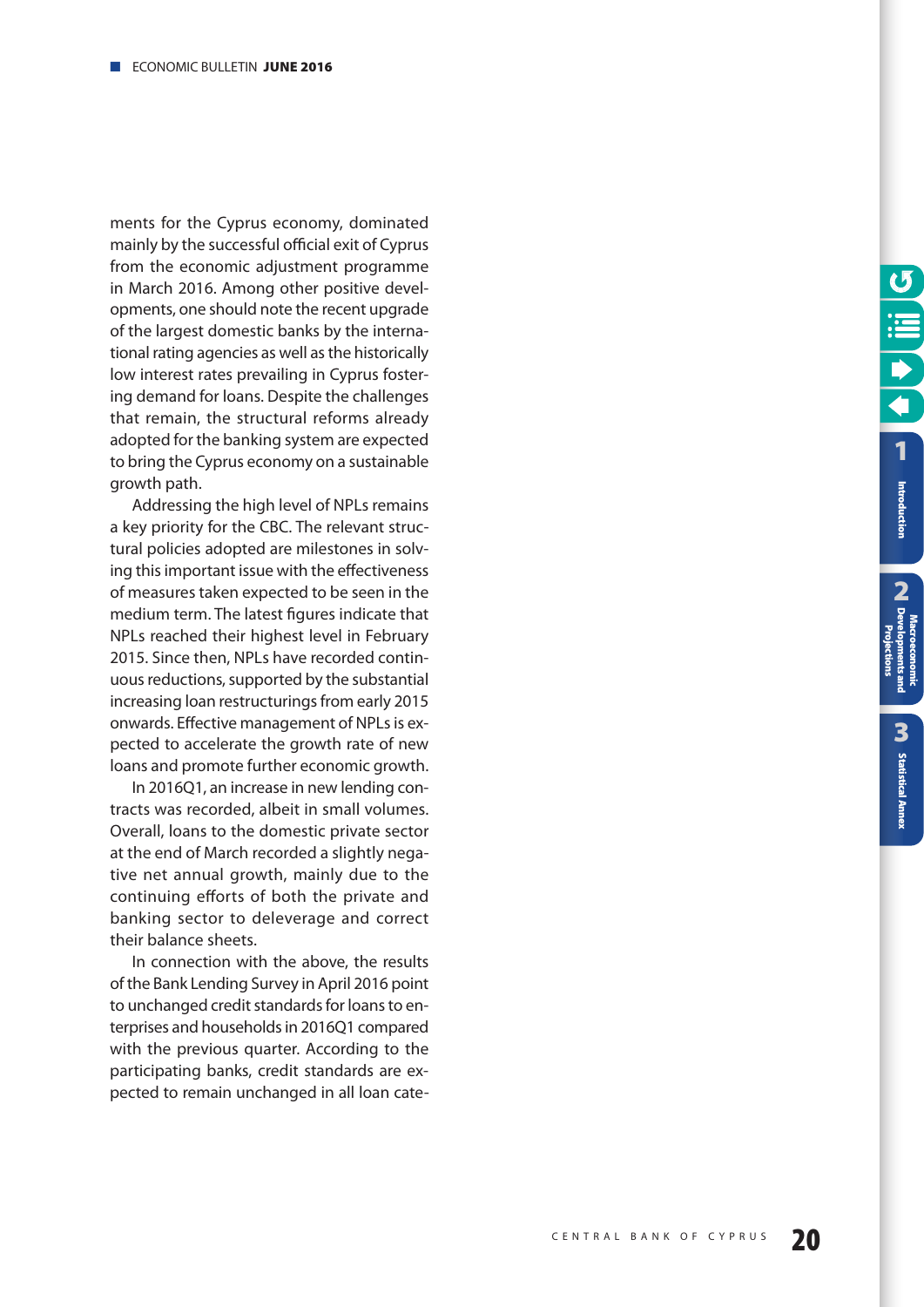ments for the Cyprus economy, dominated mainly by the successful official exit of Cyprus from the economic adjustment programme in March 2016. Among other positive developments, one should note the recent upgrade of the largest domestic banks by the international rating agencies as well as the historically low interest rates prevailing in Cyprus fostering demand for loans. Despite the challenges that remain, the structural reforms already adopted for the banking system are expected to bring the Cyprus economy on a sustainable growth path.

Addressing the high level of NPLs remains a key priority for the CBC. The relevant structural policies adopted are milestones in solving this important issue with the effectiveness of measures taken expected to be seen in the medium term. The latest figures indicate that NPLs reached their highest level in February 2015. Since then, NPLs have recorded continuous reductions, supported by the substantial increasing loan restructurings from early 2015 onwards. Effective management of NPLs is expected to accelerate the growth rate of new loans and promote further economic growth.

In 2016Q1, an increase in new lending contracts was recorded, albeit in small volumes. Overall, loans to the domestic private sector at the end of March recorded a slightly negative net annual growth, mainly due to the continuing efforts of both the private and banking sector to deleverage and correct their balance sheets.

In connection with the above, the results of the Bank Lending Survey in April 2016 point to unchanged credit standards for loans to enterprises and households in 2016Q1 compared with the previous quarter. According to the participating banks, credit standards are expected to remain unchanged in all loan cate-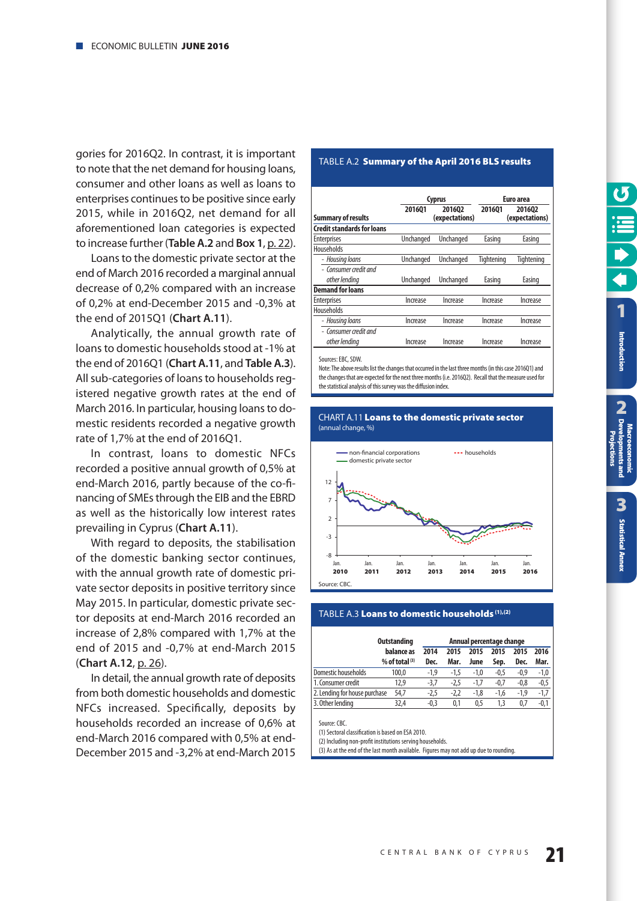gories for 2016Q2. In contrast, it is important to note that the net demand for housing loans, consumer and other loans as well as loans to enterprises continues to be positive since early 2015, while in 2016Q2, net demand for all aforementioned loan categories is expected to increase further (**Table A.2** and **Box 1**, p. 22).

Loans to the domestic private sector at the end of March 2016 recorded a marginal annual decrease of 0,2% compared with an increase of 0,2% at end-December 2015 and -0,3% at the end of 2015Q1 (**Chart A.11**).

Analytically, the annual growth rate of loans to domestic households stood at -1% at the end of 2016Q1 (**Chart A.11**, and **Table A.3**). All sub-categories of loans to households registered negative growth rates at the end of March 2016. In particular, housing loans to domestic residents recorded a negative growth rate of 1,7% at the end of 2016Q1.

In contrast, loans to domestic NFCs recorded a positive annual growth of 0,5% at end-March 2016, partly because of the co-financing of SMEs through the EIB and the EBRD as well as the historically low interest rates prevailing in Cyprus (**Chart A.11**).

With regard to deposits, the stabilisation of the domestic banking sector continues, with the annual growth rate of domestic private sector deposits in positive territory since May 2015. In particular, domestic private sector deposits at end-March 2016 recorded an increase of 2,8% compared with 1,7% at the end of 2015 and -0,7% at end-March 2015 (**Chart A.12**, p. 26).

In detail, the annual growth rate of deposits from both domestic households and domestic NFCs increased. Specifically, deposits by households recorded an increase of 0,6% at end-March 2016 compared with 0,5% at end-December 2015 and -3,2% at end-March 2015

**TABLE A.2 Summary of the April 2016 BLS results**

| Summary of results | Cyprus 2016Q1 | Cyprus 2016Q2 (expectations) | Euro area 2016Q1 | Euro area 2016Q2 (expectations) |
|---|---|---|---|---|
| **Credit standards for loans** | | | | |
| Enterprises | Unchanged | Unchanged | Easing | Easing |
| Households | | | | |
| - *Housing loans* | Unchanged | Unchanged | Tightening | Tightening |
| - *Consumer credit and other lending* | Unchanged | Unchanged | Easing | Easing |
| **Demand for loans** | | | | |
| Enterprises | Increase | Increase | Increase | Increase |
| Households | | | | |
| - *Housing loans* | Increase | Increase | Increase | Increase |
| - *Consumer credit and other lending* | Increase | Increase | Increase | Increase |

Sources: EBC, SDW.
Note: The above results list the changes that occurred in the last three months (in this case 2016Q1) and the changes that are expected for the next three months (i.e. 2016Q2). Recall that the measure used for the statistical analysis of this survey was the diffusion index.

**CHART A.11 Loans to the domestic private sector**
(annual change, %)

Source: CBC.

**TABLE A.3 Loans to domestic households [1],[2]**

| | Outstanding balance as % of total [3] | 2014 Dec. | 2015 Mar. | 2015 June | 2015 Sep. | 2015 Dec. | 2016 Mar. |
|---|---|---|---|---|---|---|---|
| | | Annual percentage change | | | | | |
| Domestic households | 100,0 | -1,9 | -1,5 | -1,0 | -0,5 | -0,9 | -1,0 |
| 1. Consumer credit | 12,9 | -3,7 | -2,5 | -1,7 | -0,7 | -0,8 | -0,5 |
| 2. Lending for house purchase | 54,7 | -2,5 | -2,2 | -1,8 | -1,6 | -1,9 | -1,7 |
| 3. Other lending | 32,4 | -0,3 | 0,1 | 0,5 | 1,3 | 0,7 | -0,1 |

Source: CBC.
(1) Sectoral classification is based on ESA 2010.
(2) Including non-profit institutions serving households.
(3) As at the end of the last month available. Figures may not add up due to rounding.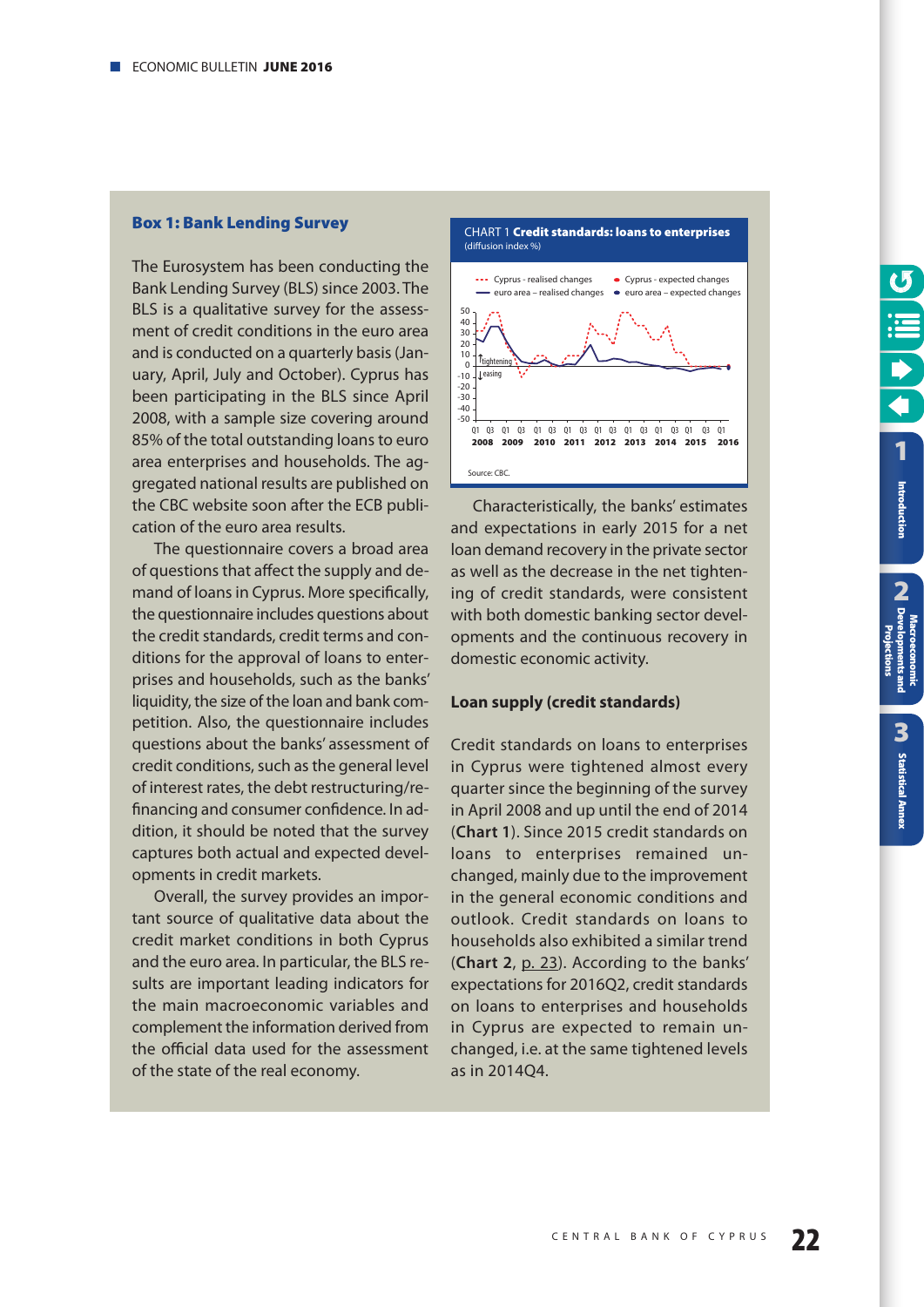## Box 1: Bank Lending Survey

The Eurosystem has been conducting the Bank Lending Survey (BLS) since 2003. The BLS is a qualitative survey for the assessment of credit conditions in the euro area and is conducted on a quarterly basis (January, April, July and October). Cyprus has been participating in the BLS since April 2008, with a sample size covering around 85% of the total outstanding loans to euro area enterprises and households. The aggregated national results are published on the CBC website soon after the ECB publication of the euro area results.

The questionnaire covers a broad area of questions that affect the supply and demand of loans in Cyprus. More specifically, the questionnaire includes questions about the credit standards, credit terms and conditions for the approval of loans to enterprises and households, such as the banks' liquidity, the size of the loan and bank competition. Also, the questionnaire includes questions about the banks' assessment of credit conditions, such as the general level of interest rates, the debt restructuring/refinancing and consumer confidence. In addition, it should be noted that the survey captures both actual and expected developments in credit markets.

Overall, the survey provides an important source of qualitative data about the credit market conditions in both Cyprus and the euro area. In particular, the BLS results are important leading indicators for the main macroeconomic variables and complement the information derived from the official data used for the assessment of the state of the real economy.

CHART 1 **Credit standards: loans to enterprises**
(diffusion index %)

Source: CBC.

Characteristically, the banks' estimates and expectations in early 2015 for a net loan demand recovery in the private sector as well as the decrease in the net tightening of credit standards, were consistent with both domestic banking sector developments and the continuous recovery in domestic economic activity.

**Loan supply (credit standards)**

Credit standards on loans to enterprises in Cyprus were tightened almost every quarter since the beginning of the survey in April 2008 and up until the end of 2014 (**Chart 1**). Since 2015 credit standards on loans to enterprises remained unchanged, mainly due to the improvement in the general economic conditions and outlook. Credit standards on loans to households also exhibited a similar trend (**Chart 2**, p. 23). According to the banks' expectations for 2016Q2, credit standards on loans to enterprises and households in Cyprus are expected to remain unchanged, i.e. at the same tightened levels as in 2014Q4.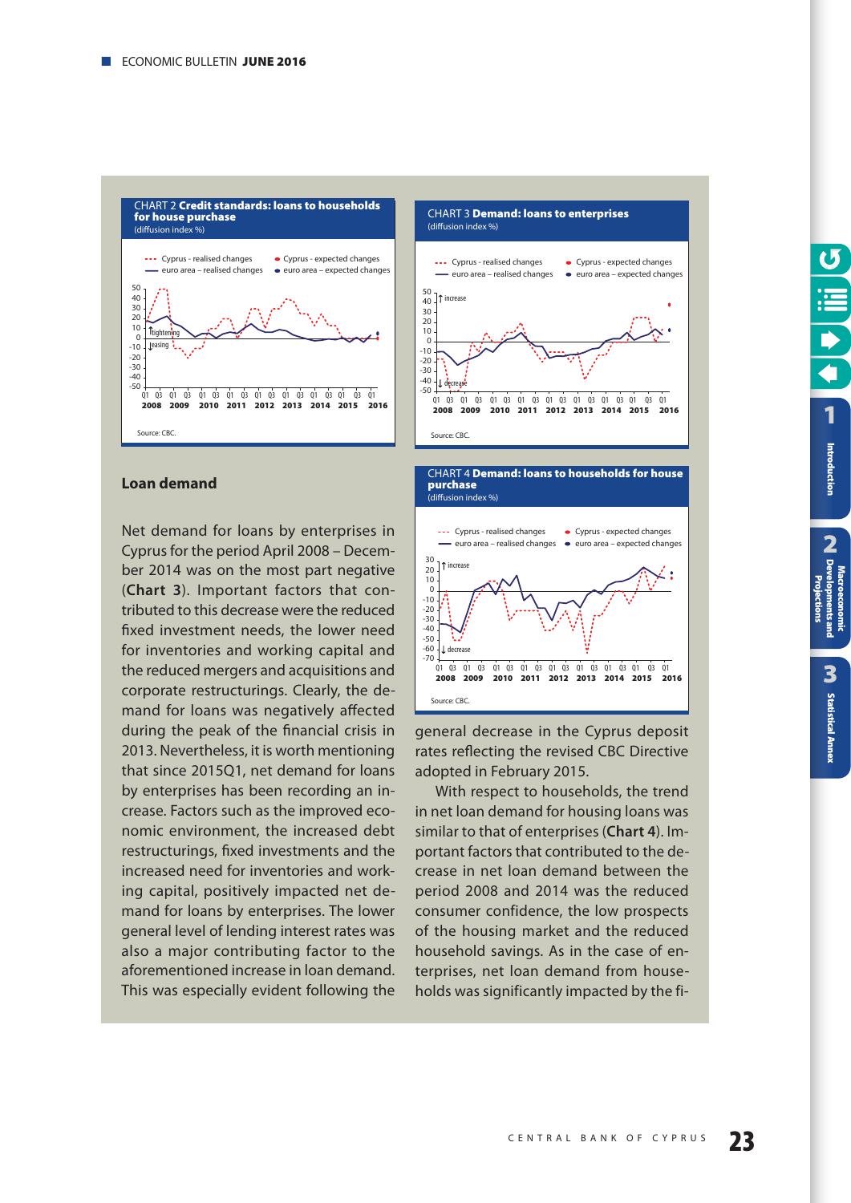CHART 2 **Credit standards: loans to households for house purchase**
(diffusion index %)

Source: CBC.

CHART 3 **Demand: loans to enterprises**
(diffusion index %)

Source: CBC.

CHART 4 **Demand: loans to households for house purchase**
(diffusion index %)

Source: CBC.

### Loan demand

Net demand for loans by enterprises in Cyprus for the period April 2008 – December 2014 was on the most part negative (**Chart 3**). Important factors that contributed to this decrease were the reduced fixed investment needs, the lower need for inventories and working capital and the reduced mergers and acquisitions and corporate restructurings. Clearly, the demand for loans was negatively affected during the peak of the financial crisis in 2013. Nevertheless, it is worth mentioning that since 2015Q1, net demand for loans by enterprises has been recording an increase. Factors such as the improved economic environment, the increased debt restructurings, fixed investments and the increased need for inventories and working capital, positively impacted net demand for loans by enterprises. The lower general level of lending interest rates was also a major contributing factor to the aforementioned increase in loan demand. This was especially evident following the general decrease in the Cyprus deposit rates reflecting the revised CBC Directive adopted in February 2015.

With respect to households, the trend in net loan demand for housing loans was similar to that of enterprises (**Chart 4**). Important factors that contributed to the decrease in net loan demand between the period 2008 and 2014 was the reduced consumer confidence, the low prospects of the housing market and the reduced household savings. As in the case of enterprises, net loan demand from households was significantly impacted by the fi-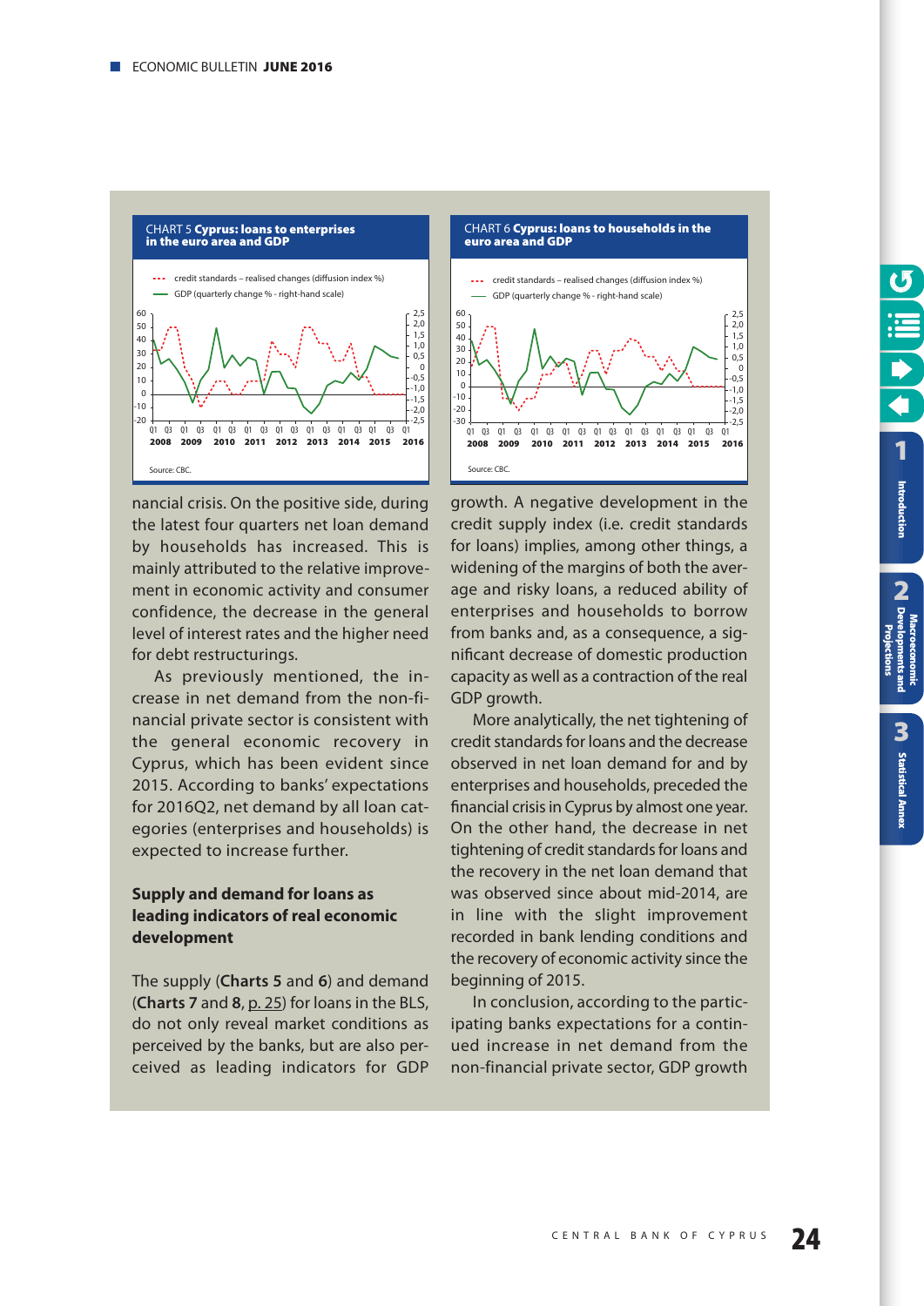CHART 5 **Cyprus: loans to enterprises in the euro area and GDP**

credit standards – realised changes (diffusion index %)
GDP (quarterly change % - right-hand scale)

Source: CBC.

CHART 6 **Cyprus: loans to households in the euro area and GDP**

credit standards – realised changes (diffusion index %)
GDP (quarterly change % - right-hand scale)

Source: CBC.

nancial crisis. On the positive side, during the latest four quarters net loan demand by households has increased. This is mainly attributed to the relative improvement in economic activity and consumer confidence, the decrease in the general level of interest rates and the higher need for debt restructurings.

As previously mentioned, the increase in net demand from the non-financial private sector is consistent with the general economic recovery in Cyprus, which has been evident since 2015. According to banks' expectations for 2016Q2, net demand by all loan categories (enterprises and households) is expected to increase further.

### Supply and demand for loans as leading indicators of real economic development

The supply (**Charts 5** and **6**) and demand (**Charts 7** and **8**, p. 25) for loans in the BLS, do not only reveal market conditions as perceived by the banks, but are also perceived as leading indicators for GDP growth. A negative development in the credit supply index (i.e. credit standards for loans) implies, among other things, a widening of the margins of both the average and risky loans, a reduced ability of enterprises and households to borrow from banks and, as a consequence, a significant decrease of domestic production capacity as well as a contraction of the real GDP growth.

More analytically, the net tightening of credit standards for loans and the decrease observed in net loan demand for and by enterprises and households, preceded the financial crisis in Cyprus by almost one year. On the other hand, the decrease in net tightening of credit standards for loans and the recovery in the net loan demand that was observed since about mid-2014, are in line with the slight improvement recorded in bank lending conditions and the recovery of economic activity since the beginning of 2015.

In conclusion, according to the participating banks expectations for a continued increase in net demand from the non-financial private sector, GDP growth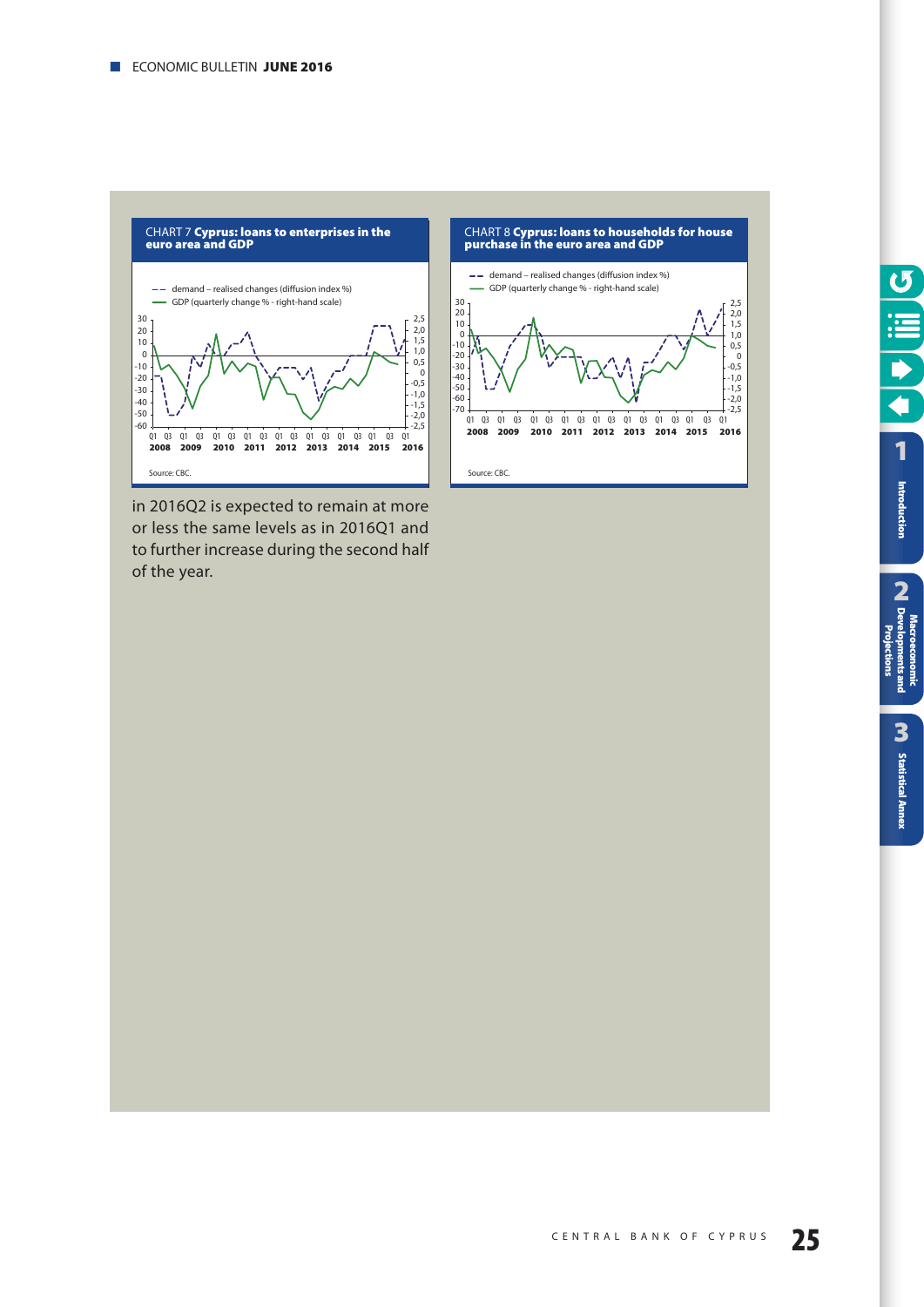CHART 7 **Cyprus: loans to enterprises in the euro area and GDP**

Source: CBC.

CHART 8 **Cyprus: loans to households for house purchase in the euro area and GDP**

Source: CBC.

in 2016Q2 is expected to remain at more or less the same levels as in 2016Q1 and to further increase during the second half of the year.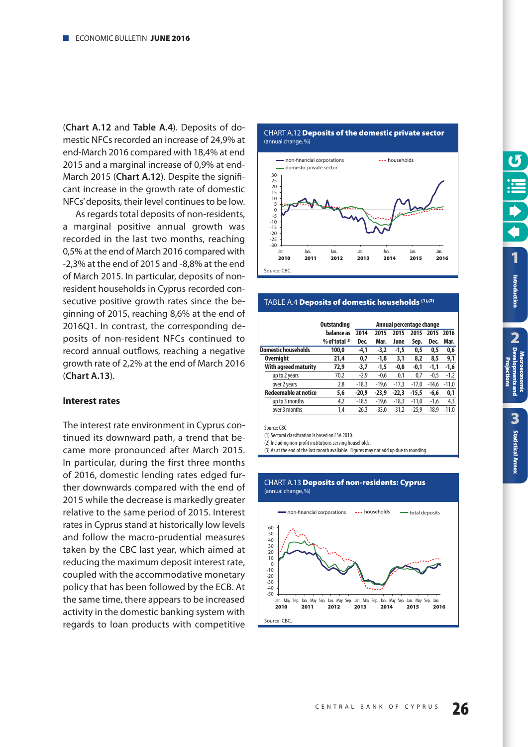(**Chart A.12** and **Table A.4**). Deposits of domestic NFCs recorded an increase of 24,9% at end-March 2016 compared with 18,4% at end 2015 and a marginal increase of 0,9% at end-March 2015 (**Chart A.12**). Despite the significant increase in the growth rate of domestic NFCs' deposits, their level continues to be low.

As regards total deposits of non-residents, a marginal positive annual growth was recorded in the last two months, reaching 0,5% at the end of March 2016 compared with -2,3% at the end of 2015 and -8,8% at the end of March 2015. In particular, deposits of non-resident households in Cyprus recorded consecutive positive growth rates since the beginning of 2015, reaching 8,6% at the end of 2016Q1. In contrast, the corresponding deposits of non-resident NFCs continued to record annual outflows, reaching a negative growth rate of 2,2% at the end of March 2016 (**Chart A.13**).

### Interest rates

The interest rate environment in Cyprus continued its downward path, a trend that became more pronounced after March 2015. In particular, during the first three months of 2016, domestic lending rates edged further downwards compared with the end of 2015 while the decrease is markedly greater relative to the same period of 2015. Interest rates in Cyprus stand at historically low levels and follow the macro-prudential measures taken by the CBC last year, which aimed at reducing the maximum deposit interest rate, coupled with the accommodative monetary policy that has been followed by the ECB. At the same time, there appears to be increased activity in the domestic banking system with regards to loan products with competitive

CHART A.12 **Deposits of the domestic private sector**
(annual change, %)

Source: CBC.

TABLE A.4 **Deposits of domestic households** [(1),(2)]

| | Outstanding balance as % of total [(3)] | Annual percentage change | | | | | |
|---|---|---|---|---|---|---|---|
| | | 2014 Dec. | 2015 Mar. | 2015 June | 2015 Sep. | 2015 Dec. | 2016 Mar. |
| **Domestic households** | **100,0** | **-4,1** | **-3,2** | **-1,5** | **0,5** | **0,5** | **0,6** |
| **Overnight** | **21,4** | **0,7** | **-1,8** | **3,1** | **8,2** | **8,5** | **9,1** |
| **With agreed maturity** | **72,9** | **-3,7** | **-1,5** | **-0,8** | **-0,1** | **-1,1** | **-1,6** |
| up to 2 years | 70,2 | -2,9 | -0,6 | 0,1 | 0,7 | -0,5 | -1,2 |
| over 2 years | 2,8 | -18,3 | -19,6 | -17,3 | -17,0 | -14,6 | -11,0 |
| **Redeemable at notice** | **5,6** | **-20,9** | **-23,9** | **-22,3** | **-15,5** | **-6,6** | **0,1** |
| up to 3 months | 4,2 | -18,5 | -19,6 | -18,3 | -11,0 | -1,6 | 4,3 |
| over 3 months | 1,4 | -26,3 | -33,0 | -31,2 | -25,9 | -18,9 | -11,0 |

Source: CBC.
(1) Sectoral classification is based on ESA 2010.
(2) Including non-profit institutions serving households.
(3) As at the end of the last month available. Figures may not add up due to rounding.

CHART A.13 **Deposits of non-residents: Cyprus**
(annual change, %)

Source: CBC.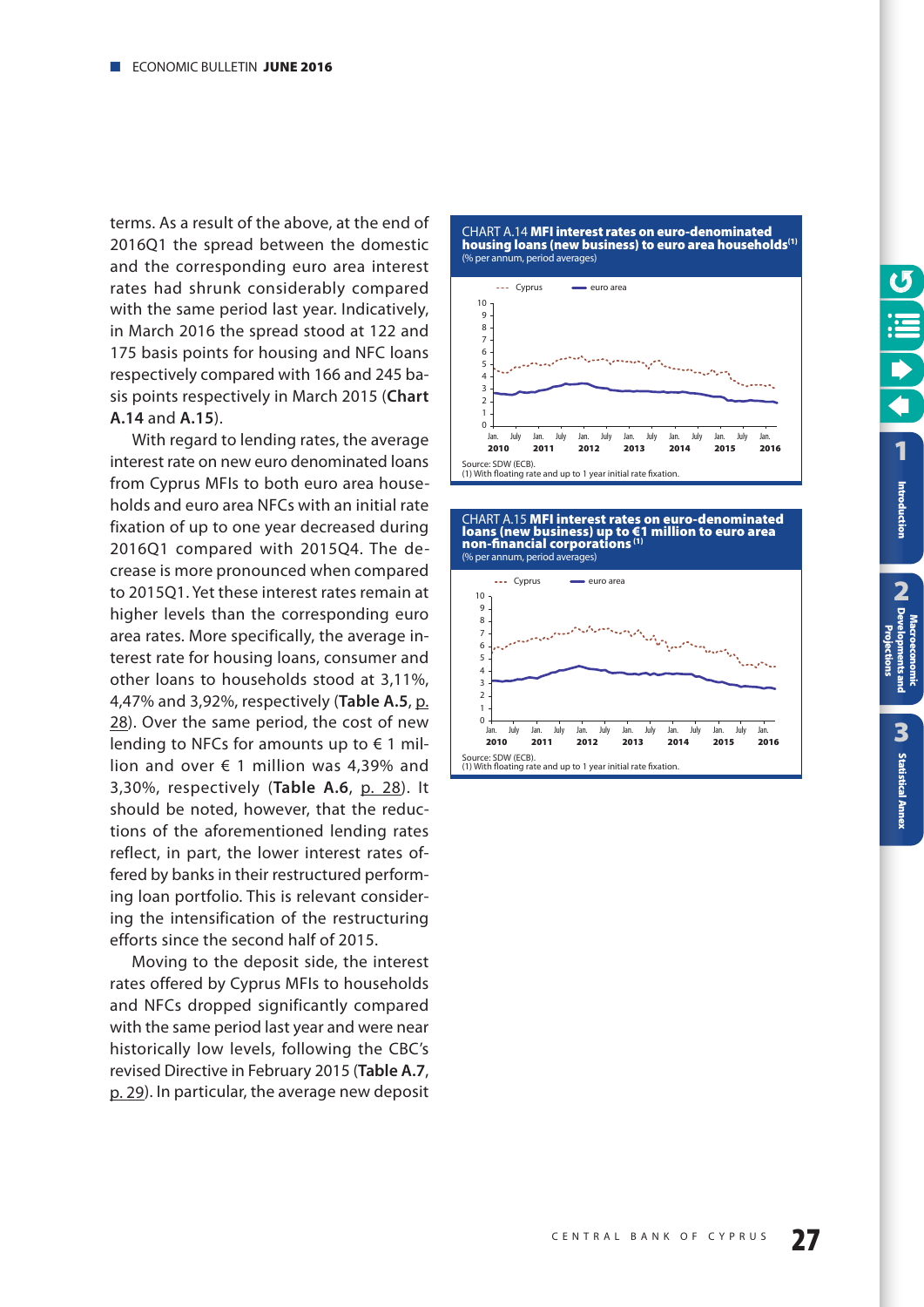terms. As a result of the above, at the end of 2016Q1 the spread between the domestic and the corresponding euro area interest rates had shrunk considerably compared with the same period last year. Indicatively, in March 2016 the spread stood at 122 and 175 basis points for housing and NFC loans respectively compared with 166 and 245 basis points respectively in March 2015 (**Chart A.14** and **A.15**).

With regard to lending rates, the average interest rate on new euro denominated loans from Cyprus MFIs to both euro area households and euro area NFCs with an initial rate fixation of up to one year decreased during 2016Q1 compared with 2015Q4. The decrease is more pronounced when compared to 2015Q1. Yet these interest rates remain at higher levels than the corresponding euro area rates. More specifically, the average interest rate for housing loans, consumer and other loans to households stood at 3,11%, 4,47% and 3,92%, respectively (**Table A.5**, p. 28). Over the same period, the cost of new lending to NFCs for amounts up to € 1 million and over € 1 million was 4,39% and 3,30%, respectively (**Table A.6**, p. 28). It should be noted, however, that the reductions of the aforementioned lending rates reflect, in part, the lower interest rates offered by banks in their restructured performing loan portfolio. This is relevant considering the intensification of the restructuring efforts since the second half of 2015.

Moving to the deposit side, the interest rates offered by Cyprus MFIs to households and NFCs dropped significantly compared with the same period last year and were near historically low levels, following the CBC's revised Directive in February 2015 (**Table A.7**, p. 29). In particular, the average new deposit

CHART A.14 **MFI interest rates on euro-denominated housing loans (new business) to euro area households**[1]
(% per annum, period averages)

Source: SDW (ECB).
(1) With floating rate and up to 1 year initial rate fixation.

CHART A.15 **MFI interest rates on euro-denominated loans (new business) up to €1 million to euro area non-financial corporations**[1]
(% per annum, period averages)

Source: SDW (ECB).
(1) With floating rate and up to 1 year initial rate fixation.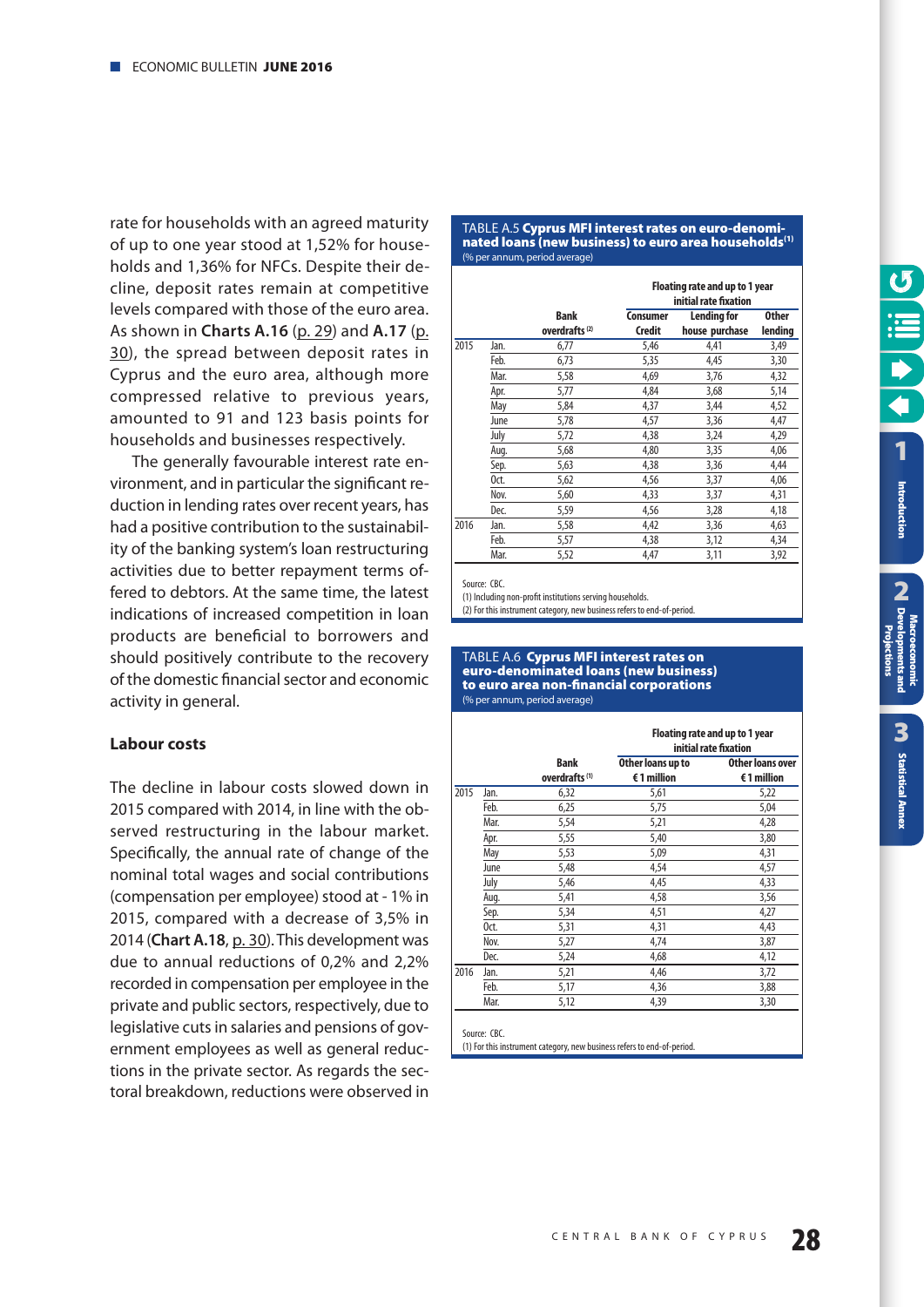rate for households with an agreed maturity of up to one year stood at 1,52% for households and 1,36% for NFCs. Despite their decline, deposit rates remain at competitive levels compared with those of the euro area. As shown in **Charts A.16** (p. 29) and **A.17** (p. 30), the spread between deposit rates in Cyprus and the euro area, although more compressed relative to previous years, amounted to 91 and 123 basis points for households and businesses respectively.

The generally favourable interest rate environment, and in particular the significant reduction in lending rates over recent years, has had a positive contribution to the sustainability of the banking system's loan restructuring activities due to better repayment terms offered to debtors. At the same time, the latest indications of increased competition in loan products are beneficial to borrowers and should positively contribute to the recovery of the domestic financial sector and economic activity in general.

### Labour costs

The decline in labour costs slowed down in 2015 compared with 2014, in line with the observed restructuring in the labour market. Specifically, the annual rate of change of the nominal total wages and social contributions (compensation per employee) stood at - 1% in 2015, compared with a decrease of 3,5% in 2014 (**Chart A.18**, p. 30). This development was due to annual reductions of 0,2% and 2,2% recorded in compensation per employee in the private and public sectors, respectively, due to legislative cuts in salaries and pensions of government employees as well as general reductions in the private sector. As regards the sectoral breakdown, reductions were observed in

**TABLE A.5 Cyprus MFI interest rates on euro-denominated loans (new business) to euro area households[1]**
(% per annum, period average)

| | | Bank overdrafts [2] | Floating rate and up to 1 year initial rate fixation: Consumer Credit | Lending for house purchase | Other lending |
|---|---|---|---|---|---|
| 2015 | Jan. | 6,77 | 5,46 | 4,41 | 3,49 |
| | Feb. | 6,73 | 5,35 | 4,45 | 3,30 |
| | Mar. | 5,58 | 4,69 | 3,76 | 4,32 |
| | Apr. | 5,77 | 4,84 | 3,68 | 5,14 |
| | May | 5,84 | 4,37 | 3,44 | 4,52 |
| | June | 5,78 | 4,57 | 3,36 | 4,47 |
| | July | 5,72 | 4,38 | 3,24 | 4,29 |
| | Aug. | 5,68 | 4,80 | 3,35 | 4,06 |
| | Sep. | 5,63 | 4,38 | 3,36 | 4,44 |
| | Oct. | 5,62 | 4,56 | 3,37 | 4,06 |
| | Nov. | 5,60 | 4,33 | 3,37 | 4,31 |
| | Dec. | 5,59 | 4,56 | 3,28 | 4,18 |
| 2016 | Jan. | 5,58 | 4,42 | 3,36 | 4,63 |
| | Feb. | 5,57 | 4,38 | 3,12 | 4,34 |
| | Mar. | 5,52 | 4,47 | 3,11 | 3,92 |

Source: CBC.
(1) Including non-profit institutions serving households.
(2) For this instrument category, new business refers to end-of-period.

**TABLE A.6 Cyprus MFI interest rates on euro-denominated loans (new business) to euro area non-financial corporations**
(% per annum, period average)

| | | Bank overdrafts [1] | Floating rate and up to 1 year initial rate fixation: Other loans up to €1 million | Other loans over €1 million |
|---|---|---|---|---|
| 2015 | Jan. | 6,32 | 5,61 | 5,22 |
| | Feb. | 6,25 | 5,75 | 5,04 |
| | Mar. | 5,54 | 5,21 | 4,28 |
| | Apr. | 5,55 | 5,40 | 3,80 |
| | May | 5,53 | 5,09 | 4,31 |
| | June | 5,48 | 4,54 | 4,57 |
| | July | 5,46 | 4,45 | 4,33 |
| | Aug. | 5,41 | 4,58 | 3,56 |
| | Sep. | 5,34 | 4,51 | 4,27 |
| | Oct. | 5,31 | 4,31 | 4,43 |
| | Nov. | 5,27 | 4,74 | 3,87 |
| | Dec. | 5,24 | 4,68 | 4,12 |
| 2016 | Jan. | 5,21 | 4,46 | 3,72 |
| | Feb. | 5,17 | 4,36 | 3,88 |
| | Mar. | 5,12 | 4,39 | 3,30 |

Source: CBC.
(1) For this instrument category, new business refers to end-of-period.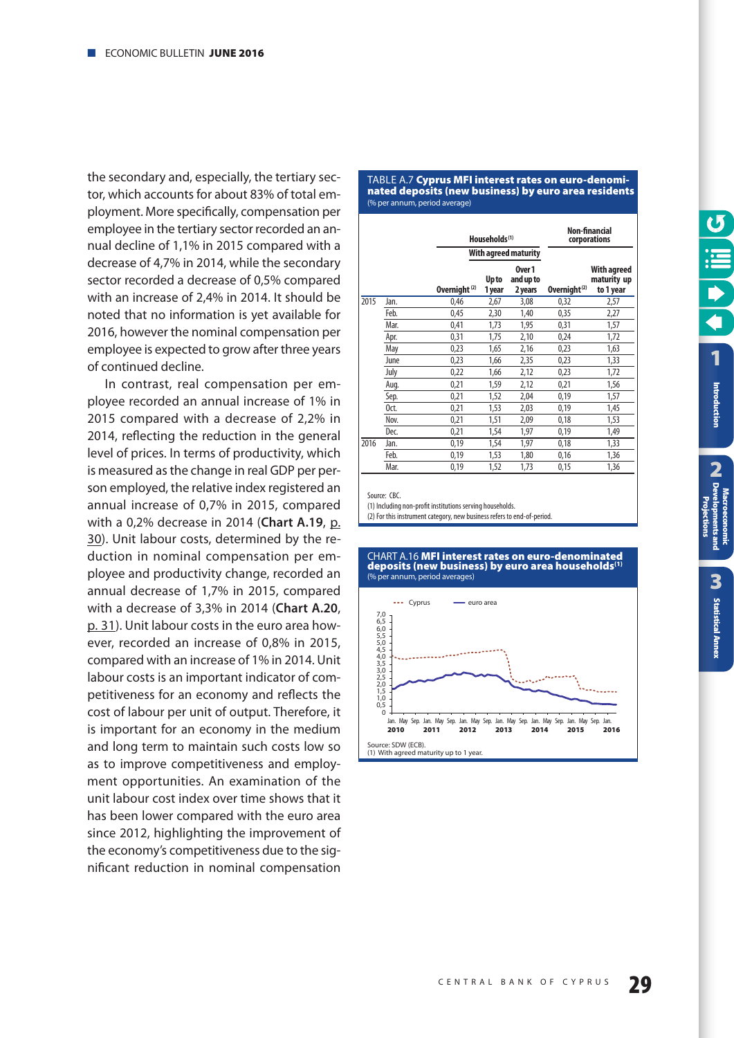the secondary and, especially, the tertiary sector, which accounts for about 83% of total employment. More specifically, compensation per employee in the tertiary sector recorded an annual decline of 1,1% in 2015 compared with a decrease of 4,7% in 2014, while the secondary sector recorded a decrease of 0,5% compared with an increase of 2,4% in 2014. It should be noted that no information is yet available for 2016, however the nominal compensation per employee is expected to grow after three years of continued decline.

In contrast, real compensation per employee recorded an annual increase of 1% in 2015 compared with a decrease of 2,2% in 2014, reflecting the reduction in the general level of prices. In terms of productivity, which is measured as the change in real GDP per person employed, the relative index registered an annual increase of 0,7% in 2015, compared with a 0,2% decrease in 2014 (**Chart A.19**, p. 30). Unit labour costs, determined by the reduction in nominal compensation per employee and productivity change, recorded an annual decrease of 1,7% in 2015, compared with a decrease of 3,3% in 2014 (**Chart A.20**, p. 31). Unit labour costs in the euro area however, recorded an increase of 0,8% in 2015, compared with an increase of 1% in 2014. Unit labour costs is an important indicator of competitiveness for an economy and reflects the cost of labour per unit of output. Therefore, it is important for an economy in the medium and long term to maintain such costs low so as to improve competitiveness and employment opportunities. An examination of the unit labour cost index over time shows that it has been lower compared with the euro area since 2012, highlighting the improvement of the economy's competitiveness due to the significant reduction in nominal compensation

TABLE A.7 **Cyprus MFI interest rates on euro-denominated deposits (new business) by euro area residents**
(% per annum, period average)

| | | Households[1] | | | Non-financial corporations | |
|---|---|---|---|---|---|---|
| | | | With agreed maturity | | | |
| | | Overnight[2] | Up to 1 year | Over 1 and up to 2 years | Overnight[2] | With agreed maturity up to 1 year |
| 2015 | Jan. | 0,46 | 2,67 | 3,08 | 0,32 | 2,57 |
| | Feb. | 0,45 | 2,30 | 1,40 | 0,35 | 2,27 |
| | Mar. | 0,41 | 1,73 | 1,95 | 0,31 | 1,57 |
| | Apr. | 0,31 | 1,75 | 2,10 | 0,24 | 1,72 |
| | May | 0,23 | 1,65 | 2,16 | 0,23 | 1,63 |
| | June | 0,23 | 1,66 | 2,35 | 0,23 | 1,33 |
| | July | 0,22 | 1,66 | 2,12 | 0,23 | 1,72 |
| | Aug. | 0,21 | 1,59 | 2,12 | 0,21 | 1,56 |
| | Sep. | 0,21 | 1,52 | 2,04 | 0,19 | 1,57 |
| | Oct. | 0,21 | 1,53 | 2,03 | 0,19 | 1,45 |
| | Nov. | 0,21 | 1,51 | 2,09 | 0,18 | 1,53 |
| | Dec. | 0,21 | 1,54 | 1,97 | 0,19 | 1,49 |
| 2016 | Jan. | 0,19 | 1,54 | 1,97 | 0,18 | 1,33 |
| | Feb. | 0,19 | 1,53 | 1,80 | 0,16 | 1,36 |
| | Mar. | 0,19 | 1,52 | 1,73 | 0,15 | 1,36 |

Source: CBC.
(1) Including non-profit institutions serving households.
(2) For this instrument category, new business refers to end-of-period.

CHART A.16 **MFI interest rates on euro-denominated deposits (new business) by euro area households[1]**
(% per annum, period averages)

Source: SDW (ECB).
(1) With agreed maturity up to 1 year.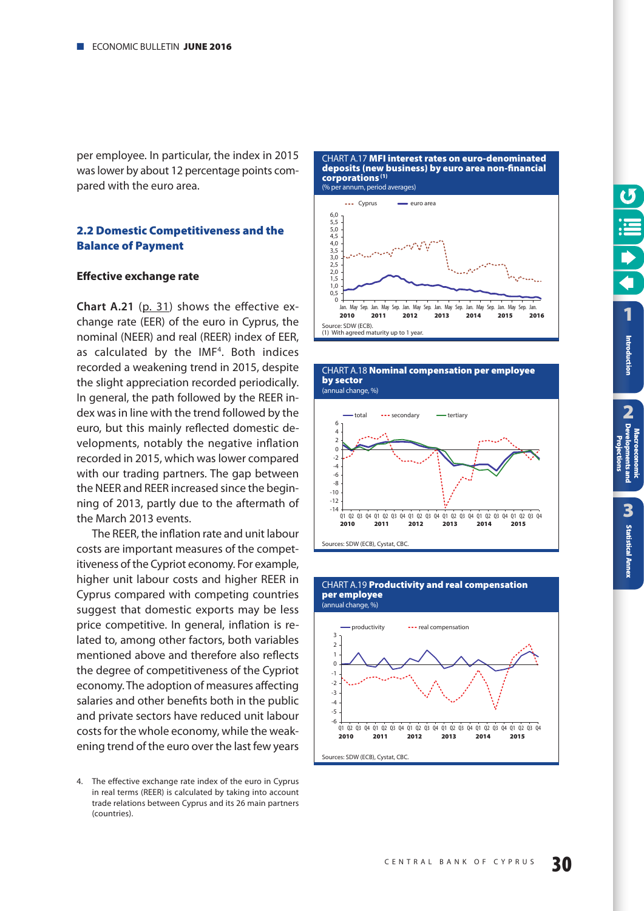per employee. In particular, the index in 2015 was lower by about 12 percentage points compared with the euro area.

### 2.2 Domestic Competitiveness and the Balance of Payment

#### Effective exchange rate

**Chart A.21** (p. 31) shows the effective exchange rate (EER) of the euro in Cyprus, the nominal (NEER) and real (REER) index of EER, as calculated by the IMF[4]. Both indices recorded a weakening trend in 2015, despite the slight appreciation recorded periodically. In general, the path followed by the REER index was in line with the trend followed by the euro, but this mainly reflected domestic developments, notably the negative inflation recorded in 2015, which was lower compared with our trading partners. The gap between the NEER and REER increased since the beginning of 2013, partly due to the aftermath of the March 2013 events.

The REER, the inflation rate and unit labour costs are important measures of the competitiveness of the Cypriot economy. For example, higher unit labour costs and higher REER in Cyprus compared with competing countries suggest that domestic exports may be less price competitive. In general, inflation is related to, among other factors, both variables mentioned above and therefore also reflects the degree of competitiveness of the Cypriot economy. The adoption of measures affecting salaries and other benefits both in the public and private sectors have reduced unit labour costs for the whole economy, while the weakening trend of the euro over the last few years

4. The effective exchange rate index of the euro in Cyprus in real terms (REER) is calculated by taking into account trade relations between Cyprus and its 26 main partners (countries).

CHART A.17 **MFI interest rates on euro-denominated deposits (new business) by euro area non-financial corporations** (1)
(% per annum, period averages)

Source: SDW (ECB).
(1) With agreed maturity up to 1 year.

CHART A.18 **Nominal compensation per employee by sector**
(annual change, %)

Sources: SDW (ECB), Cystat, CBC.

CHART A.19 **Productivity and real compensation per employee**
(annual change, %)

Sources: SDW (ECB), Cystat, CBC.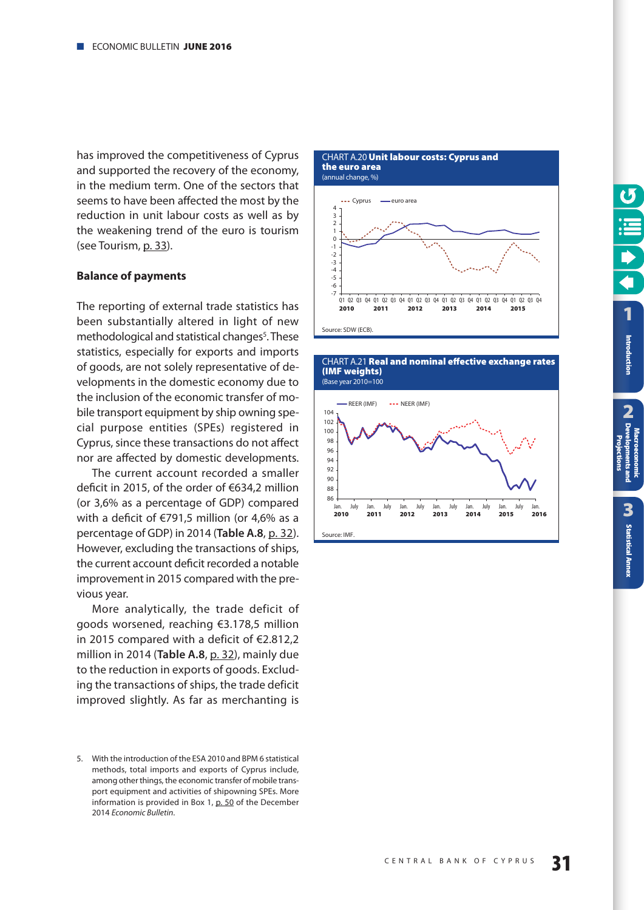has improved the competitiveness of Cyprus and supported the recovery of the economy, in the medium term. One of the sectors that seems to have been affected the most by the reduction in unit labour costs as well as by the weakening trend of the euro is tourism (see Tourism, p. 33).

### Balance of payments

The reporting of external trade statistics has been substantially altered in light of new methodological and statistical changes[5]. These statistics, especially for exports and imports of goods, are not solely representative of developments in the domestic economy due to the inclusion of the economic transfer of mobile transport equipment by ship owning special purpose entities (SPEs) registered in Cyprus, since these transactions do not affect nor are affected by domestic developments.

The current account recorded a smaller deficit in 2015, of the order of €634,2 million (or 3,6% as a percentage of GDP) compared with a deficit of €791,5 million (or 4,6% as a percentage of GDP) in 2014 (**Table A.8**, p. 32). However, excluding the transactions of ships, the current account deficit recorded a notable improvement in 2015 compared with the previous year.

More analytically, the trade deficit of goods worsened, reaching €3.178,5 million in 2015 compared with a deficit of €2.812,2 million in 2014 (**Table A.8**, p. 32), mainly due to the reduction in exports of goods. Excluding the transactions of ships, the trade deficit improved slightly. As far as merchanting is

CHART A.20 **Unit labour costs: Cyprus and the euro area**
(annual change, %)

Source: SDW (ECB).

CHART A.21 **Real and nominal effective exchange rates (IMF weights)**
(Base year 2010=100)

Source: IMF.

5. With the introduction of the ESA 2010 and BPM 6 statistical methods, total imports and exports of Cyprus include, among other things, the economic transfer of mobile transport equipment and activities of shipowning SPEs. More information is provided in Box 1, p. 50 of the December 2014 *Economic Bulletin*.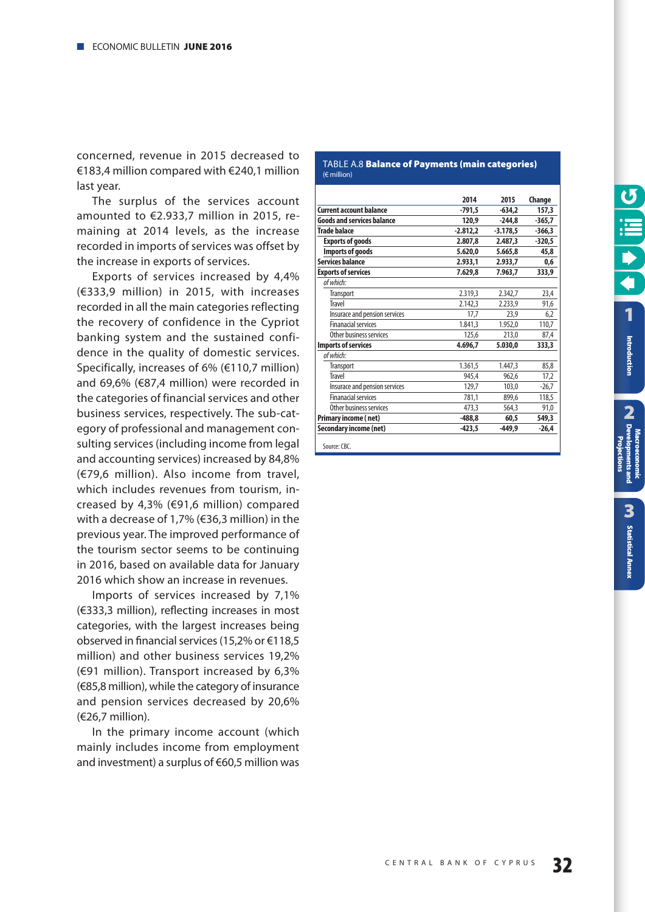concerned, revenue in 2015 decreased to €183,4 million compared with €240,1 million last year.

The surplus of the services account amounted to €2.933,7 million in 2015, remaining at 2014 levels, as the increase recorded in imports of services was offset by the increase in exports of services.

Exports of services increased by 4,4% (€333,9 million) in 2015, with increases recorded in all the main categories reflecting the recovery of confidence in the Cypriot banking system and the sustained confidence in the quality of domestic services. Specifically, increases of 6% (€110,7 million) and 69,6% (€87,4 million) were recorded in the categories of financial services and other business services, respectively. The sub-category of professional and management consulting services (including income from legal and accounting services) increased by 84,8% (€79,6 million). Also income from travel, which includes revenues from tourism, increased by 4,3% (€91,6 million) compared with a decrease of 1,7% (€36,3 million) in the previous year. The improved performance of the tourism sector seems to be continuing in 2016, based on available data for January 2016 which show an increase in revenues.

Imports of services increased by 7,1% (€333,3 million), reflecting increases in most categories, with the largest increases being observed in financial services (15,2% or €118,5 million) and other business services 19,2% (€91 million). Transport increased by 6,3% (€85,8 million), while the category of insurance and pension services decreased by 20,6% (€26,7 million).

In the primary income account (which mainly includes income from employment and investment) a surplus of €60,5 million was

TABLE A.8 **Balance of Payments (main categories)**
(€ million)

| | 2014 | 2015 | Change |
|---|---|---|---|
| **Current account balance** | **-791,5** | **-634,2** | **157,3** |
| **Goods and services balance** | **120,9** | **-244,8** | **-365,7** |
| **Trade balace** | **-2.812,2** | **-3.178,5** | **-366,3** |
| **Exports of goods** | **2.807,8** | **2.487,3** | **-320,5** |
| **Imports of goods** | **5.620,0** | **5.665,8** | **45,8** |
| **Services balance** | **2.933,1** | **2.933,7** | **0,6** |
| **Exports of services** | **7.629,8** | **7.963,7** | **333,9** |
| *of which:* | | | |
| Transport | 2.319,3 | 2.342,7 | 23,4 |
| Travel | 2.142,3 | 2.233,9 | 91,6 |
| Insurace and pension services | 17,7 | 23,9 | 6,2 |
| Finanacial services | 1.841,3 | 1.952,0 | 110,7 |
| Other business services | 125,6 | 213,0 | 87,4 |
| **Imports of services** | **4.696,7** | **5.030,0** | **333,3** |
| *of which:* | | | |
| Transport | 1.361,5 | 1.447,3 | 85,8 |
| Travel | 945,4 | 962,6 | 17,2 |
| Insurace and pension services | 129,7 | 103,0 | -26,7 |
| Finanacial services | 781,1 | 899,6 | 118,5 |
| Other business services | 473,3 | 564,3 | 91,0 |
| **Primary income ( net)** | **-488,8** | **60,5** | **549,3** |
| **Secondary income (net)** | **-423,5** | **-449,9** | **-26,4** |

Source: CBC.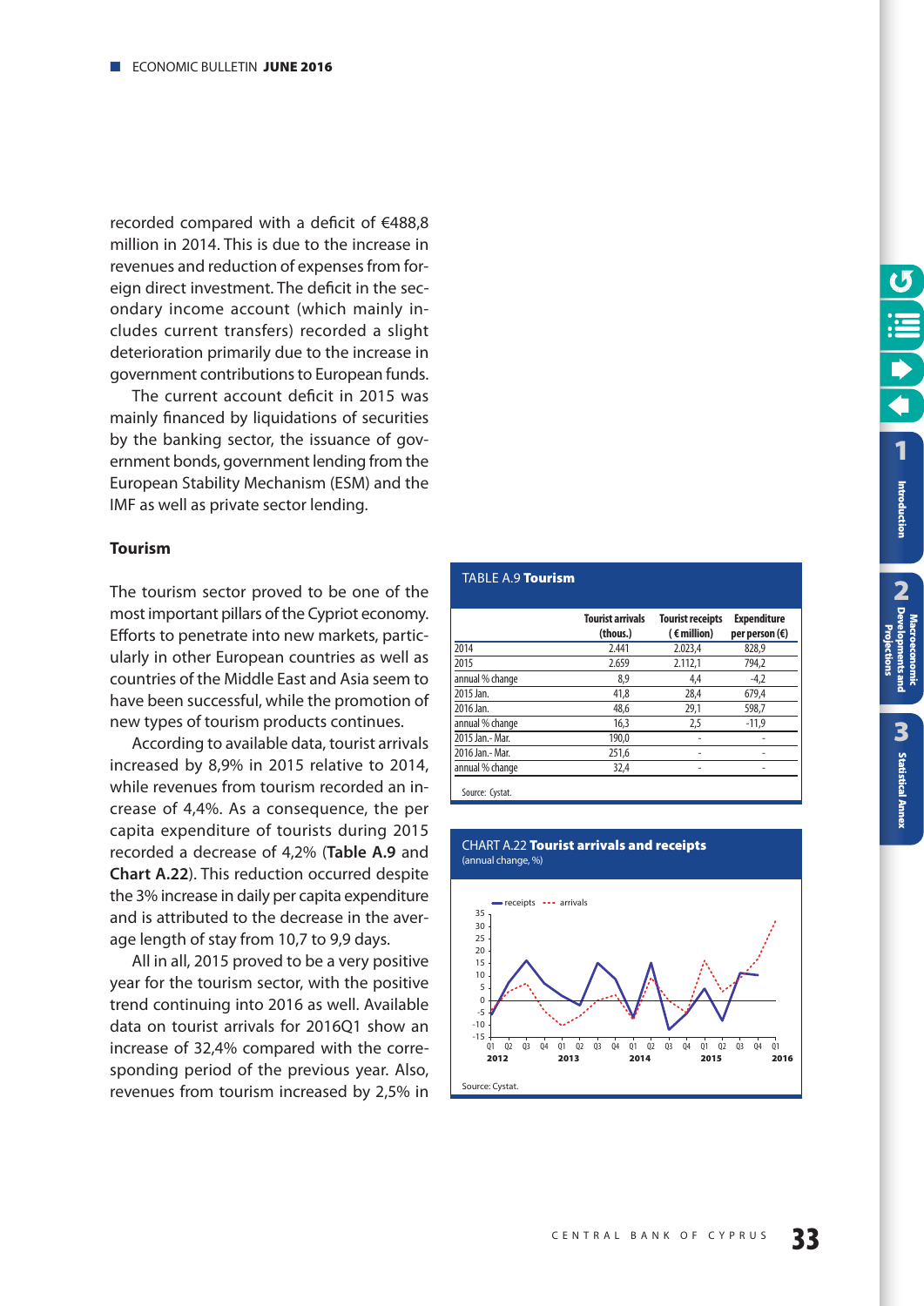recorded compared with a deficit of €488,8 million in 2014. This is due to the increase in revenues and reduction of expenses from foreign direct investment. The deficit in the secondary income account (which mainly includes current transfers) recorded a slight deterioration primarily due to the increase in government contributions to European funds.

The current account deficit in 2015 was mainly financed by liquidations of securities by the banking sector, the issuance of government bonds, government lending from the European Stability Mechanism (ESM) and the IMF as well as private sector lending.

### Tourism

The tourism sector proved to be one of the most important pillars of the Cypriot economy. Efforts to penetrate into new markets, particularly in other European countries as well as countries of the Middle East and Asia seem to have been successful, while the promotion of new types of tourism products continues.

According to available data, tourist arrivals increased by 8,9% in 2015 relative to 2014, while revenues from tourism recorded an increase of 4,4%. As a consequence, the per capita expenditure of tourists during 2015 recorded a decrease of 4,2% (**Table A.9** and **Chart A.22**). This reduction occurred despite the 3% increase in daily per capita expenditure and is attributed to the decrease in the average length of stay from 10,7 to 9,9 days.

All in all, 2015 proved to be a very positive year for the tourism sector, with the positive trend continuing into 2016 as well. Available data on tourist arrivals for 2016Q1 show an increase of 32,4% compared with the corresponding period of the previous year. Also, revenues from tourism increased by 2,5% in

TABLE A.9 **Tourism**

| | Tourist arrivals (thous.) | Tourist receipts (€ million) | Expenditure per person (€) |
|---|---|---|---|
| 2014 | 2.441 | 2.023,4 | 828,9 |
| 2015 | 2.659 | 2.112,1 | 794,2 |
| annual % change | 8,9 | 4,4 | -4,2 |
| 2015 Jan. | 41,8 | 28,4 | 679,4 |
| 2016 Jan. | 48,6 | 29,1 | 598,7 |
| annual % change | 16,3 | 2,5 | -11,9 |
| 2015 Jan.- Mar. | 190,0 | - | - |
| 2016 Jan.- Mar. | 251,6 | - | - |
| annual % change | 32,4 | - | - |

Source: Cystat.

CHART A.22 **Tourist arrivals and receipts**
(annual change, %)

Source: Cystat.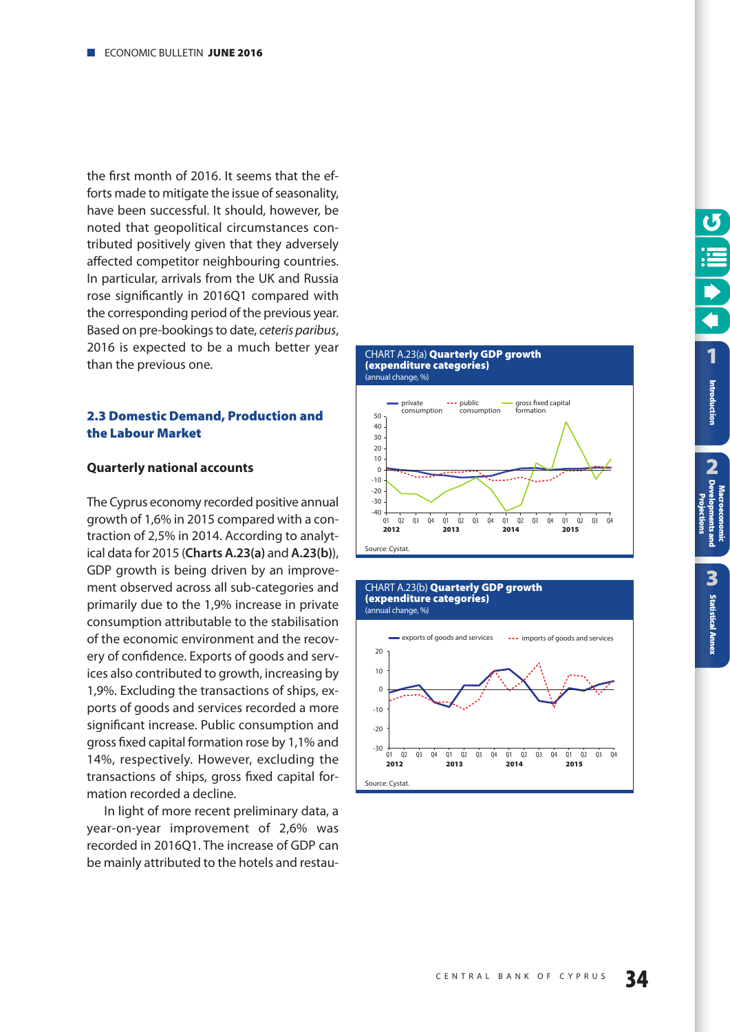the first month of 2016. It seems that the efforts made to mitigate the issue of seasonality, have been successful. It should, however, be noted that geopolitical circumstances contributed positively given that they adversely affected competitor neighbouring countries. In particular, arrivals from the UK and Russia rose significantly in 2016Q1 compared with the corresponding period of the previous year. Based on pre-bookings to date, *ceteris paribus*, 2016 is expected to be a much better year than the previous one.

## 2.3 Domestic Demand, Production and the Labour Market

### Quarterly national accounts

The Cyprus economy recorded positive annual growth of 1,6% in 2015 compared with a contraction of 2,5% in 2014. According to analytical data for 2015 (**Charts A.23(a)** and **A.23(b)**), GDP growth is being driven by an improvement observed across all sub-categories and primarily due to the 1,9% increase in private consumption attributable to the stabilisation of the economic environment and the recovery of confidence. Exports of goods and services also contributed to growth, increasing by 1,9%. Excluding the transactions of ships, exports of goods and services recorded a more significant increase. Public consumption and gross fixed capital formation rose by 1,1% and 14%, respectively. However, excluding the transactions of ships, gross fixed capital formation recorded a decline.

In light of more recent preliminary data, a year-on-year improvement of 2,6% was recorded in 2016Q1. The increase of GDP can be mainly attributed to the hotels and restau-

CHART A.23(a) **Quarterly GDP growth (expenditure categories)**
(annual change, %)

Source: Cystat.

CHART A.23(b) **Quarterly GDP growth (expenditure categories)**
(annual change, %)

Source: Cystat.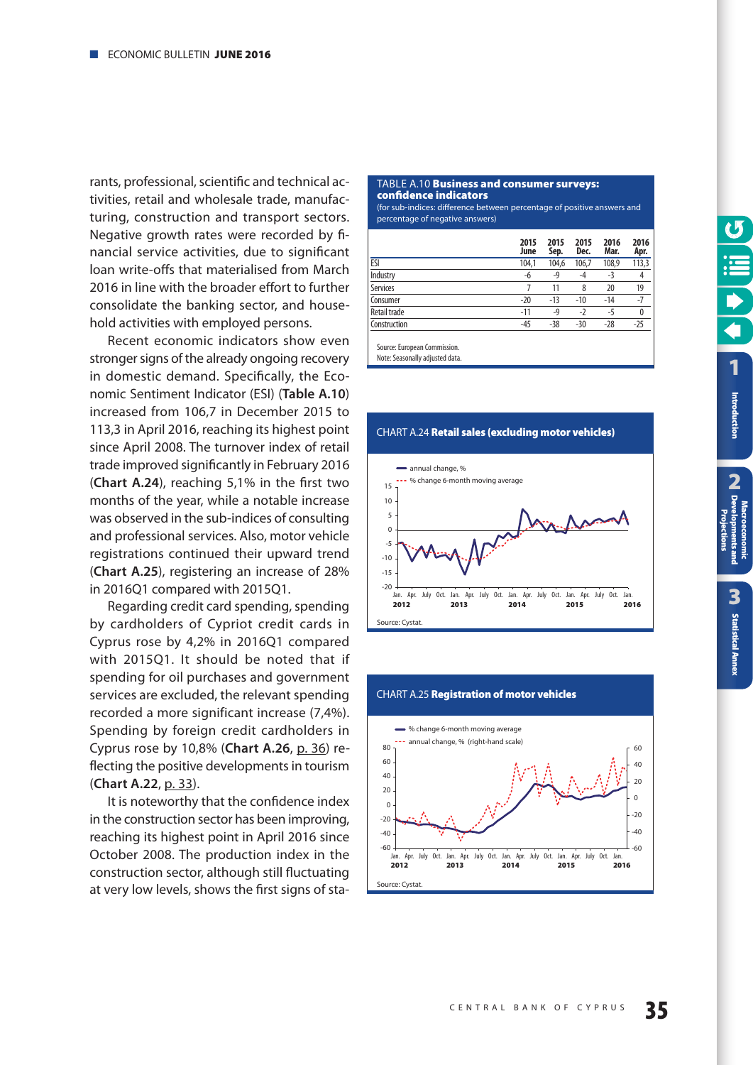rants, professional, scientific and technical activities, retail and wholesale trade, manufacturing, construction and transport sectors. Negative growth rates were recorded by financial service activities, due to significant loan write-offs that materialised from March 2016 in line with the broader effort to further consolidate the banking sector, and household activities with employed persons.

Recent economic indicators show even stronger signs of the already ongoing recovery in domestic demand. Specifically, the Economic Sentiment Indicator (ESI) (**Table A.10**) increased from 106,7 in December 2015 to 113,3 in April 2016, reaching its highest point since April 2008. The turnover index of retail trade improved significantly in February 2016 (**Chart A.24**), reaching 5,1% in the first two months of the year, while a notable increase was observed in the sub-indices of consulting and professional services. Also, motor vehicle registrations continued their upward trend (**Chart A.25**), registering an increase of 28% in 2016Q1 compared with 2015Q1.

Regarding credit card spending, spending by cardholders of Cypriot credit cards in Cyprus rose by 4,2% in 2016Q1 compared with 2015Q1. It should be noted that if spending for oil purchases and government services are excluded, the relevant spending recorded a more significant increase (7,4%). Spending by foreign credit cardholders in Cyprus rose by 10,8% (**Chart A.26**, p. 36) reflecting the positive developments in tourism (**Chart A.22**, p. 33).

It is noteworthy that the confidence index in the construction sector has been improving, reaching its highest point in April 2016 since October 2008. The production index in the construction sector, although still fluctuating at very low levels, shows the first signs of sta-

TABLE A.10 **Business and consumer surveys: confidence indicators**
(for sub-indices: difference between percentage of positive answers and percentage of negative answers)

| | 2015 June | 2015 Sep. | 2015 Dec. | 2016 Mar. | 2016 Apr. |
|---|---|---|---|---|---|
| ESI | 104,1 | 104,6 | 106,7 | 108,9 | 113,3 |
| Industry | -6 | -9 | -4 | -3 | 4 |
| Services | 7 | 11 | 8 | 20 | 19 |
| Consumer | -20 | -13 | -10 | -14 | -7 |
| Retail trade | -11 | -9 | -2 | -5 | 0 |
| Construction | -45 | -38 | -30 | -28 | -25 |

Source: European Commission.
Note: Seasonally adjusted data.

CHART A.24 **Retail sales (excluding motor vehicles)**

Source: Cystat.

CHART A.25 **Registration of motor vehicles**

Source: Cystat.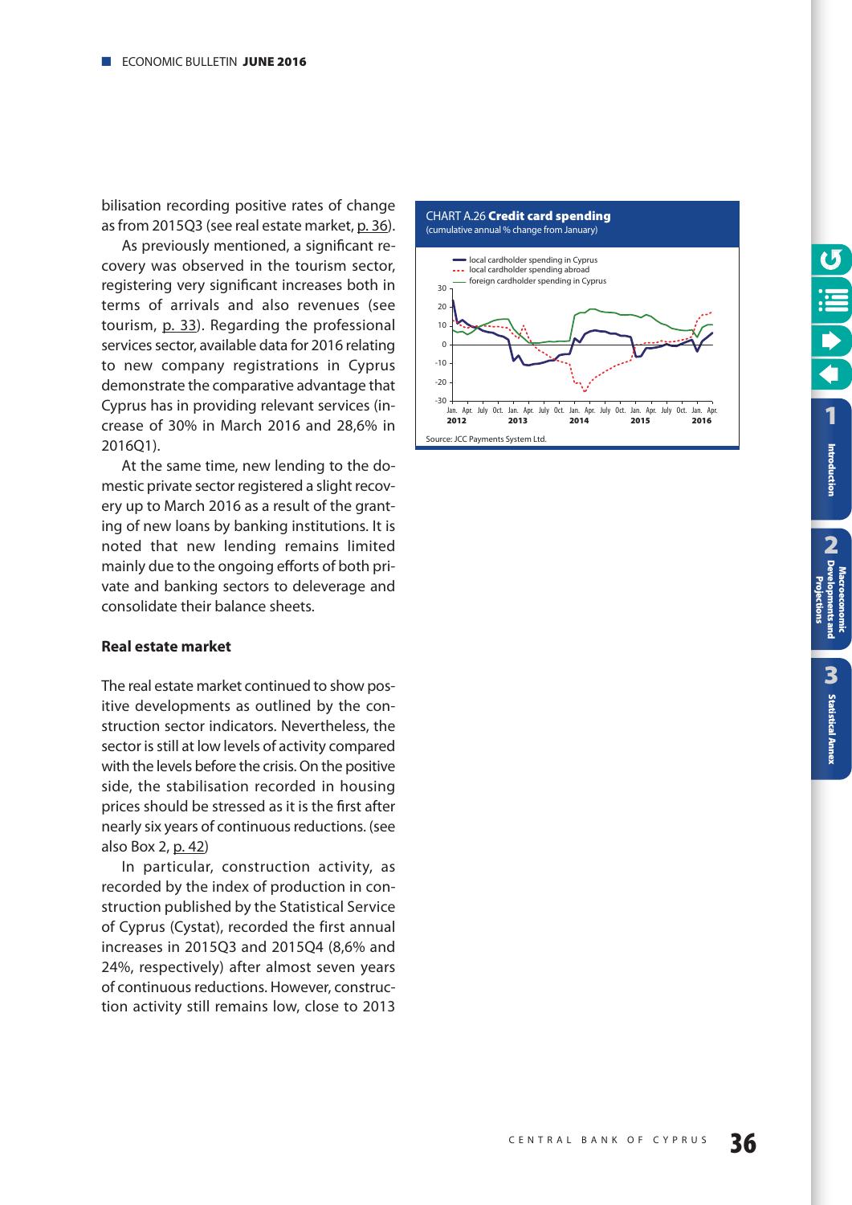bilisation recording positive rates of change as from 2015Q3 (see real estate market, p. 36).

As previously mentioned, a significant recovery was observed in the tourism sector, registering very significant increases both in terms of arrivals and also revenues (see tourism, p. 33). Regarding the professional services sector, available data for 2016 relating to new company registrations in Cyprus demonstrate the comparative advantage that Cyprus has in providing relevant services (increase of 30% in March 2016 and 28,6% in 2016Q1).

At the same time, new lending to the domestic private sector registered a slight recovery up to March 2016 as a result of the granting of new loans by banking institutions. It is noted that new lending remains limited mainly due to the ongoing efforts of both private and banking sectors to deleverage and consolidate their balance sheets.

### Real estate market

The real estate market continued to show positive developments as outlined by the construction sector indicators. Nevertheless, the sector is still at low levels of activity compared with the levels before the crisis. On the positive side, the stabilisation recorded in housing prices should be stressed as it is the first after nearly six years of continuous reductions. (see also Box 2, p. 42)

In particular, construction activity, as recorded by the index of production in construction published by the Statistical Service of Cyprus (Cystat), recorded the first annual increases in 2015Q3 and 2015Q4 (8,6% and 24%, respectively) after almost seven years of continuous reductions. However, construction activity still remains low, close to 2013

CHART A.26 **Credit card spending**
(cumulative annual % change from January)

Source: JCC Payments System Ltd.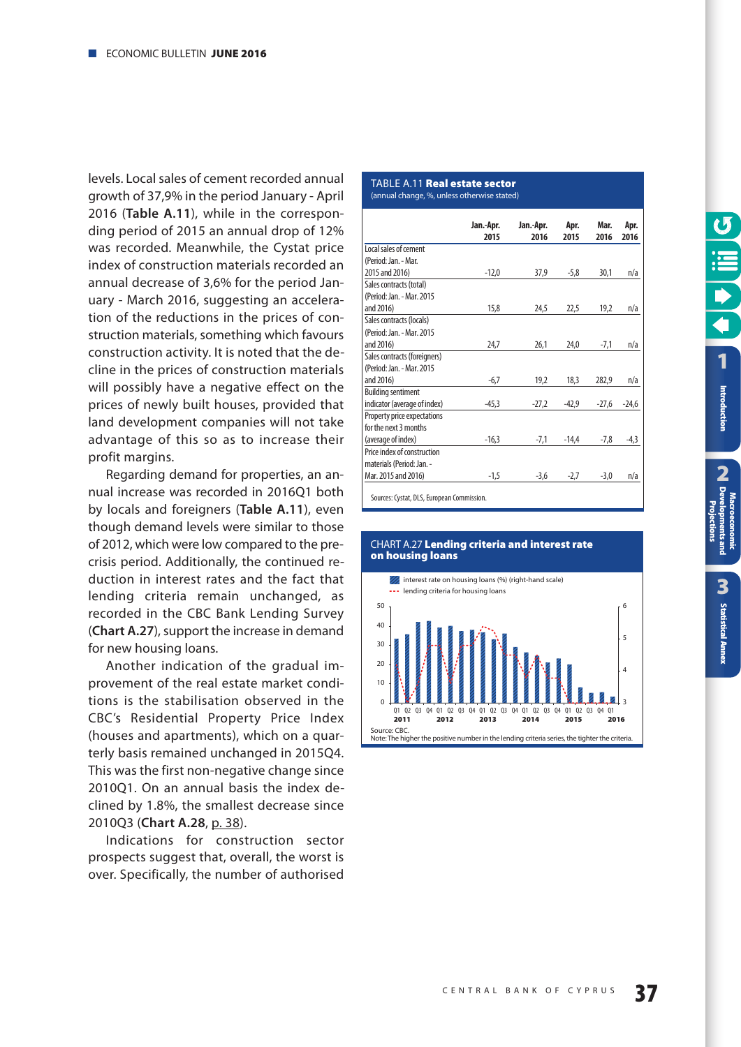levels. Local sales of cement recorded annual growth of 37,9% in the period January - April 2016 (**Table A.11**), while in the corresponding period of 2015 an annual drop of 12% was recorded. Meanwhile, the Cystat price index of construction materials recorded an annual decrease of 3,6% for the period January - March 2016, suggesting an acceleration of the reductions in the prices of construction materials, something which favours construction activity. It is noted that the decline in the prices of construction materials will possibly have a negative effect on the prices of newly built houses, provided that land development companies will not take advantage of this so as to increase their profit margins.

Regarding demand for properties, an annual increase was recorded in 2016Q1 both by locals and foreigners (**Table A.11**), even though demand levels were similar to those of 2012, which were low compared to the pre-crisis period. Additionally, the continued reduction in interest rates and the fact that lending criteria remain unchanged, as recorded in the CBC Bank Lending Survey (**Chart A.27**), support the increase in demand for new housing loans.

Another indication of the gradual improvement of the real estate market conditions is the stabilisation observed in the CBC's Residential Property Price Index (houses and apartments), which on a quarterly basis remained unchanged in 2015Q4. This was the first non-negative change since 2010Q1. On an annual basis the index declined by 1.8%, the smallest decrease since 2010Q3 (**Chart A.28**, p. 38).

Indications for construction sector prospects suggest that, overall, the worst is over. Specifically, the number of authorised

TABLE A.11 **Real estate sector**
(annual change, %, unless otherwise stated)

| | Jan.-Apr. 2015 | Jan.-Apr. 2016 | Apr. 2015 | Mar. 2016 | Apr. 2016 |
|---|---|---|---|---|---|
| Local sales of cement (Period: Jan. - Mar. 2015 and 2016) | -12,0 | 37,9 | -5,8 | 30,1 | n/a |
| Sales contracts (total) (Period: Jan. - Mar. 2015 and 2016) | 15,8 | 24,5 | 22,5 | 19,2 | n/a |
| Sales contracts (locals) (Period: Jan. - Mar. 2015 and 2016) | 24,7 | 26,1 | 24,0 | -7,1 | n/a |
| Sales contracts (foreigners) (Period: Jan. - Mar. 2015 and 2016) | -6,7 | 19,2 | 18,3 | 282,9 | n/a |
| Building sentiment indicator (average of index) | -45,3 | -27,2 | -42,9 | -27,6 | -24,6 |
| Property price expectations for the next 3 months (average of index) | -16,3 | -7,1 | -14,4 | -7,8 | -4,3 |
| Price index of construction materials (Period: Jan. - Mar. 2015 and 2016) | -1,5 | -3,6 | -2,7 | -3,0 | n/a |

Sources: Cystat, DLS, European Commission.

CHART A.27 **Lending criteria and interest rate on housing loans**

Source: CBC.
Note: The higher the positive number in the lending criteria series, the tighter the criteria.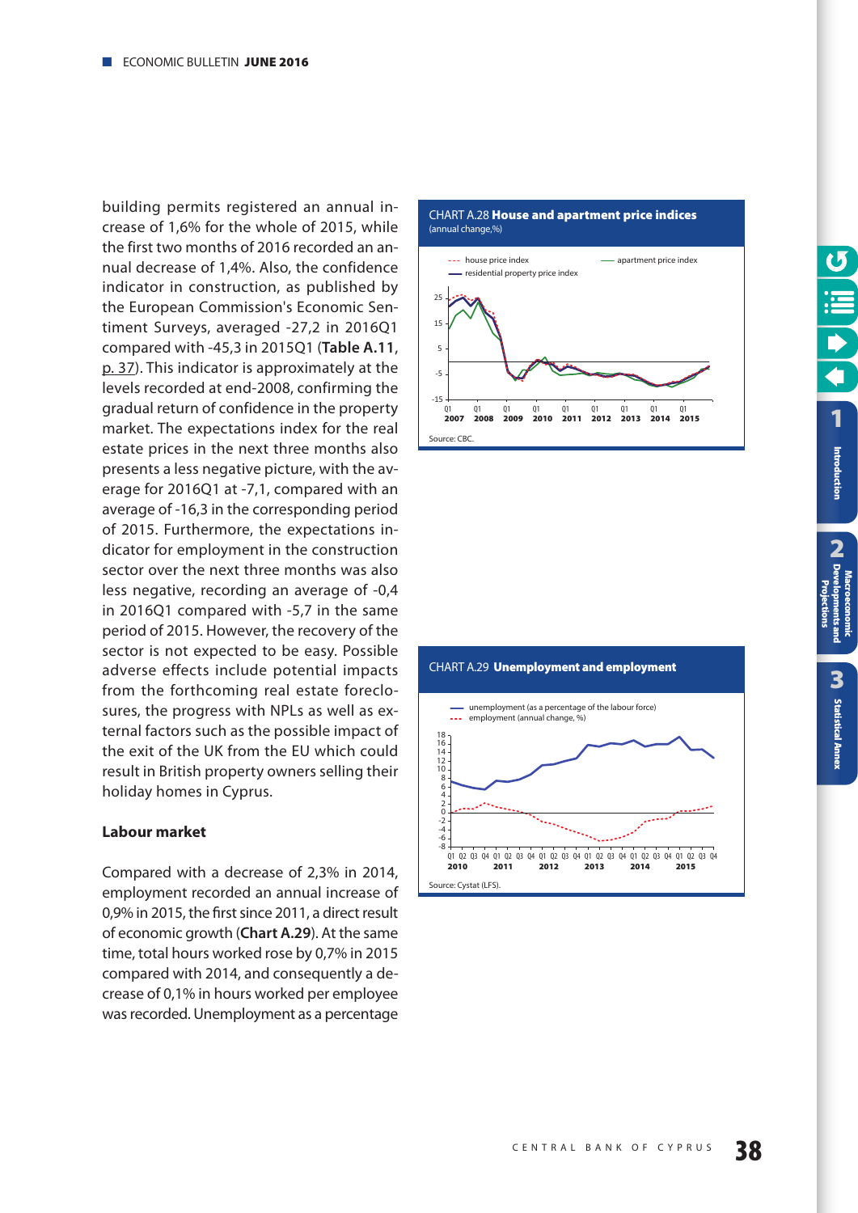building permits registered an annual increase of 1,6% for the whole of 2015, while the first two months of 2016 recorded an annual decrease of 1,4%. Also, the confidence indicator in construction, as published by the European Commission's Economic Sentiment Surveys, averaged -27,2 in 2016Q1 compared with -45,3 in 2015Q1 (**Table A.11**, p. 37). This indicator is approximately at the levels recorded at end-2008, confirming the gradual return of confidence in the property market. The expectations index for the real estate prices in the next three months also presents a less negative picture, with the average for 2016Q1 at -7,1, compared with an average of -16,3 in the corresponding period of 2015. Furthermore, the expectations indicator for employment in the construction sector over the next three months was also less negative, recording an average of -0,4 in 2016Q1 compared with -5,7 in the same period of 2015. However, the recovery of the sector is not expected to be easy. Possible adverse effects include potential impacts from the forthcoming real estate foreclosures, the progress with NPLs as well as external factors such as the possible impact of the exit of the UK from the EU which could result in British property owners selling their holiday homes in Cyprus.

CHART A.28 **House and apartment price indices**
(annual change,%)

Source: CBC.

### Labour market

Compared with a decrease of 2,3% in 2014, employment recorded an annual increase of 0,9% in 2015, the first since 2011, a direct result of economic growth (**Chart A.29**). At the same time, total hours worked rose by 0,7% in 2015 compared with 2014, and consequently a decrease of 0,1% in hours worked per employee was recorded. Unemployment as a percentage

CHART A.29 **Unemployment and employment**

Source: Cystat (LFS).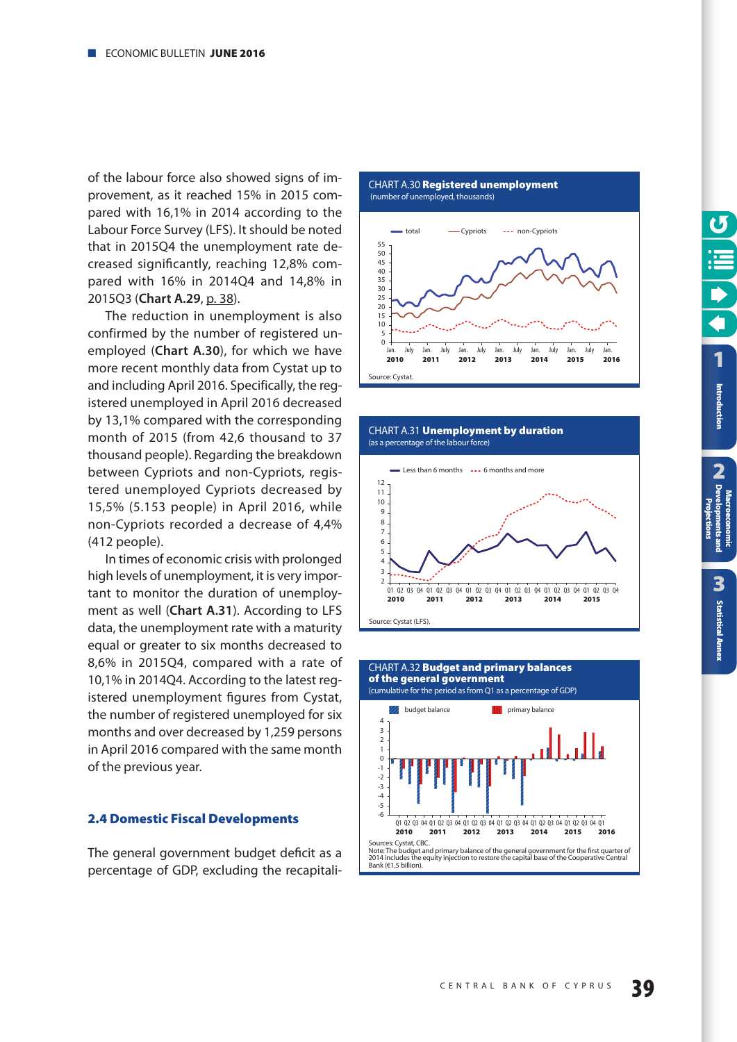of the labour force also showed signs of improvement, as it reached 15% in 2015 compared with 16,1% in 2014 according to the Labour Force Survey (LFS). It should be noted that in 2015Q4 the unemployment rate decreased significantly, reaching 12,8% compared with 16% in 2014Q4 and 14,8% in 2015Q3 (**Chart A.29**, p. 38).

The reduction in unemployment is also confirmed by the number of registered unemployed (**Chart A.30**), for which we have more recent monthly data from Cystat up to and including April 2016. Specifically, the registered unemployed in April 2016 decreased by 13,1% compared with the corresponding month of 2015 (from 42,6 thousand to 37 thousand people). Regarding the breakdown between Cypriots and non-Cypriots, registered unemployed Cypriots decreased by 15,5% (5.153 people) in April 2016, while non-Cypriots recorded a decrease of 4,4% (412 people).

In times of economic crisis with prolonged high levels of unemployment, it is very important to monitor the duration of unemployment as well (**Chart A.31**). According to LFS data, the unemployment rate with a maturity equal or greater to six months decreased to 8,6% in 2015Q4, compared with a rate of 10,1% in 2014Q4. According to the latest registered unemployment figures from Cystat, the number of registered unemployed for six months and over decreased by 1,259 persons in April 2016 compared with the same month of the previous year.

## 2.4 Domestic Fiscal Developments

The general government budget deficit as a percentage of GDP, excluding the recapitali-

CHART A.30 **Registered unemployment**
(number of unemployed, thousands)

Source: Cystat.

CHART A.31 **Unemployment by duration**
(as a percentage of the labour force)

Source: Cystat (LFS).

CHART A.32 **Budget and primary balances of the general government**
(cumulative for the period as from Q1 as a percentage of GDP)

Sources: Cystat, CBC.
Note: The budget and primary balance of the general government for the first quarter of 2014 includes the equity injection to restore the capital base of the Cooperative Central Bank (€1,5 billion).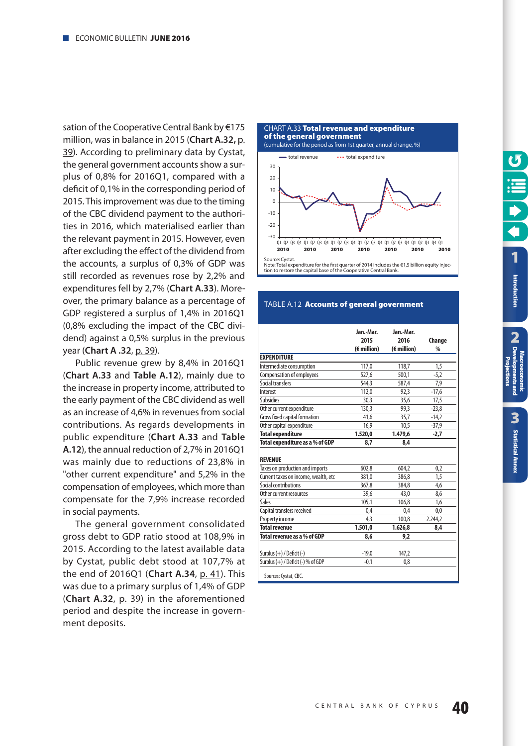sation of the Cooperative Central Bank by €175 million, was in balance in 2015 (**Chart A.32,** p. 39). According to preliminary data by Cystat, the general government accounts show a surplus of 0,8% for 2016Q1, compared with a deficit of 0,1% in the corresponding period of 2015. This improvement was due to the timing of the CBC dividend payment to the authorities in 2016, which materialised earlier than the relevant payment in 2015. However, even after excluding the effect of the dividend from the accounts, a surplus of 0,3% of GDP was still recorded as revenues rose by 2,2% and expenditures fell by 2,7% (**Chart A.33**). Moreover, the primary balance as a percentage of GDP registered a surplus of 1,4% in 2016Q1 (0,8% excluding the impact of the CBC dividend) against a 0,5% surplus in the previous year (**Chart A .32**, p. 39).

Public revenue grew by 8,4% in 2016Q1 (**Chart A.33** and **Table A.12**), mainly due to the increase in property income, attributed to the early payment of the CBC dividend as well as an increase of 4,6% in revenues from social contributions. As regards developments in public expenditure (**Chart A.33** and **Table A.12**), the annual reduction of 2,7% in 2016Q1 was mainly due to reductions of 23,8% in "other current expenditure" and 5,2% in the compensation of employees, which more than compensate for the 7,9% increase recorded in social payments.

The general government consolidated gross debt to GDP ratio stood at 108,9% in 2015. According to the latest available data by Cystat, public debt stood at 107,7% at the end of 2016Q1 (**Chart A.34**, p. 41). This was due to a primary surplus of 1,4% of GDP (**Chart A.32**, p. 39) in the aforementioned period and despite the increase in government deposits.

CHART A.33 **Total revenue and expenditure of the general government**
(cumulative for the period as from 1st quarter, annual change, %)

Source: Cystat.
Note: Total expenditure for the first quarter of 2014 includes the €1,5 billion equity injection to restore the capital base of the Cooperative Central Bank.

TABLE A.12 **Accounts of general government**

| | Jan.-Mar. 2015 (€ million) | Jan.-Mar. 2016 (€ million) | Change % |
|---|---|---|---|
| **EXPENDITURE** | | | |
| Intermediate consumption | 117,0 | 118,7 | 1,5 |
| Compensation of employees | 527,6 | 500,1 | -5,2 |
| Social transfers | 544,3 | 587,4 | 7,9 |
| Interest | 112,0 | 92,3 | -17,6 |
| Subsidies | 30,3 | 35,6 | 17,5 |
| Other current expenditure | 130,3 | 99,3 | -23,8 |
| Gross fixed capital formation | 41,6 | 35,7 | -14,2 |
| Other capital expenditure | 16,9 | 10,5 | -37,9 |
| **Total expenditure** | **1.520,0** | **1.479,6** | **-2,7** |
| **Total expenditure as a % of GDP** | **8,7** | **8,4** | |
| **REVENUE** | | | |
| Taxes on production and imports | 602,8 | 604,2 | 0,2 |
| Current taxes on income, wealth, etc | 381,0 | 386,8 | 1,5 |
| Social contributions | 367,8 | 384,8 | 4,6 |
| Other current resources | 39,6 | 43,0 | 8,6 |
| Sales | 105,1 | 106,8 | 1,6 |
| Capital transfers received | 0,4 | 0,4 | 0,0 |
| Property income | 4,3 | 100,8 | 2.244,2 |
| **Total revenue** | **1.501,0** | **1.626,8** | **8,4** |
| **Total revenue as a % of GDP** | **8,6** | **9,2** | |
| Surplus (+) / Deficit (-) | -19,0 | 147,2 | |
| Surplus (+) / Deficit (-) % of GDP | -0,1 | 0,8 | |

Sources: Cystat, CBC.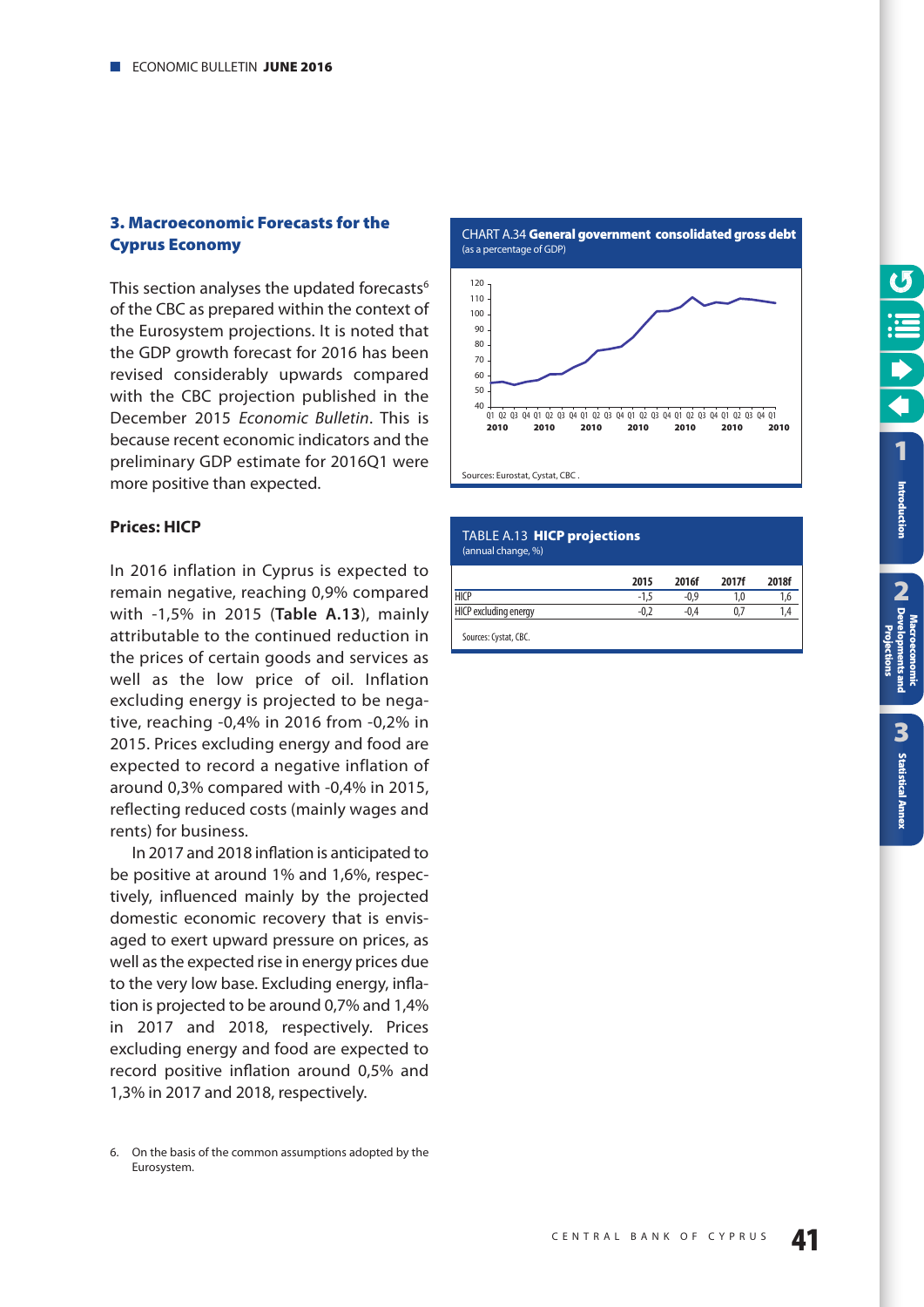## 3. Macroeconomic Forecasts for the Cyprus Economy

This section analyses the updated forecasts[6] of the CBC as prepared within the context of the Eurosystem projections. It is noted that the GDP growth forecast for 2016 has been revised considerably upwards compared with the CBC projection published in the December 2015 *Economic Bulletin*. This is because recent economic indicators and the preliminary GDP estimate for 2016Q1 were more positive than expected.

### Prices: HICP

In 2016 inflation in Cyprus is expected to remain negative, reaching 0,9% compared with -1,5% in 2015 (**Table A.13**), mainly attributable to the continued reduction in the prices of certain goods and services as well as the low price of oil. Inflation excluding energy is projected to be negative, reaching -0,4% in 2016 from -0,2% in 2015. Prices excluding energy and food are expected to record a negative inflation of around 0,3% compared with -0,4% in 2015, reflecting reduced costs (mainly wages and rents) for business.

In 2017 and 2018 inflation is anticipated to be positive at around 1% and 1,6%, respectively, influenced mainly by the projected domestic economic recovery that is envisaged to exert upward pressure on prices, as well as the expected rise in energy prices due to the very low base. Excluding energy, inflation is projected to be around 0,7% and 1,4% in 2017 and 2018, respectively. Prices excluding energy and food are expected to record positive inflation around 0,5% and 1,3% in 2017 and 2018, respectively.

6. On the basis of the common assumptions adopted by the Eurosystem.

CHART A.34 **General government consolidated gross debt**
(as a percentage of GDP)

Sources: Eurostat, Cystat, CBC .

TABLE A.13 **HICP projections**
(annual change, %)

| | 2015 | 2016f | 2017f | 2018f |
|---|---|---|---|---|
| HICP | -1,5 | -0,9 | 1,0 | 1,6 |
| HICP excluding energy | -0,2 | -0,4 | 0,7 | 1,4 |

Sources: Cystat, CBC.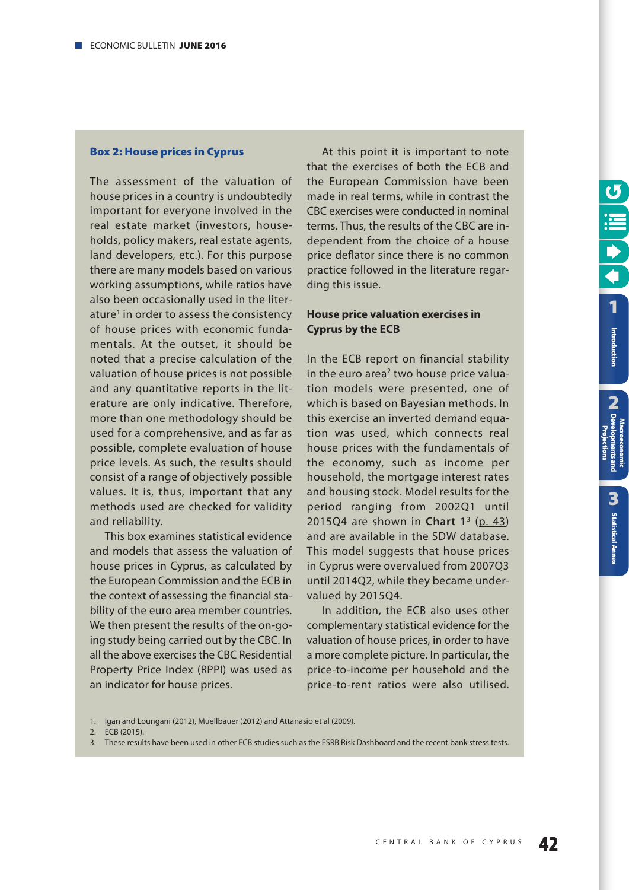## Box 2: House prices in Cyprus

The assessment of the valuation of house prices in a country is undoubtedly important for everyone involved in the real estate market (investors, households, policy makers, real estate agents, land developers, etc.). For this purpose there are many models based on various working assumptions, while ratios have also been occasionally used in the literature[1] in order to assess the consistency of house prices with economic fundamentals. At the outset, it should be noted that a precise calculation of the valuation of house prices is not possible and any quantitative reports in the literature are only indicative. Therefore, more than one methodology should be used for a comprehensive, and as far as possible, complete evaluation of house price levels. As such, the results should consist of a range of objectively possible values. It is, thus, important that any methods used are checked for validity and reliability.

This box examines statistical evidence and models that assess the valuation of house prices in Cyprus, as calculated by the European Commission and the ECB in the context of assessing the financial stability of the euro area member countries. We then present the results of the on-going study being carried out by the CBC. In all the above exercises the CBC Residential Property Price Index (RPPI) was used as an indicator for house prices.

At this point it is important to note that the exercises of both the ECB and the European Commission have been made in real terms, while in contrast the CBC exercises were conducted in nominal terms. Thus, the results of the CBC are independent from the choice of a house price deflator since there is no common practice followed in the literature regarding this issue.

### House price valuation exercises in Cyprus by the ECB

In the ECB report on financial stability in the euro area[2] two house price valuation models were presented, one of which is based on Bayesian methods. In this exercise an inverted demand equation was used, which connects real house prices with the fundamentals of the economy, such as income per household, the mortgage interest rates and housing stock. Model results for the period ranging from 2002Q1 until 2015Q4 are shown in **Chart 1**[3] (p. 43) and are available in the SDW database. This model suggests that house prices in Cyprus were overvalued from 2007Q3 until 2014Q2, while they became undervalued by 2015Q4.

In addition, the ECB also uses other complementary statistical evidence for the valuation of house prices, in order to have a more complete picture. In particular, the price-to-income per household and the price-to-rent ratios were also utilised.

1. Igan and Loungani (2012), Muellbauer (2012) and Attanasio et al (2009).
2. ECB (2015).
3. These results have been used in other ECB studies such as the ESRB Risk Dashboard and the recent bank stress tests.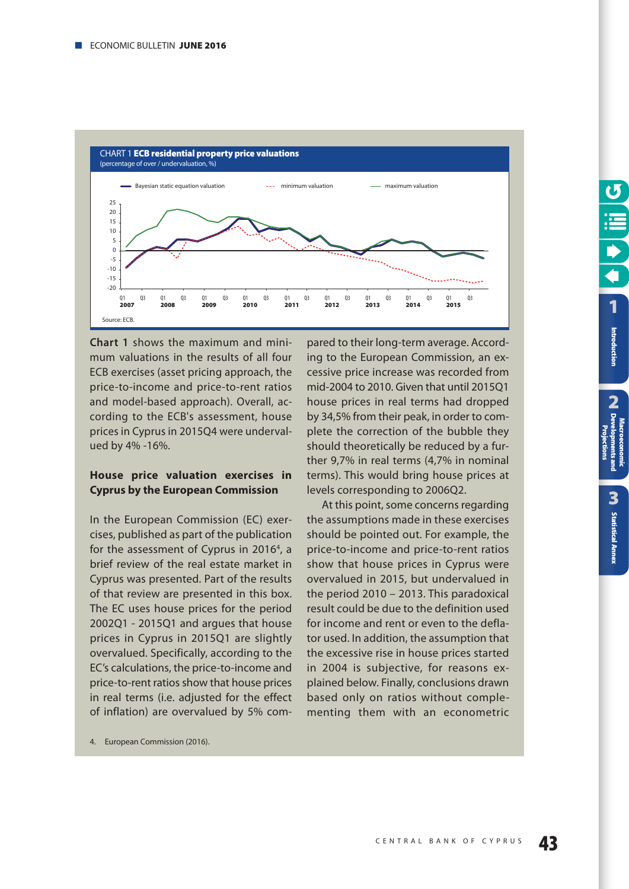CHART 1 **ECB residential property price valuations**
(percentage of over / undervaluation, %)

Source: ECB.

Chart 1 shows the maximum and minimum valuations in the results of all four ECB exercises (asset pricing approach, the price-to-income and price-to-rent ratios and model-based approach). Overall, according to the ECB's assessment, house prices in Cyprus in 2015Q4 were undervalued by 4% -16%.

**House price valuation exercises in Cyprus by the European Commission**

In the European Commission (EC) exercises, published as part of the publication for the assessment of Cyprus in 2016[4], a brief review of the real estate market in Cyprus was presented. Part of the results of that review are presented in this box. The EC uses house prices for the period 2002Q1 - 2015Q1 and argues that house prices in Cyprus in 2015Q1 are slightly overvalued. Specifically, according to the EC's calculations, the price-to-income and price-to-rent ratios show that house prices in real terms (i.e. adjusted for the effect of inflation) are overvalued by 5% compared to their long-term average. According to the European Commission, an excessive price increase was recorded from mid-2004 to 2010. Given that until 2015Q1 house prices in real terms had dropped by 34,5% from their peak, in order to complete the correction of the bubble they should theoretically be reduced by a further 9,7% in real terms (4,7% in nominal terms). This would bring house prices at levels corresponding to 2006Q2.

At this point, some concerns regarding the assumptions made in these exercises should be pointed out. For example, the price-to-income and price-to-rent ratios show that house prices in Cyprus were overvalued in 2015, but undervalued in the period 2010 – 2013. This paradoxical result could be due to the definition used for income and rent or even to the deflator used. In addition, the assumption that the excessive rise in house prices started in 2004 is subjective, for reasons explained below. Finally, conclusions drawn based only on ratios without complementing them with an econometric

4. European Commission (2016).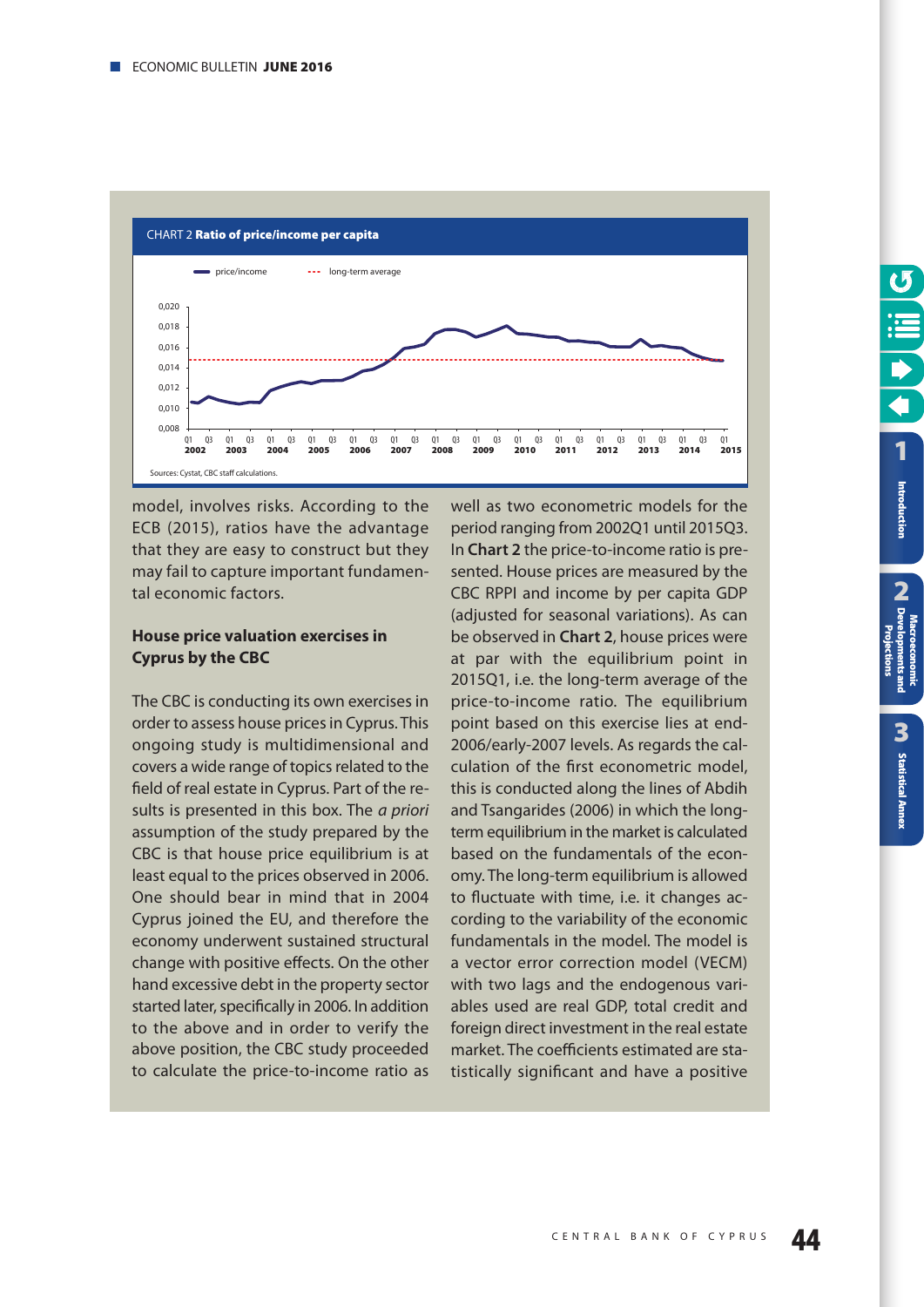CHART 2 **Ratio of price/income per capita**

Sources: Cystat, CBC staff calculations.

model, involves risks. According to the ECB (2015), ratios have the advantage that they are easy to construct but they may fail to capture important fundamental economic factors.

### House price valuation exercises in Cyprus by the CBC

The CBC is conducting its own exercises in order to assess house prices in Cyprus. This ongoing study is multidimensional and covers a wide range of topics related to the field of real estate in Cyprus. Part of the results is presented in this box. The *a priori* assumption of the study prepared by the CBC is that house price equilibrium is at least equal to the prices observed in 2006. One should bear in mind that in 2004 Cyprus joined the EU, and therefore the economy underwent sustained structural change with positive effects. On the other hand excessive debt in the property sector started later, specifically in 2006. In addition to the above and in order to verify the above position, the CBC study proceeded to calculate the price-to-income ratio as well as two econometric models for the period ranging from 2002Q1 until 2015Q3. In **Chart 2** the price-to-income ratio is presented. House prices are measured by the CBC RPPI and income by per capita GDP (adjusted for seasonal variations). As can be observed in **Chart 2**, house prices were at par with the equilibrium point in 2015Q1, i.e. the long-term average of the price-to-income ratio. The equilibrium point based on this exercise lies at end-2006/early-2007 levels. As regards the calculation of the first econometric model, this is conducted along the lines of Abdih and Tsangarides (2006) in which the long-term equilibrium in the market is calculated based on the fundamentals of the economy. The long-term equilibrium is allowed to fluctuate with time, i.e. it changes according to the variability of the economic fundamentals in the model. The model is a vector error correction model (VECM) with two lags and the endogenous variables used are real GDP, total credit and foreign direct investment in the real estate market. The coefficients estimated are statistically significant and have a positive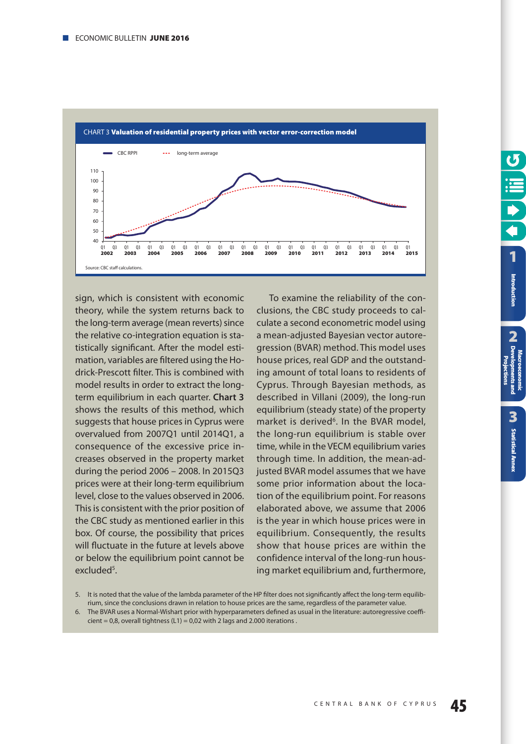CHART 3 **Valuation of residential property prices with vector error-correction model**

Source: CBC staff calculations.

sign, which is consistent with economic theory, while the system returns back to the long-term average (mean reverts) since the relative co-integration equation is statistically significant. After the model estimation, variables are filtered using the Hodrick-Prescott filter. This is combined with model results in order to extract the long-term equilibrium in each quarter. **Chart 3** shows the results of this method, which suggests that house prices in Cyprus were overvalued from 2007Q1 until 2014Q1, a consequence of the excessive price increases observed in the property market during the period 2006 – 2008. In 2015Q3 prices were at their long-term equilibrium level, close to the values observed in 2006. This is consistent with the prior position of the CBC study as mentioned earlier in this box. Of course, the possibility that prices will fluctuate in the future at levels above or below the equilibrium point cannot be excluded[5].

To examine the reliability of the conclusions, the CBC study proceeds to calculate a second econometric model using a mean-adjusted Bayesian vector autoregression (BVAR) method. This model uses house prices, real GDP and the outstanding amount of total loans to residents of Cyprus. Through Bayesian methods, as described in Villani (2009), the long-run equilibrium (steady state) of the property market is derived[6]. In the BVAR model, the long-run equilibrium is stable over time, while in the VECM equilibrium varies through time. In addition, the mean-adjusted BVAR model assumes that we have some prior information about the location of the equilibrium point. For reasons elaborated above, we assume that 2006 is the year in which house prices were in equilibrium. Consequently, the results show that house prices are within the confidence interval of the long-run housing market equilibrium and, furthermore,

5. It is noted that the value of the lambda parameter of the HP filter does not significantly affect the long-term equilibrium, since the conclusions drawn in relation to house prices are the same, regardless of the parameter value.
6. The BVAR uses a Normal-Wishart prior with hyperparameters defined as usual in the literature: autoregressive coefficient = 0,8, overall tightness (L1) = 0,02 with 2 lags and 2.000 iterations .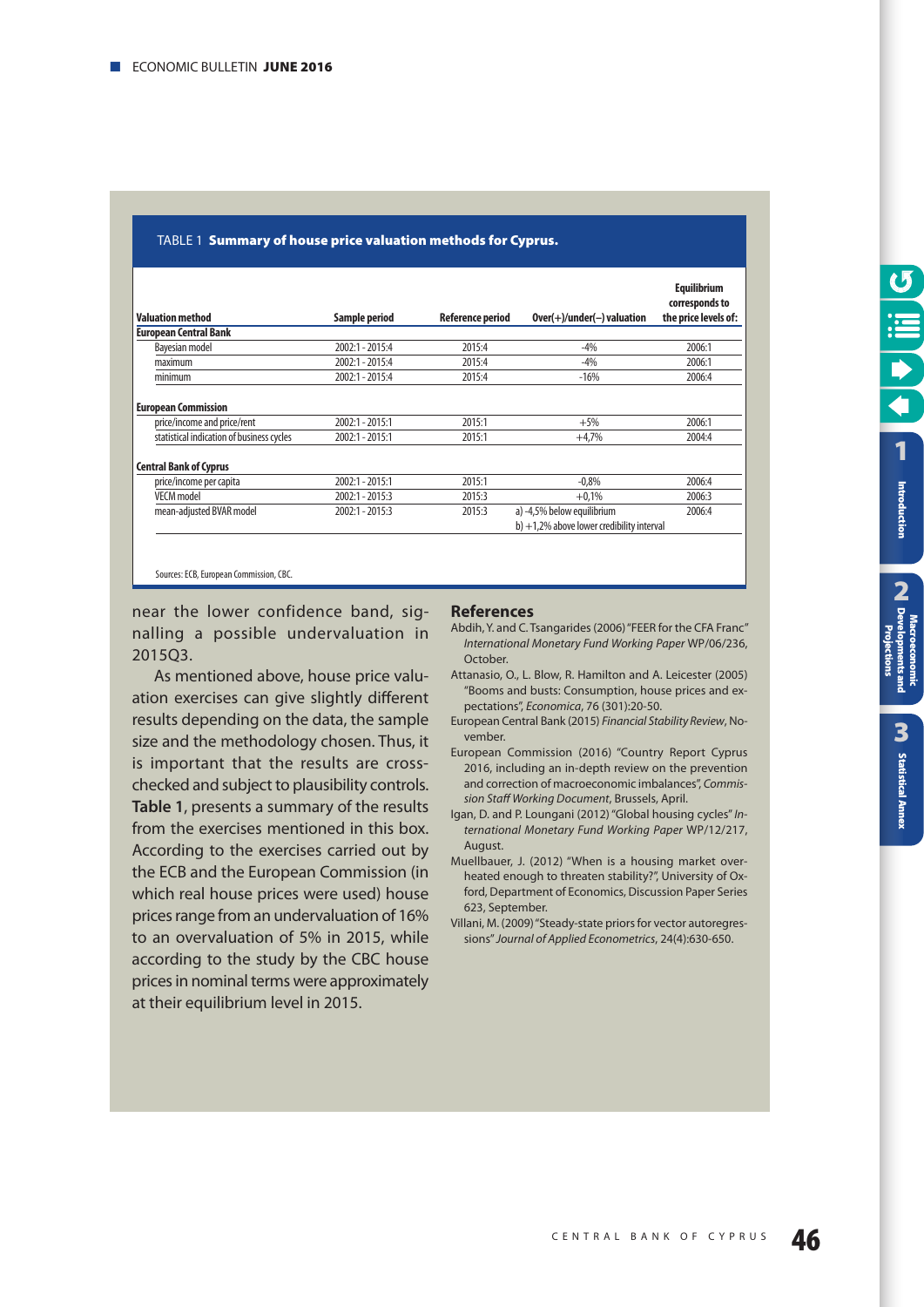TABLE 1 **Summary of house price valuation methods for Cyprus.**

| Valuation method | Sample period | Reference period | Over(+)/under(–) valuation | Equilibrium corresponds to the price levels of: |
|---|---|---|---|---|
| **European Central Bank** | | | | |
| Bayesian model | 2002:1 - 2015:4 | 2015:4 | -4% | 2006:1 |
| maximum | 2002:1 - 2015:4 | 2015:4 | -4% | 2006:1 |
| minimum | 2002:1 - 2015:4 | 2015:4 | -16% | 2006:4 |
| **European Commission** | | | | |
| price/income and price/rent | 2002:1 - 2015:1 | 2015:1 | +5% | 2006:1 |
| statistical indication of business cycles | 2002:1 - 2015:1 | 2015:1 | +4,7% | 2004:4 |
| **Central Bank of Cyprus** | | | | |
| price/income per capita | 2002:1 - 2015:1 | 2015:1 | -0,8% | 2006:4 |
| VECM model | 2002:1 - 2015:3 | 2015:3 | +0,1% | 2006:3 |
| mean-adjusted BVAR model | 2002:1 - 2015:3 | 2015:3 | a) -4,5% below equilibrium<br>b) +1,2% above lower credibility interval | 2006:4 |

Sources: ECB, European Commission, CBC.

near the lower confidence band, signalling a possible undervaluation in 2015Q3.

As mentioned above, house price valuation exercises can give slightly different results depending on the data, the sample size and the methodology chosen. Thus, it is important that the results are cross-checked and subject to plausibility controls. **Table 1**, presents a summary of the results from the exercises mentioned in this box. According to the exercises carried out by the ECB and the European Commission (in which real house prices were used) house prices range from an undervaluation of 16% to an overvaluation of 5% in 2015, while according to the study by the CBC house prices in nominal terms were approximately at their equilibrium level in 2015.

## References

Abdih, Y. and C. Tsangarides (2006) "FEER for the CFA Franc" *International Monetary Fund Working Paper* WP/06/236, October.

Attanasio, O., L. Blow, R. Hamilton and A. Leicester (2005) "Booms and busts: Consumption, house prices and expectations", *Economica*, 76 (301):20-50.

European Central Bank (2015) *Financial Stability Review*, November.

European Commission (2016) "Country Report Cyprus 2016, including an in-depth review on the prevention and correction of macroeconomic imbalances", *Commission Staff Working Document*, Brussels, April.

Igan, D. and P. Loungani (2012) "Global housing cycles" *International Monetary Fund Working Paper* WP/12/217, August.

Muellbauer, J. (2012) "When is a housing market overheated enough to threaten stability?", University of Oxford, Department of Economics, Discussion Paper Series 623, September.

Villani, M. (2009) "Steady-state priors for vector autoregressions" *Journal of Applied Econometrics*, 24(4):630-650.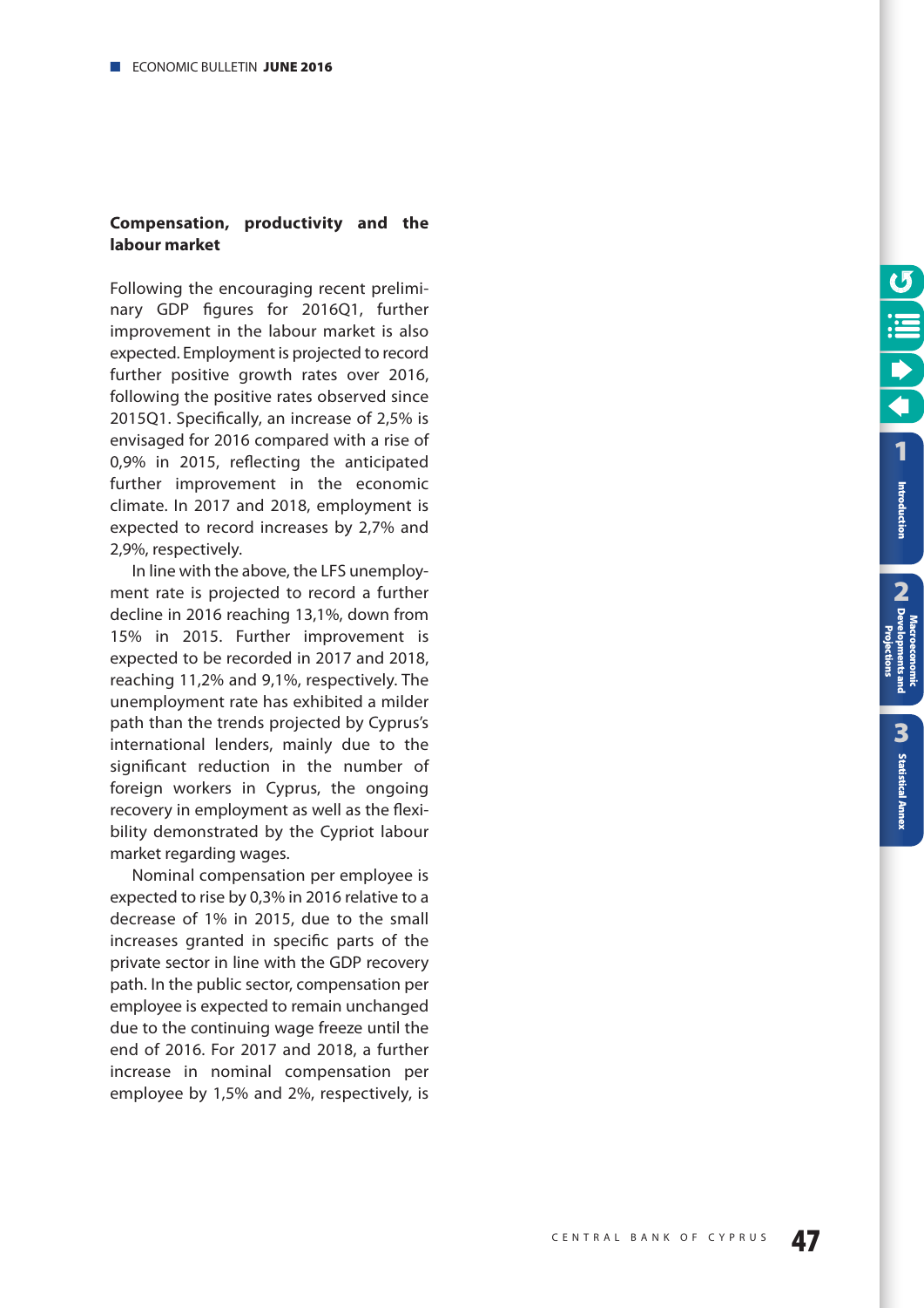**Compensation, productivity and the labour market**

Following the encouraging recent preliminary GDP figures for 2016Q1, further improvement in the labour market is also expected. Employment is projected to record further positive growth rates over 2016, following the positive rates observed since 2015Q1. Specifically, an increase of 2,5% is envisaged for 2016 compared with a rise of 0,9% in 2015, reflecting the anticipated further improvement in the economic climate. In 2017 and 2018, employment is expected to record increases by 2,7% and 2,9%, respectively.

In line with the above, the LFS unemployment rate is projected to record a further decline in 2016 reaching 13,1%, down from 15% in 2015. Further improvement is expected to be recorded in 2017 and 2018, reaching 11,2% and 9,1%, respectively. The unemployment rate has exhibited a milder path than the trends projected by Cyprus's international lenders, mainly due to the significant reduction in the number of foreign workers in Cyprus, the ongoing recovery in employment as well as the flexibility demonstrated by the Cypriot labour market regarding wages.

Nominal compensation per employee is expected to rise by 0,3% in 2016 relative to a decrease of 1% in 2015, due to the small increases granted in specific parts of the private sector in line with the GDP recovery path. In the public sector, compensation per employee is expected to remain unchanged due to the continuing wage freeze until the end of 2016. For 2017 and 2018, a further increase in nominal compensation per employee by 1,5% and 2%, respectively, is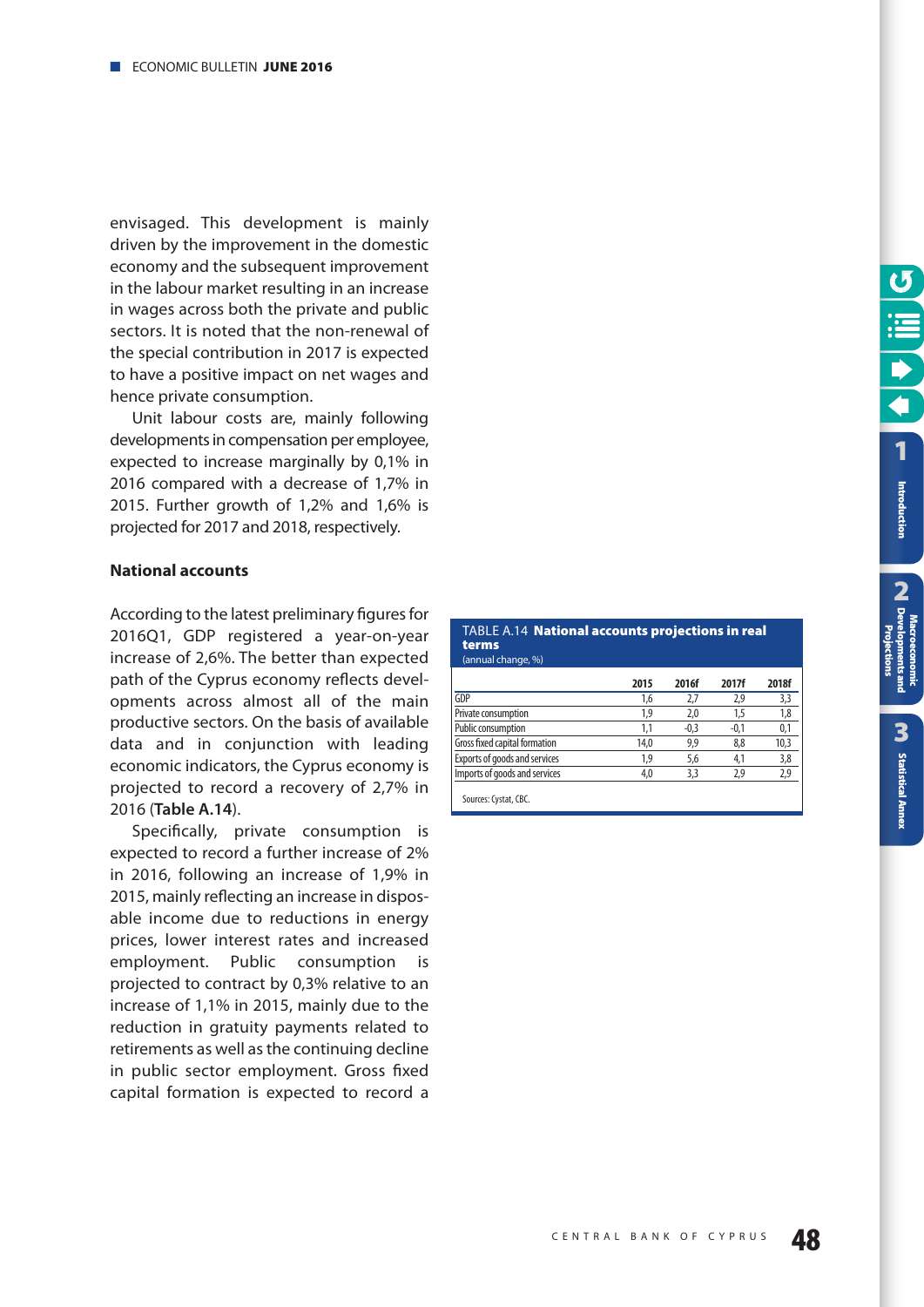envisaged. This development is mainly driven by the improvement in the domestic economy and the subsequent improvement in the labour market resulting in an increase in wages across both the private and public sectors. It is noted that the non-renewal of the special contribution in 2017 is expected to have a positive impact on net wages and hence private consumption.

Unit labour costs are, mainly following developments in compensation per employee, expected to increase marginally by 0,1% in 2016 compared with a decrease of 1,7% in 2015. Further growth of 1,2% and 1,6% is projected for 2017 and 2018, respectively.

**National accounts**

According to the latest preliminary figures for 2016Q1, GDP registered a year-on-year increase of 2,6%. The better than expected path of the Cyprus economy reflects developments across almost all of the main productive sectors. On the basis of available data and in conjunction with leading economic indicators, the Cyprus economy is projected to record a recovery of 2,7% in 2016 (**Table A.14**).

Specifically, private consumption is expected to record a further increase of 2% in 2016, following an increase of 1,9% in 2015, mainly reflecting an increase in disposable income due to reductions in energy prices, lower interest rates and increased employment. Public consumption is projected to contract by 0,3% relative to an increase of 1,1% in 2015, mainly due to the reduction in gratuity payments related to retirements as well as the continuing decline in public sector employment. Gross fixed capital formation is expected to record a

TABLE A.14 **National accounts projections in real terms**
(annual change, %)

| | 2015 | 2016f | 2017f | 2018f |
|---|---|---|---|---|
| GDP | 1,6 | 2,7 | 2,9 | 3,3 |
| Private consumption | 1,9 | 2,0 | 1,5 | 1,8 |
| Public consumption | 1,1 | -0,3 | -0,1 | 0,1 |
| Gross fixed capital formation | 14,0 | 9,9 | 8,8 | 10,3 |
| Exports of goods and services | 1,9 | 5,6 | 4,1 | 3,8 |
| Imports of goods and services | 4,0 | 3,3 | 2,9 | 2,9 |

Sources: Cystat, CBC.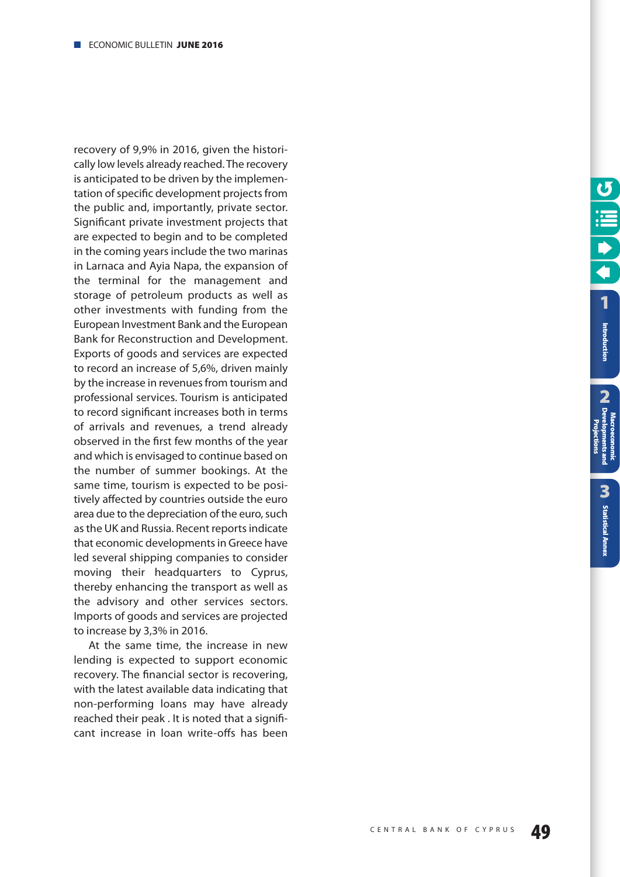recovery of 9,9% in 2016, given the historically low levels already reached. The recovery is anticipated to be driven by the implementation of specific development projects from the public and, importantly, private sector. Significant private investment projects that are expected to begin and to be completed in the coming years include the two marinas in Larnaca and Ayia Napa, the expansion of the terminal for the management and storage of petroleum products as well as other investments with funding from the European Investment Bank and the European Bank for Reconstruction and Development. Exports of goods and services are expected to record an increase of 5,6%, driven mainly by the increase in revenues from tourism and professional services. Tourism is anticipated to record significant increases both in terms of arrivals and revenues, a trend already observed in the first few months of the year and which is envisaged to continue based on the number of summer bookings. At the same time, tourism is expected to be positively affected by countries outside the euro area due to the depreciation of the euro, such as the UK and Russia. Recent reports indicate that economic developments in Greece have led several shipping companies to consider moving their headquarters to Cyprus, thereby enhancing the transport as well as the advisory and other services sectors. Imports of goods and services are projected to increase by 3,3% in 2016.

At the same time, the increase in new lending is expected to support economic recovery. The financial sector is recovering, with the latest available data indicating that non-performing loans may have already reached their peak . It is noted that a significant increase in loan write-offs has been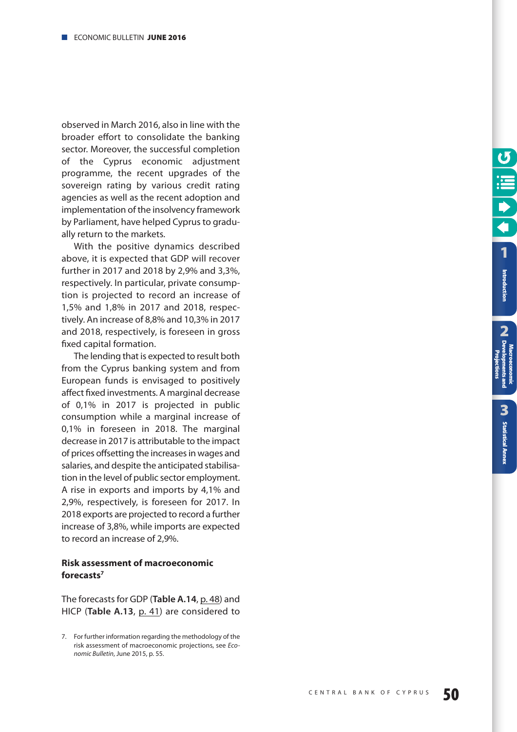observed in March 2016, also in line with the broader effort to consolidate the banking sector. Moreover, the successful completion of the Cyprus economic adjustment programme, the recent upgrades of the sovereign rating by various credit rating agencies as well as the recent adoption and implementation of the insolvency framework by Parliament, have helped Cyprus to gradually return to the markets.

With the positive dynamics described above, it is expected that GDP will recover further in 2017 and 2018 by 2,9% and 3,3%, respectively. In particular, private consumption is projected to record an increase of 1,5% and 1,8% in 2017 and 2018, respectively. An increase of 8,8% and 10,3% in 2017 and 2018, respectively, is foreseen in gross fixed capital formation.

The lending that is expected to result both from the Cyprus banking system and from European funds is envisaged to positively affect fixed investments. A marginal decrease of 0,1% in 2017 is projected in public consumption while a marginal increase of 0,1% in foreseen in 2018. The marginal decrease in 2017 is attributable to the impact of prices offsetting the increases in wages and salaries, and despite the anticipated stabilisation in the level of public sector employment. A rise in exports and imports by 4,1% and 2,9%, respectively, is foreseen for 2017. In 2018 exports are projected to record a further increase of 3,8%, while imports are expected to record an increase of 2,9%.

### Risk assessment of macroeconomic forecasts[7]

The forecasts for GDP (**Table A.14**, p. 48) and HICP (**Table A.13**, p. 41) are considered to

7. For further information regarding the methodology of the risk assessment of macroeconomic projections, see *Economic Bulletin*, June 2015, p. 55.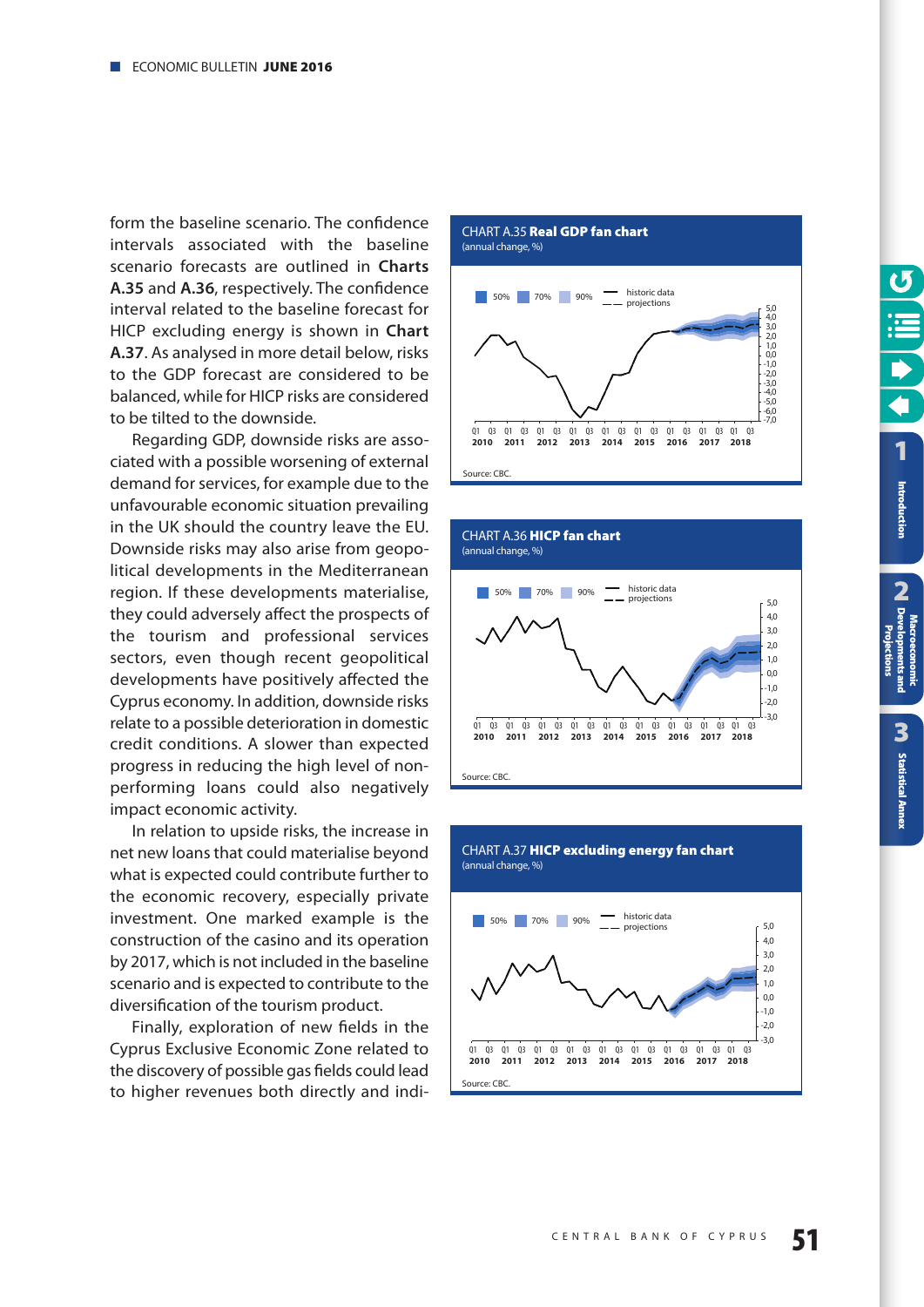form the baseline scenario. The confidence intervals associated with the baseline scenario forecasts are outlined in **Charts A.35** and **A.36**, respectively. The confidence interval related to the baseline forecast for HICP excluding energy is shown in **Chart A.37**. As analysed in more detail below, risks to the GDP forecast are considered to be balanced, while for HICP risks are considered to be tilted to the downside.

Regarding GDP, downside risks are associated with a possible worsening of external demand for services, for example due to the unfavourable economic situation prevailing in the UK should the country leave the EU. Downside risks may also arise from geopolitical developments in the Mediterranean region. If these developments materialise, they could adversely affect the prospects of the tourism and professional services sectors, even though recent geopolitical developments have positively affected the Cyprus economy. In addition, downside risks relate to a possible deterioration in domestic credit conditions. A slower than expected progress in reducing the high level of non-performing loans could also negatively impact economic activity.

In relation to upside risks, the increase in net new loans that could materialise beyond what is expected could contribute further to the economic recovery, especially private investment. One marked example is the construction of the casino and its operation by 2017, which is not included in the baseline scenario and is expected to contribute to the diversification of the tourism product.

Finally, exploration of new fields in the Cyprus Exclusive Economic Zone related to the discovery of possible gas fields could lead to higher revenues both directly and indi-

CHART A.35 **Real GDP fan chart**
(annual change, %)

Source: CBC.

CHART A.36 **HICP fan chart**
(annual change, %)

Source: CBC.

CHART A.37 **HICP excluding energy fan chart**
(annual change, %)

Source: CBC.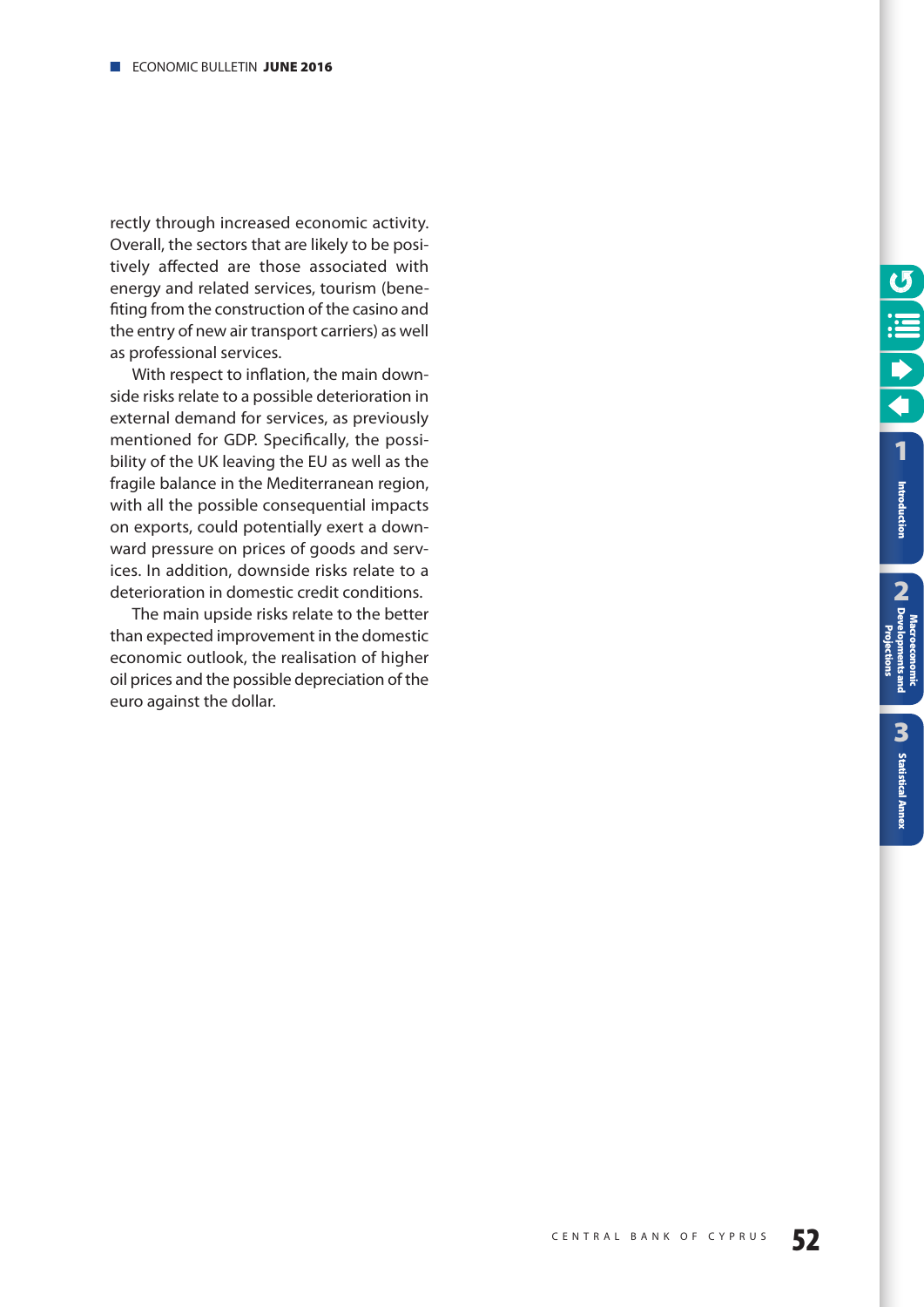rectly through increased economic activity. Overall, the sectors that are likely to be positively affected are those associated with energy and related services, tourism (benefiting from the construction of the casino and the entry of new air transport carriers) as well as professional services.

With respect to inflation, the main downside risks relate to a possible deterioration in external demand for services, as previously mentioned for GDP. Specifically, the possibility of the UK leaving the EU as well as the fragile balance in the Mediterranean region, with all the possible consequential impacts on exports, could potentially exert a downward pressure on prices of goods and services. In addition, downside risks relate to a deterioration in domestic credit conditions.

The main upside risks relate to the better than expected improvement in the domestic economic outlook, the realisation of higher oil prices and the possible depreciation of the euro against the dollar.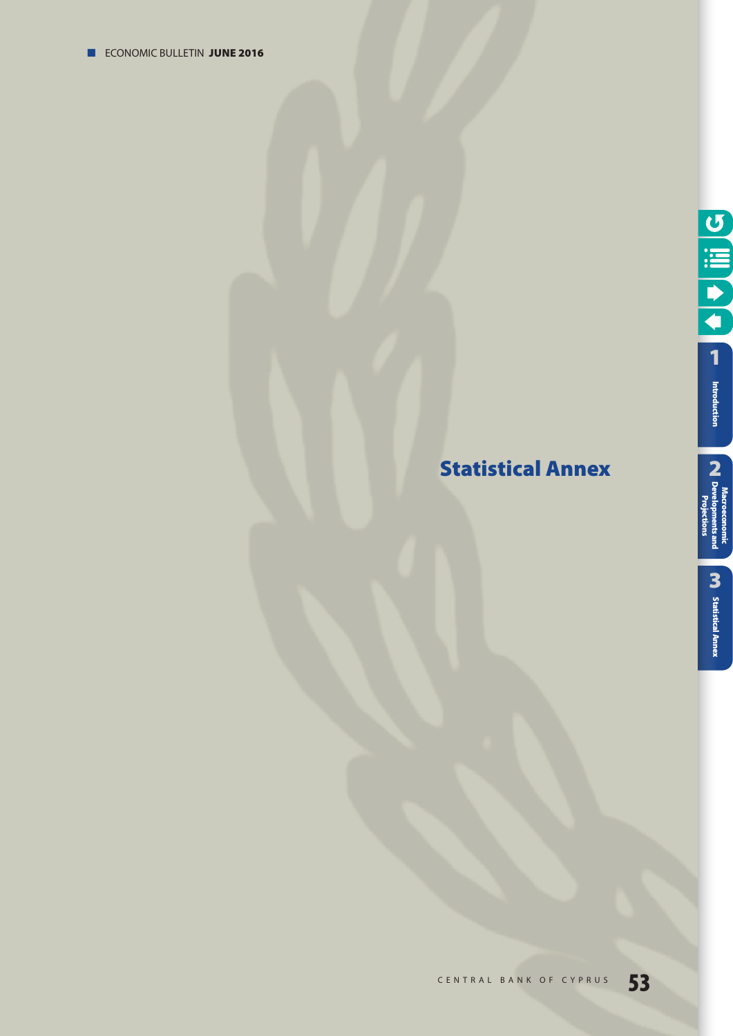# Statistical Annex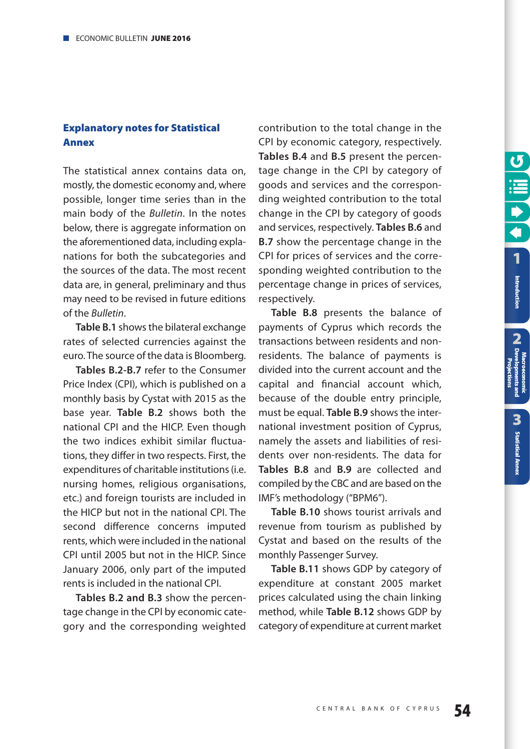## Explanatory notes for Statistical Annex

The statistical annex contains data on, mostly, the domestic economy and, where possible, longer time series than in the main body of the *Bulletin*. In the notes below, there is aggregate information on the aforementioned data, including explanations for both the subcategories and the sources of the data. The most recent data are, in general, preliminary and thus may need to be revised in future editions of the *Bulletin*.

**Table B.1** shows the bilateral exchange rates of selected currencies against the euro. The source of the data is Bloomberg.

**Tables B.2-B.7** refer to the Consumer Price Index (CPI), which is published on a monthly basis by Cystat with 2015 as the base year. **Table B.2** shows both the national CPI and the HICP. Even though the two indices exhibit similar fluctuations, they differ in two respects. First, the expenditures of charitable institutions (i.e. nursing homes, religious organisations, etc.) and foreign tourists are included in the HICP but not in the national CPI. The second difference concerns imputed rents, which were included in the national CPI until 2005 but not in the HICP. Since January 2006, only part of the imputed rents is included in the national CPI.

**Tables B.2 and B.3** show the percentage change in the CPI by economic category and the corresponding weighted contribution to the total change in the CPI by economic category, respectively. **Tables B.4** and **B.5** present the percentage change in the CPI by category of goods and services and the corresponding weighted contribution to the total change in the CPI by category of goods and services, respectively. **Tables B.6** and **B.7** show the percentage change in the CPI for prices of services and the corresponding weighted contribution to the percentage change in prices of services, respectively.

**Table B.8** presents the balance of payments of Cyprus which records the transactions between residents and non-residents. The balance of payments is divided into the current account and the capital and financial account which, because of the double entry principle, must be equal. **Table B.9** shows the international investment position of Cyprus, namely the assets and liabilities of residents over non-residents. The data for **Tables B.8** and **B.9** are collected and compiled by the CBC and are based on the IMF's methodology ("BPM6").

**Table B.10** shows tourist arrivals and revenue from tourism as published by Cystat and based on the results of the monthly Passenger Survey.

**Table B.11** shows GDP by category of expenditure at constant 2005 market prices calculated using the chain linking method, while **Table B.12** shows GDP by category of expenditure at current market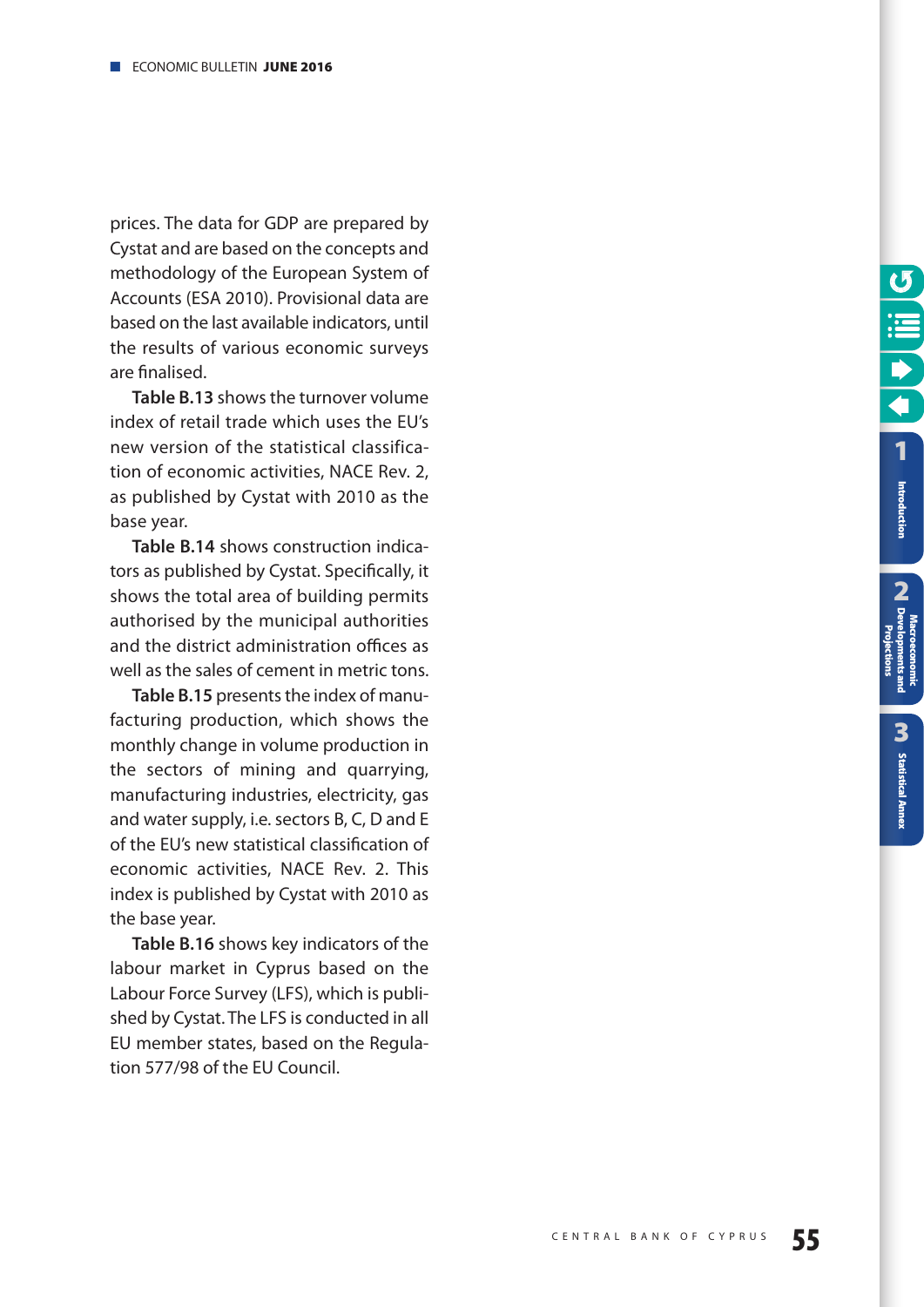prices. The data for GDP are prepared by Cystat and are based on the concepts and methodology of the European System of Accounts (ESA 2010). Provisional data are based on the last available indicators, until the results of various economic surveys are finalised.

**Table B.13** shows the turnover volume index of retail trade which uses the EU's new version of the statistical classification of economic activities, NACE Rev. 2, as published by Cystat with 2010 as the base year.

**Table B.14** shows construction indicators as published by Cystat. Specifically, it shows the total area of building permits authorised by the municipal authorities and the district administration offices as well as the sales of cement in metric tons.

**Table B.15** presents the index of manufacturing production, which shows the monthly change in volume production in the sectors of mining and quarrying, manufacturing industries, electricity, gas and water supply, i.e. sectors B, C, D and E of the EU's new statistical classification of economic activities, NACE Rev. 2. This index is published by Cystat with 2010 as the base year.

**Table B.16** shows key indicators of the labour market in Cyprus based on the Labour Force Survey (LFS), which is published by Cystat. The LFS is conducted in all EU member states, based on the Regulation 577/98 of the EU Council.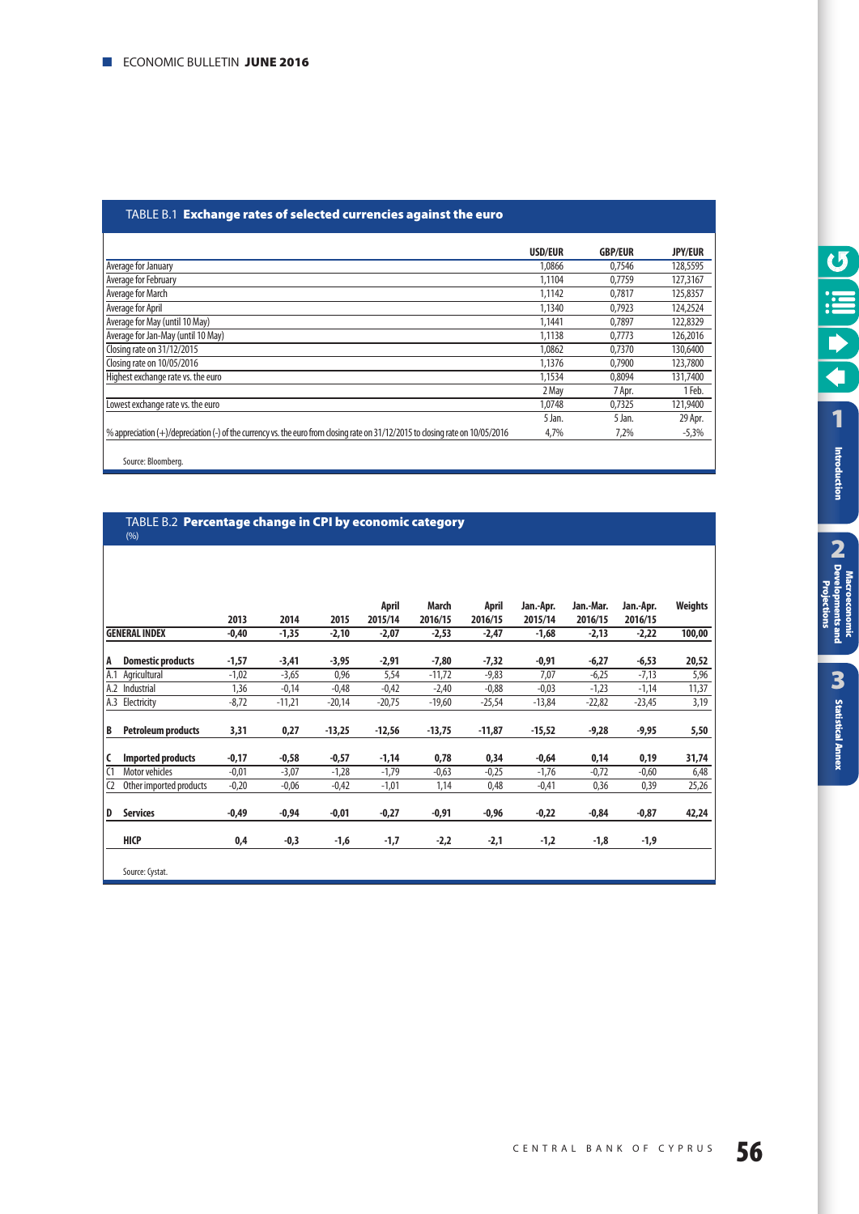## TABLE B.1 **Exchange rates of selected currencies against the euro**

| | USD/EUR | GBP/EUR | JPY/EUR |
|---|---|---|---|
| Average for January | 1,0866 | 0,7546 | 128,5595 |
| Average for February | 1,1104 | 0,7759 | 127,3167 |
| Average for March | 1,1142 | 0,7817 | 125,8357 |
| Average for April | 1,1340 | 0,7923 | 124,2524 |
| Average for May (until 10 May) | 1,1441 | 0,7897 | 122,8329 |
| Average for Jan-May (until 10 May) | 1,1138 | 0,7773 | 126,2016 |
| Closing rate on 31/12/2015 | 1,0862 | 0,7370 | 130,6400 |
| Closing rate on 10/05/2016 | 1,1376 | 0,7900 | 123,7800 |
| Highest exchange rate vs. the euro | 1,1534 | 0,8094 | 131,7400 |
| | 2 May | 7 Apr. | 1 Feb. |
| Lowest exchange rate vs. the euro | 1,0748 | 0,7325 | 121,9400 |
| | 5 Jan. | 5 Jan. | 29 Apr. |
| % appreciation (+)/depreciation (-) of the currency vs. the euro from closing rate on 31/12/2015 to closing rate on 10/05/2016 | 4,7% | 7,2% | -5,3% |

Source: Bloomberg.

## TABLE B.2 **Percentage change in CPI by economic category**

(%)

| | 2013 | 2014 | 2015 | April 2015/14 | March 2016/15 | April 2016/15 | Jan.-Apr. 2015/14 | Jan.-Mar. 2016/15 | Jan.-Apr. 2016/15 | Weights |
|---|---|---|---|---|---|---|---|---|---|---|
| **GENERAL INDEX** | **-0,40** | **-1,35** | **-2,10** | **-2,07** | **-2,53** | **-2,47** | **-1,68** | **-2,13** | **-2,22** | **100,00** |
| **A Domestic products** | **-1,57** | **-3,41** | **-3,95** | **-2,91** | **-7,80** | **-7,32** | **-0,91** | **-6,27** | **-6,53** | **20,52** |
| A.1 Agricultural | -1,02 | -3,65 | 0,96 | 5,54 | -11,72 | -9,83 | 7,07 | -6,25 | -7,13 | 5,96 |
| A.2 Industrial | 1,36 | -0,14 | -0,48 | -0,42 | -2,40 | -0,88 | -0,03 | -1,23 | -1,14 | 11,37 |
| A.3 Electricity | -8,72 | -11,21 | -20,14 | -20,75 | -19,60 | -25,54 | -13,84 | -22,82 | -23,45 | 3,19 |
| **B Petroleum products** | **3,31** | **0,27** | **-13,25** | **-12,56** | **-13,75** | **-11,87** | **-15,52** | **-9,28** | **-9,95** | **5,50** |
| **C Imported products** | **-0,17** | **-0,58** | **-0,57** | **-1,14** | **0,78** | **0,34** | **-0,64** | **0,14** | **0,19** | **31,74** |
| C1 Motor vehicles | -0,01 | -3,07 | -1,28 | -1,79 | -0,63 | -0,25 | -1,76 | -0,72 | -0,60 | 6,48 |
| C2 Other imported products | -0,20 | -0,06 | -0,42 | -1,01 | 1,14 | 0,48 | -0,41 | 0,36 | 0,39 | 25,26 |
| **D Services** | **-0,49** | **-0,94** | **-0,01** | **-0,27** | **-0,91** | **-0,96** | **-0,22** | **-0,84** | **-0,87** | **42,24** |
| **HICP** | **0,4** | **-0,3** | **-1,6** | **-1,7** | **-2,2** | **-2,1** | **-1,2** | **-1,8** | **-1,9** | |

Source: Cystat.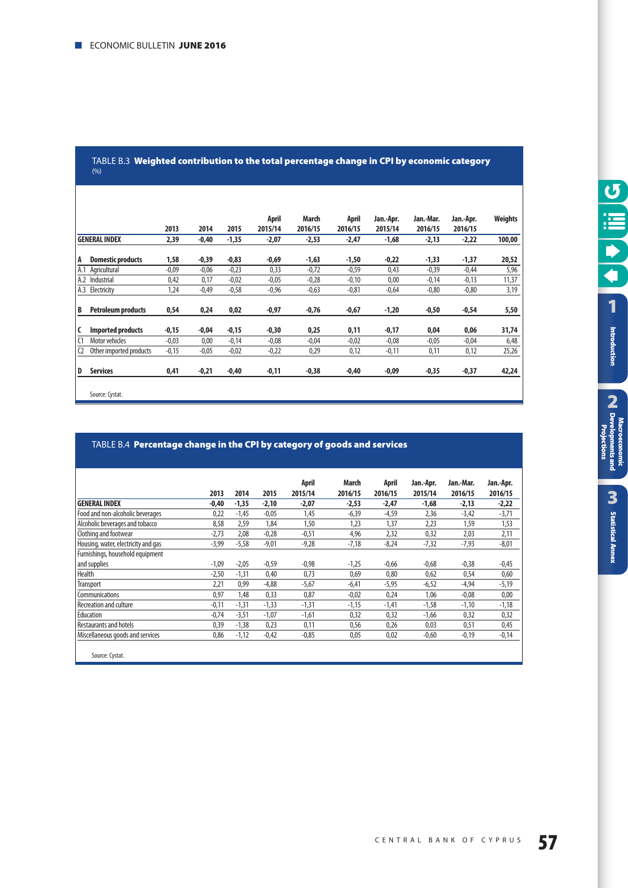## TABLE B.3 Weighted contribution to the total percentage change in CPI by economic category

(%)

| | 2013 | 2014 | 2015 | April 2015/14 | March 2016/15 | April 2016/15 | Jan.-Apr. 2015/14 | Jan.-Mar. 2016/15 | Jan.-Apr. 2016/15 | Weights |
|---|---|---|---|---|---|---|---|---|---|---|
| **GENERAL INDEX** | **2,39** | **-0,40** | **-1,35** | **-2,07** | **-2,53** | **-2,47** | **-1,68** | **-2,13** | **-2,22** | **100,00** |
| **A Domestic products** | **1,58** | **-0,39** | **-0,83** | **-0,69** | **-1,63** | **-1,50** | **-0,22** | **-1,33** | **-1,37** | **20,52** |
| A.1 Agricultural | -0,09 | -0,06 | -0,23 | 0,33 | -0,72 | -0,59 | 0,43 | -0,39 | -0,44 | 5,96 |
| A.2 Industrial | 0,42 | 0,17 | -0,02 | -0,05 | -0,28 | -0,10 | 0,00 | -0,14 | -0,13 | 11,37 |
| A.3 Electricity | 1,24 | -0,49 | -0,58 | -0,96 | -0,63 | -0,81 | -0,64 | -0,80 | -0,80 | 3,19 |
| **B Petroleum products** | **0,54** | **0,24** | **0,02** | **-0,97** | **-0,76** | **-0,67** | **-1,20** | **-0,50** | **-0,54** | **5,50** |
| **C Imported products** | **-0,15** | **-0,04** | **-0,15** | **-0,30** | **0,25** | **0,11** | **-0,17** | **0,04** | **0,06** | **31,74** |
| C1 Motor vehicles | -0,03 | 0,00 | -0,14 | -0,08 | -0,04 | -0,02 | -0,08 | -0,05 | -0,04 | 6,48 |
| C2 Other imported products | -0,15 | -0,05 | -0,02 | -0,22 | 0,29 | 0,12 | -0,11 | 0,11 | 0,12 | 25,26 |
| **D Services** | **0,41** | **-0,21** | **-0,40** | **-0,11** | **-0,38** | **-0,40** | **-0,09** | **-0,35** | **-0,37** | **42,24** |

Source: Cystat.

## TABLE B.4 Percentage change in the CPI by category of goods and services

| | 2013 | 2014 | 2015 | April 2015/14 | March 2016/15 | April 2016/15 | Jan.-Apr. 2015/14 | Jan.-Mar. 2016/15 | Jan.-Apr. 2016/15 |
|---|---|---|---|---|---|---|---|---|---|
| **GENERAL INDEX** | **-0,40** | **-1,35** | **-2,10** | **-2,07** | **-2,53** | **-2,47** | **-1,68** | **-2,13** | **-2,22** |
| Food and non-alcoholic beverages | 0,22 | -1,45 | -0,05 | 1,45 | -6,39 | -4,59 | 2,36 | -3,42 | -3,71 |
| Alcoholic beverages and tobacco | 8,58 | 2,59 | 1,84 | 1,50 | 1,23 | 1,37 | 2,23 | 1,59 | 1,53 |
| Clothing and footwear | -2,73 | 2,08 | -0,28 | -0,51 | 4,96 | 2,32 | 0,32 | 2,03 | 2,11 |
| Housing, water, electricity and gas | -3,99 | -5,58 | -9,01 | -9,28 | -7,18 | -8,24 | -7,32 | -7,93 | -8,01 |
| Furnishings, household equipment and supplies | -1,09 | -2,05 | -0,59 | -0,98 | -1,25 | -0,66 | -0,68 | -0,38 | -0,45 |
| Health | -2,50 | -1,31 | 0,40 | 0,73 | 0,69 | 0,80 | 0,62 | 0,54 | 0,60 |
| Transport | 2,21 | 0,99 | -4,88 | -5,67 | -6,41 | -5,95 | -6,52 | -4,94 | -5,19 |
| Communications | 0,97 | 1,48 | 0,33 | 0,87 | -0,02 | 0,24 | 1,06 | -0,08 | 0,00 |
| Recreation and culture | -0,11 | -1,31 | -1,33 | -1,31 | -1,15 | -1,41 | -1,58 | -1,10 | -1,18 |
| Education | -0,74 | -3,51 | -1,07 | -1,61 | 0,32 | 0,32 | -1,66 | 0,32 | 0,32 |
| Restaurants and hotels | 0,39 | -1,38 | 0,23 | 0,11 | 0,56 | 0,26 | 0,03 | 0,51 | 0,45 |
| Miscellaneous goods and services | 0,86 | -1,12 | -0,42 | -0,85 | 0,05 | 0,02 | -0,60 | -0,19 | -0,14 |

Source: Cystat.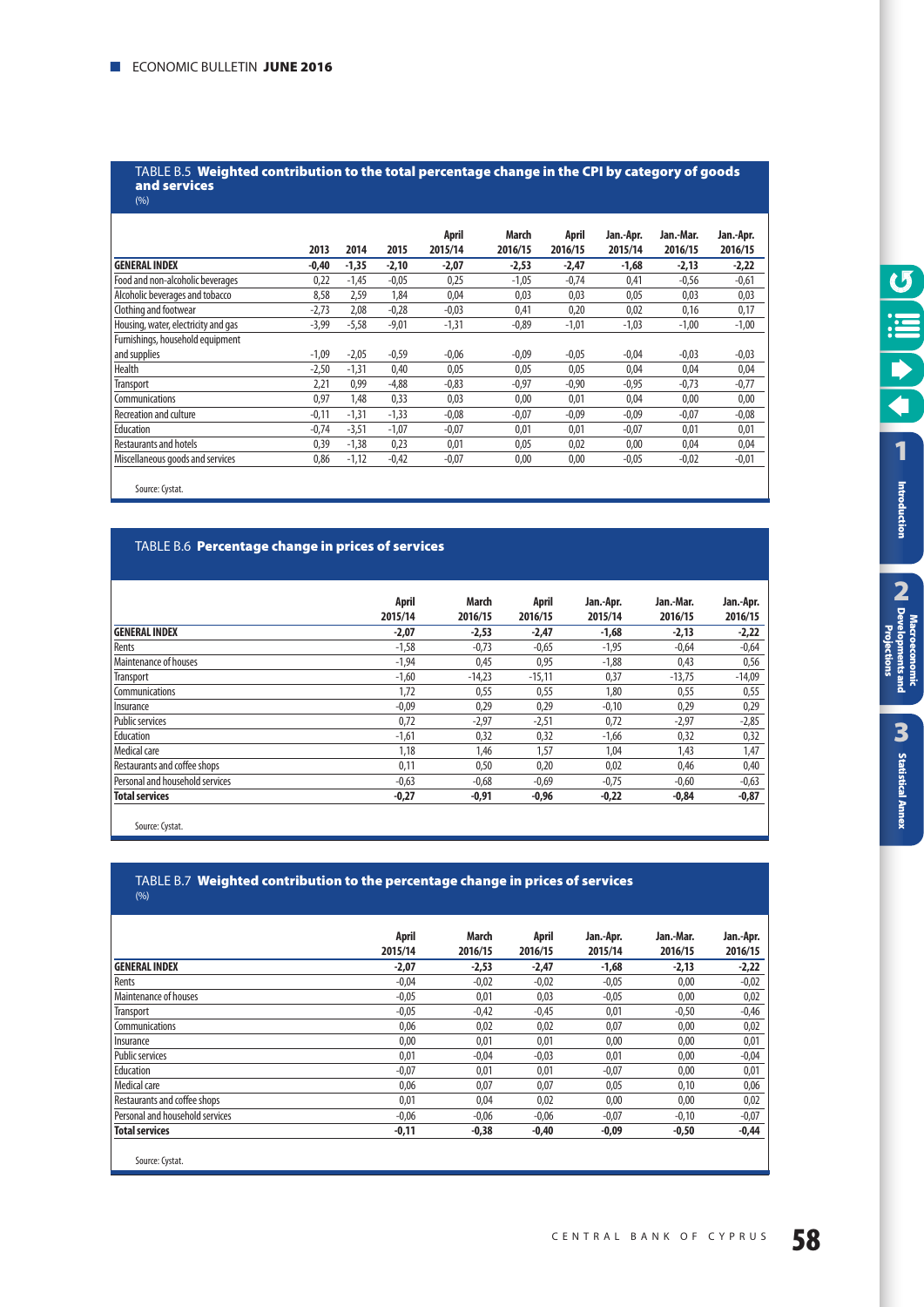TABLE B.5 **Weighted contribution to the total percentage change in the CPI by category of goods and services**
(%)

| | 2013 | 2014 | 2015 | April 2015/14 | March 2016/15 | April 2016/15 | Jan.-Apr. 2015/14 | Jan.-Mar. 2016/15 | Jan.-Apr. 2016/15 |
|---|---|---|---|---|---|---|---|---|---|
| **GENERAL INDEX** | **-0,40** | **-1,35** | **-2,10** | **-2,07** | **-2,53** | **-2,47** | **-1,68** | **-2,13** | **-2,22** |
| Food and non-alcoholic beverages | 0,22 | -1,45 | -0,05 | 0,25 | -1,05 | -0,74 | 0,41 | -0,56 | -0,61 |
| Alcoholic beverages and tobacco | 8,58 | 2,59 | 1,84 | 0,04 | 0,03 | 0,03 | 0,05 | 0,03 | 0,03 |
| Clothing and footwear | -2,73 | 2,08 | -0,28 | -0,03 | 0,41 | 0,20 | 0,02 | 0,16 | 0,17 |
| Housing, water, electricity and gas | -3,99 | -5,58 | -9,01 | -1,31 | -0,89 | -1,01 | -1,03 | -1,00 | -1,00 |
| Furnishings, household equipment and supplies | -1,09 | -2,05 | -0,59 | -0,06 | -0,09 | -0,05 | -0,04 | -0,03 | -0,03 |
| Health | -2,50 | -1,31 | 0,40 | 0,05 | 0,05 | 0,05 | 0,04 | 0,04 | 0,04 |
| Transport | 2,21 | 0,99 | -4,88 | -0,83 | -0,97 | -0,90 | -0,95 | -0,73 | -0,77 |
| Communications | 0,97 | 1,48 | 0,33 | 0,03 | 0,00 | 0,01 | 0,04 | 0,00 | 0,00 |
| Recreation and culture | -0,11 | -1,31 | -1,33 | -0,08 | -0,07 | -0,09 | -0,09 | -0,07 | -0,08 |
| Education | -0,74 | -3,51 | -1,07 | -0,07 | 0,01 | 0,01 | -0,07 | 0,01 | 0,01 |
| Restaurants and hotels | 0,39 | -1,38 | 0,23 | 0,01 | 0,05 | 0,02 | 0,00 | 0,04 | 0,04 |
| Miscellaneous goods and services | 0,86 | -1,12 | -0,42 | -0,07 | 0,00 | 0,00 | -0,05 | -0,02 | -0,01 |

Source: Cystat.

TABLE B.6 **Percentage change in prices of services**

| | April 2015/14 | March 2016/15 | April 2016/15 | Jan.-Apr. 2015/14 | Jan.-Mar. 2016/15 | Jan.-Apr. 2016/15 |
|---|---|---|---|---|---|---|
| **GENERAL INDEX** | **-2,07** | **-2,53** | **-2,47** | **-1,68** | **-2,13** | **-2,22** |
| Rents | -1,58 | -0,73 | -0,65 | -1,95 | -0,64 | -0,64 |
| Maintenance of houses | -1,94 | 0,45 | 0,95 | -1,88 | 0,43 | 0,56 |
| Transport | -1,60 | -14,23 | -15,11 | 0,37 | -13,75 | -14,09 |
| Communications | 1,72 | 0,55 | 0,55 | 1,80 | 0,55 | 0,55 |
| Insurance | -0,09 | 0,29 | 0,29 | -0,10 | 0,29 | 0,29 |
| Public services | 0,72 | -2,97 | -2,51 | 0,72 | -2,97 | -2,85 |
| Education | -1,61 | 0,32 | 0,32 | -1,66 | 0,32 | 0,32 |
| Medical care | 1,18 | 1,46 | 1,57 | 1,04 | 1,43 | 1,47 |
| Restaurants and coffee shops | 0,11 | 0,50 | 0,20 | 0,02 | 0,46 | 0,40 |
| Personal and household services | -0,63 | -0,68 | -0,69 | -0,75 | -0,60 | -0,63 |
| **Total services** | **-0,27** | **-0,91** | **-0,96** | **-0,22** | **-0,84** | **-0,87** |

Source: Cystat.

TABLE B.7 **Weighted contribution to the percentage change in prices of services**
(%)

| | April 2015/14 | March 2016/15 | April 2016/15 | Jan.-Apr. 2015/14 | Jan.-Mar. 2016/15 | Jan.-Apr. 2016/15 |
|---|---|---|---|---|---|---|
| **GENERAL INDEX** | **-2,07** | **-2,53** | **-2,47** | **-1,68** | **-2,13** | **-2,22** |
| Rents | -0,04 | -0,02 | -0,02 | -0,05 | 0,00 | -0,02 |
| Maintenance of houses | -0,05 | 0,01 | 0,03 | -0,05 | 0,00 | 0,02 |
| Transport | -0,05 | -0,42 | -0,45 | 0,01 | -0,50 | -0,46 |
| Communications | 0,06 | 0,02 | 0,02 | 0,07 | 0,00 | 0,02 |
| Insurance | 0,00 | 0,01 | 0,01 | 0,00 | 0,00 | 0,01 |
| Public services | 0,01 | -0,04 | -0,03 | 0,01 | 0,00 | -0,04 |
| Education | -0,07 | 0,01 | 0,01 | -0,07 | 0,00 | 0,01 |
| Medical care | 0,06 | 0,07 | 0,07 | 0,05 | 0,10 | 0,06 |
| Restaurants and coffee shops | 0,01 | 0,04 | 0,02 | 0,00 | 0,00 | 0,02 |
| Personal and household services | -0,06 | -0,06 | -0,06 | -0,07 | -0,10 | -0,07 |
| **Total services** | **-0,11** | **-0,38** | **-0,40** | **-0,09** | **-0,50** | **-0,44** |

Source: Cystat.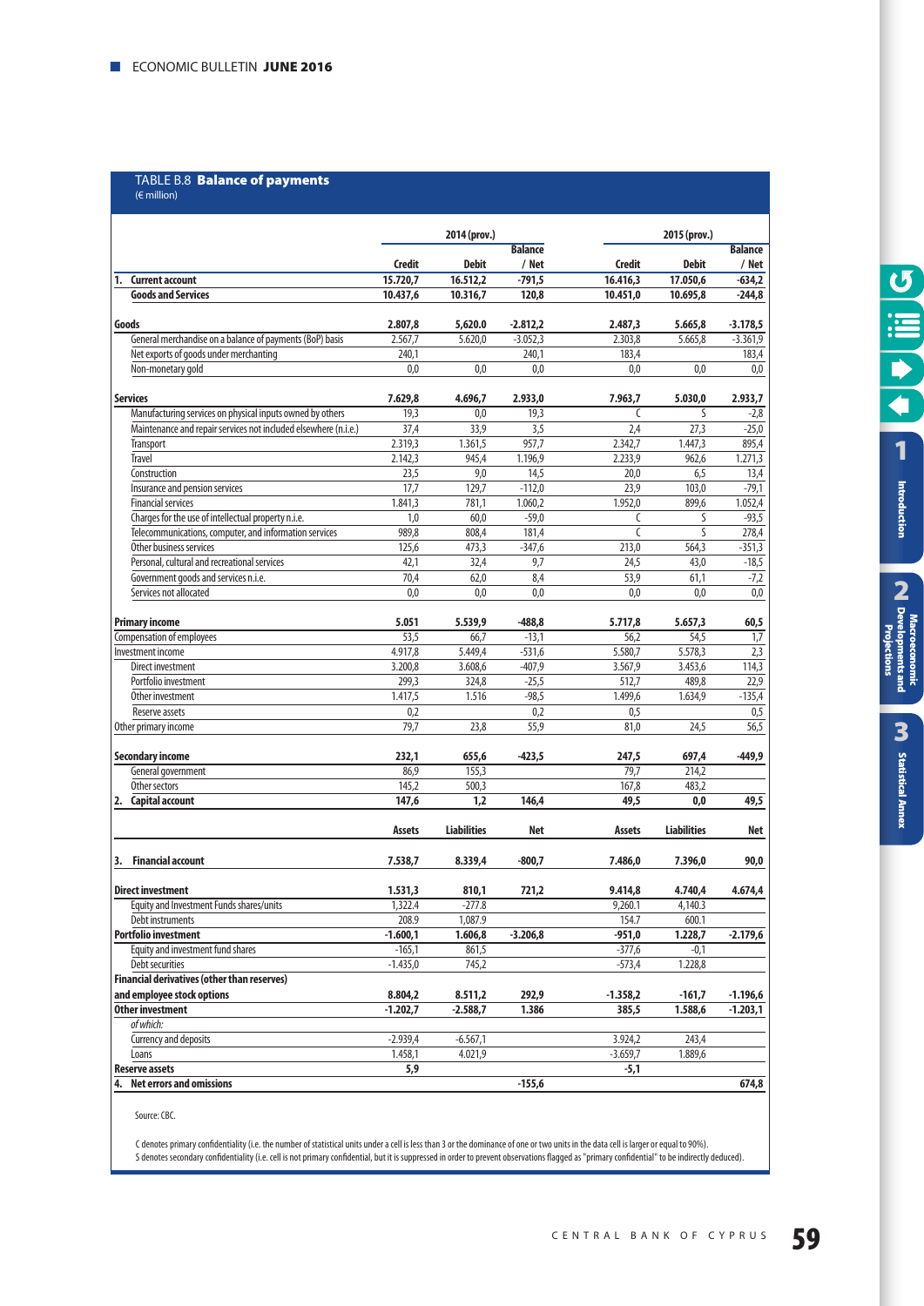## TABLE B.8 **Balance of payments**

(€ million)

| | 2014 (prov.) | | | 2015 (prov.) | | |
|---|---|---|---|---|---|---|
| | Credit | Debit | Balance / Net | Credit | Debit | Balance / Net |
| **1. Current account** | **15.720,7** | **16.512,2** | **-791,5** | **16.416,3** | **17.050,6** | **-634,2** |
| **Goods and Services** | **10.437,6** | **10.316,7** | **120,8** | **10.451,0** | **10.695,8** | **-244,8** |
| **Goods** | **2.807,8** | **5,620.0** | **-2.812,2** | **2.487,3** | **5.665,8** | **-3.178,5** |
| General merchandise on a balance of payments (BoP) basis | 2.567,7 | 5.620,0 | -3.052,3 | 2.303,8 | 5.665,8 | -3.361,9 |
| Net exports of goods under merchanting | 240,1 | | 240,1 | 183,4 | | 183,4 |
| Non-monetary gold | 0,0 | 0,0 | 0,0 | 0,0 | 0,0 | 0,0 |
| **Services** | **7.629,8** | **4.696,7** | **2.933,0** | **7.963,7** | **5.030,0** | **2.933,7** |
| Manufacturing services on physical inputs owned by others | 19,3 | 0,0 | 19,3 | C | S | -2,8 |
| Maintenance and repair services not included elsewhere (n.i.e.) | 37,4 | 33,9 | 3,5 | 2,4 | 27,3 | -25,0 |
| Transport | 2.319,3 | 1.361,5 | 957,7 | 2.342,7 | 1.447,3 | 895,4 |
| Travel | 2.142,3 | 945,4 | 1.196,9 | 2.233,9 | 962,6 | 1.271,3 |
| Construction | 23,5 | 9,0 | 14,5 | 20,0 | 6,5 | 13,4 |
| Insurance and pension services | 17,7 | 129,7 | -112,0 | 23,9 | 103,0 | -79,1 |
| Financial services | 1.841,3 | 781,1 | 1.060,2 | 1.952,0 | 899,6 | 1.052,4 |
| Charges for the use of intellectual property n.i.e. | 1,0 | 60,0 | -59,0 | C | S | -93,5 |
| Telecommunications, computer, and information services | 989,8 | 808,4 | 181,4 | C | S | 278,4 |
| Other business services | 125,6 | 473,3 | -347,6 | 213,0 | 564,3 | -351,3 |
| Personal, cultural and recreational services | 42,1 | 32,4 | 9,7 | 24,5 | 43,0 | -18,5 |
| Government goods and services n.i.e. | 70,4 | 62,0 | 8,4 | 53,9 | 61,1 | -7,2 |
| Services not allocated | 0,0 | 0,0 | 0,0 | 0,0 | 0,0 | 0,0 |
| **Primary income** | **5.051** | **5.539,9** | **-488,8** | **5.717,8** | **5.657,3** | **60,5** |
| Compensation of employees | 53,5 | 66,7 | -13,1 | 56,2 | 54,5 | 1,7 |
| Investment income | 4.917,8 | 5.449,4 | -531,6 | 5.580,7 | 5.578,3 | 2,3 |
| Direct investment | 3.200,8 | 3.608,6 | -407,9 | 3.567,9 | 3.453,6 | 114,3 |
| Portfolio investment | 299,3 | 324,8 | -25,5 | 512,7 | 489,8 | 22,9 |
| Other investment | 1.417,5 | 1.516 | -98,5 | 1.499,6 | 1.634,9 | -135,4 |
| Reserve assets | 0,2 | | 0,2 | 0,5 | | 0,5 |
| Other primary income | 79,7 | 23,8 | 55,9 | 81,0 | 24,5 | 56,5 |
| **Secondary income** | **232,1** | **655,6** | **-423,5** | **247,5** | **697,4** | **-449,9** |
| General government | 86,9 | 155,3 | | 79,7 | 214,2 | |
| Other sectors | 145,2 | 500,3 | | 167,8 | 483,2 | |
| **2. Capital account** | **147,6** | **1,2** | **146,4** | **49,5** | **0,0** | **49,5** |
| | **Assets** | **Liabilities** | **Net** | **Assets** | **Liabilities** | **Net** |
| **3. Financial account** | **7.538,7** | **8.339,4** | **-800,7** | **7.486,0** | **7.396,0** | **90,0** |
| **Direct investment** | **1.531,3** | **810,1** | **721,2** | **9.414,8** | **4.740,4** | **4.674,4** |
| Equity and Investment Funds shares/units | 1,322.4 | -277.8 | | 9,260.1 | 4,140.3 | |
| Debt instruments | 208.9 | 1,087.9 | | 154.7 | 600.1 | |
| **Portfolio investment** | **-1.600,1** | **1.606,8** | **-3.206,8** | **-951,0** | **1.228,7** | **-2.179,6** |
| Equity and investment fund shares | -165,1 | 861,5 | | -377,6 | -0,1 | |
| Debt securities | -1.435,0 | 745,2 | | -573,4 | 1.228,8 | |
| **Financial derivatives (other than reserves) and employee stock options** | **8.804,2** | **8.511,2** | **292,9** | **-1.358,2** | **-161,7** | **-1.196,6** |
| **Other investment** | **-1.202,7** | **-2.588,7** | **1.386** | **385,5** | **1.588,6** | **-1.203,1** |
| *of which:* | | | | | | |
| Currency and deposits | -2.939,4 | -6.567,1 | | 3.924,2 | 243,4 | |
| Loans | 1.458,1 | 4.021,9 | | -3.659,7 | 1.889,6 | |
| **Reserve assets** | **5,9** | | | **-5,1** | | |
| **4. Net errors and omissions** | | | **-155,6** | | | **674,8** |

Source: CBC.

C denotes primary confidentiality (i.e. the number of statistical units under a cell is less than 3 or the dominance of one or two units in the data cell is larger or equal to 90%).
S denotes secondary confidentiality (i.e. cell is not primary confidential, but it is suppressed in order to prevent observations flagged as "primary confidential" to be indirectly deduced).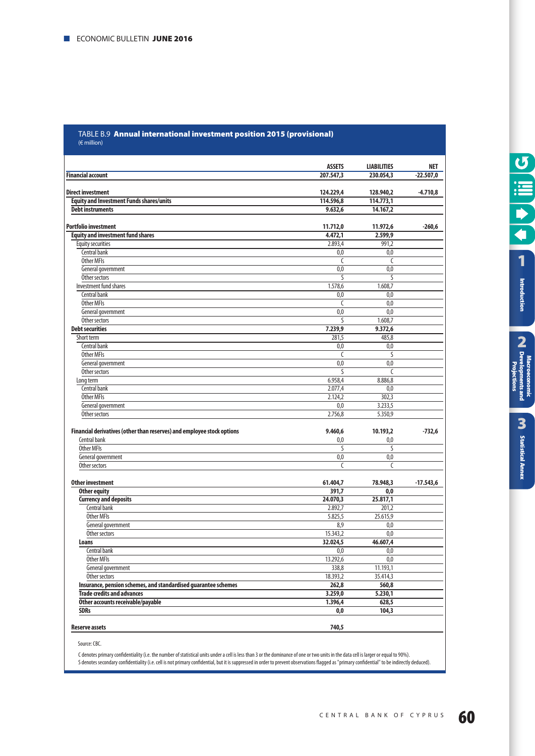TABLE B.9 **Annual international investment position 2015 (provisional)**
(€ million)

| | ASSETS | LIABILITIES | NET |
|---|---|---|---|
| **Financial account** | **207.547,3** | **230.054,3** | **-22.507,0** |
| | | | |
| **Direct investment** | **124.229,4** | **128.940,2** | **-4.710,8** |
| **Equity and Investment Funds shares/units** | **114.596,8** | **114.773,1** | |
| **Debt instruments** | **9.632,6** | **14.167,2** | |
| | | | |
| **Portfolio investment** | **11.712,0** | **11.972,6** | **-260,6** |
| **Equity and investment fund shares** | **4.472,1** | **2.599,9** | |
| Equity securities | 2.893,4 | 991,2 | |
| Central bank | 0,0 | 0,0 | |
| Other MFIs | C | C | |
| General government | 0,0 | 0,0 | |
| Other sectors | S | S | |
| Investment fund shares | 1.578,6 | 1.608,7 | |
| Central bank | 0,0 | 0,0 | |
| Other MFIs | C | 0,0 | |
| General government | 0,0 | 0,0 | |
| Other sectors | S | 1.608,7 | |
| **Debt securities** | **7.239,9** | **9.372,6** | |
| Short term | 281,5 | 485,8 | |
| Central bank | 0,0 | 0,0 | |
| Other MFIs | C | S | |
| General government | 0,0 | 0,0 | |
| Other sectors | S | C | |
| Long term | 6.958,4 | 8.886,8 | |
| Central bank | 2.077,4 | 0,0 | |
| Other MFIs | 2.124,2 | 302,3 | |
| General government | 0,0 | 3.233,5 | |
| Other sectors | 2.756,8 | 5.350,9 | |
| | | | |
| **Financial derivatives (other than reserves) and employee stock options** | **9.460,6** | **10.193,2** | **-732,6** |
| Central bank | 0,0 | 0,0 | |
| Other MFIs | S | S | |
| General government | 0,0 | 0,0 | |
| Other sectors | C | C | |
| | | | |
| **Other investment** | **61.404,7** | **78.948,3** | **-17.543,6** |
| **Other equity** | **391,7** | **0,0** | |
| **Currency and deposits** | **24.070,3** | **25.817,1** | |
| Central bank | 2.892,7 | 201,2 | |
| Other MFIs | 5.825,5 | 25.615,9 | |
| General government | 8,9 | 0,0 | |
| Other sectors | 15.343,2 | 0,0 | |
| **Loans** | **32.024,5** | **46.607,4** | |
| Central bank | 0,0 | 0,0 | |
| Other MFIs | 13.292,6 | 0,0 | |
| General government | 338,8 | 11.193,1 | |
| Other sectors | 18.393,2 | 35.414,3 | |
| **Insurance, pension schemes, and standardised guarantee schemes** | **262,8** | **560,8** | |
| **Trade credits and advances** | **3.259,0** | **5.230,1** | |
| **Other accounts receivable/payable** | **1.396,4** | **628,5** | |
| **SDRs** | **0,0** | **104,3** | |
| | | | |
| **Reserve assets** | **740,5** | | |

Source: CBC.

C denotes primary confidentiality (i.e. the number of statistical units under a cell is less than 3 or the dominance of one or two units in the data cell is larger or equal to 90%).
S denotes secondary confidentiality (i.e. cell is not primary confidential, but it is suppressed in order to prevent observations flagged as "primary confidential" to be indirectly deduced).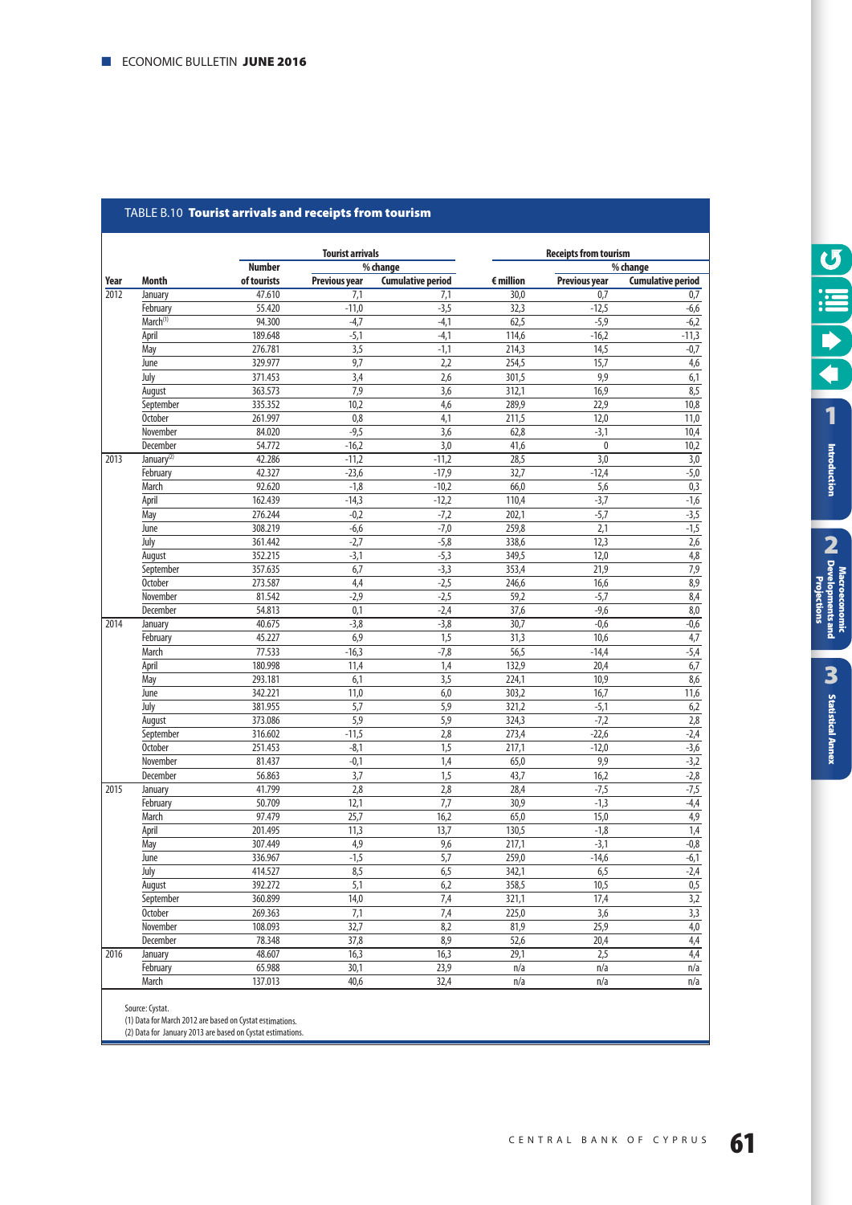## TABLE B.10 Tourist arrivals and receipts from tourism

| Year | Month | Tourist arrivals | | | Receipts from tourism | | |
|---|---|---|---|---|---|---|---|
| | | Number of tourists | % change | | € million | % change | |
| | | | Previous year | Cumulative period | | Previous year | Cumulative period |
| 2012 | January | 47.610 | 7,1 | 7,1 | 30,0 | 0,7 | 0,7 |
| | February | 55.420 | -11,0 | -3,5 | 32,3 | -12,5 | -6,6 |
| | March[1] | 94.300 | -4,7 | -4,1 | 62,5 | -5,9 | -6,2 |
| | April | 189.648 | -5,1 | -4,1 | 114,6 | -16,2 | -11,3 |
| | May | 276.781 | 3,5 | -1,1 | 214,3 | 14,5 | -0,7 |
| | June | 329.977 | 9,7 | 2,2 | 254,5 | 15,7 | 4,6 |
| | July | 371.453 | 3,4 | 2,6 | 301,5 | 9,9 | 6,1 |
| | August | 363.573 | 7,9 | 3,6 | 312,1 | 16,9 | 8,5 |
| | September | 335.352 | 10,2 | 4,6 | 289,9 | 22,9 | 10,8 |
| | October | 261.997 | 0,8 | 4,1 | 211,5 | 12,0 | 11,0 |
| | November | 84.020 | -9,5 | 3,6 | 62,8 | -3,1 | 10,4 |
| | December | 54.772 | -16,2 | 3,0 | 41,6 | 0 | 10,2 |
| 2013 | January[2] | 42.286 | -11,2 | -11,2 | 28,5 | 3,0 | 3,0 |
| | February | 42.327 | -23,6 | -17,9 | 32,7 | -12,4 | -5,0 |
| | March | 92.620 | -1,8 | -10,2 | 66,0 | 5,6 | 0,3 |
| | April | 162.439 | -14,3 | -12,2 | 110,4 | -3,7 | -1,6 |
| | May | 276.244 | -0,2 | -7,2 | 202,1 | -5,7 | -3,5 |
| | June | 308.219 | -6,6 | -7,0 | 259,8 | 2,1 | -1,5 |
| | July | 361.442 | -2,7 | -5,8 | 338,6 | 12,3 | 2,6 |
| | August | 352.215 | -3,1 | -5,3 | 349,5 | 12,0 | 4,8 |
| | September | 357.635 | 6,7 | -3,3 | 353,4 | 21,9 | 7,9 |
| | October | 273.587 | 4,4 | -2,5 | 246,6 | 16,6 | 8,9 |
| | November | 81.542 | -2,9 | -2,5 | 59,2 | -5,7 | 8,4 |
| | December | 54.813 | 0,1 | -2,4 | 37,6 | -9,6 | 8,0 |
| 2014 | January | 40.675 | -3,8 | -3,8 | 30,7 | -0,6 | -0,6 |
| | February | 45.227 | 6,9 | 1,5 | 31,3 | 10,6 | 4,7 |
| | March | 77.533 | -16,3 | -7,8 | 56,5 | -14,4 | -5,4 |
| | April | 180.998 | 11,4 | 1,4 | 132,9 | 20,4 | 6,7 |
| | May | 293.181 | 6,1 | 3,5 | 224,1 | 10,9 | 8,6 |
| | June | 342.221 | 11,0 | 6,0 | 303,2 | 16,7 | 11,6 |
| | July | 381.955 | 5,7 | 5,9 | 321,2 | -5,1 | 6,2 |
| | August | 373.086 | 5,9 | 5,9 | 324,3 | -7,2 | 2,8 |
| | September | 316.602 | -11,5 | 2,8 | 273,4 | -22,6 | -2,4 |
| | October | 251.453 | -8,1 | 1,5 | 217,1 | -12,0 | -3,6 |
| | November | 81.437 | -0,1 | 1,4 | 65,0 | 9,9 | -3,2 |
| | December | 56.863 | 3,7 | 1,5 | 43,7 | 16,2 | -2,8 |
| 2015 | January | 41.799 | 2,8 | 2,8 | 28,4 | -7,5 | -7,5 |
| | February | 50.709 | 12,1 | 7,7 | 30,9 | -1,3 | -4,4 |
| | March | 97.479 | 25,7 | 16,2 | 65,0 | 15,0 | 4,9 |
| | April | 201.495 | 11,3 | 13,7 | 130,5 | -1,8 | 1,4 |
| | May | 307.449 | 4,9 | 9,6 | 217,1 | -3,1 | -0,8 |
| | June | 336.967 | -1,5 | 5,7 | 259,0 | -14,6 | -6,1 |
| | July | 414.527 | 8,5 | 6,5 | 342,1 | 6,5 | -2,4 |
| | August | 392.272 | 5,1 | 6,2 | 358,5 | 10,5 | 0,5 |
| | September | 360.899 | 14,0 | 7,4 | 321,1 | 17,4 | 3,2 |
| | October | 269.363 | 7,1 | 7,4 | 225,0 | 3,6 | 3,3 |
| | November | 108.093 | 32,7 | 8,2 | 81,9 | 25,9 | 4,0 |
| | December | 78.348 | 37,8 | 8,9 | 52,6 | 20,4 | 4,4 |
| 2016 | January | 48.607 | 16,3 | 16,3 | 29,1 | 2,5 | 4,4 |
| | February | 65.988 | 30,1 | 23,9 | n/a | n/a | n/a |
| | March | 137.013 | 40,6 | 32,4 | n/a | n/a | n/a |

Source: Cystat.
(1) Data for March 2012 are based on Cystat estimations.
(2) Data for January 2013 are based on Cystat estimations.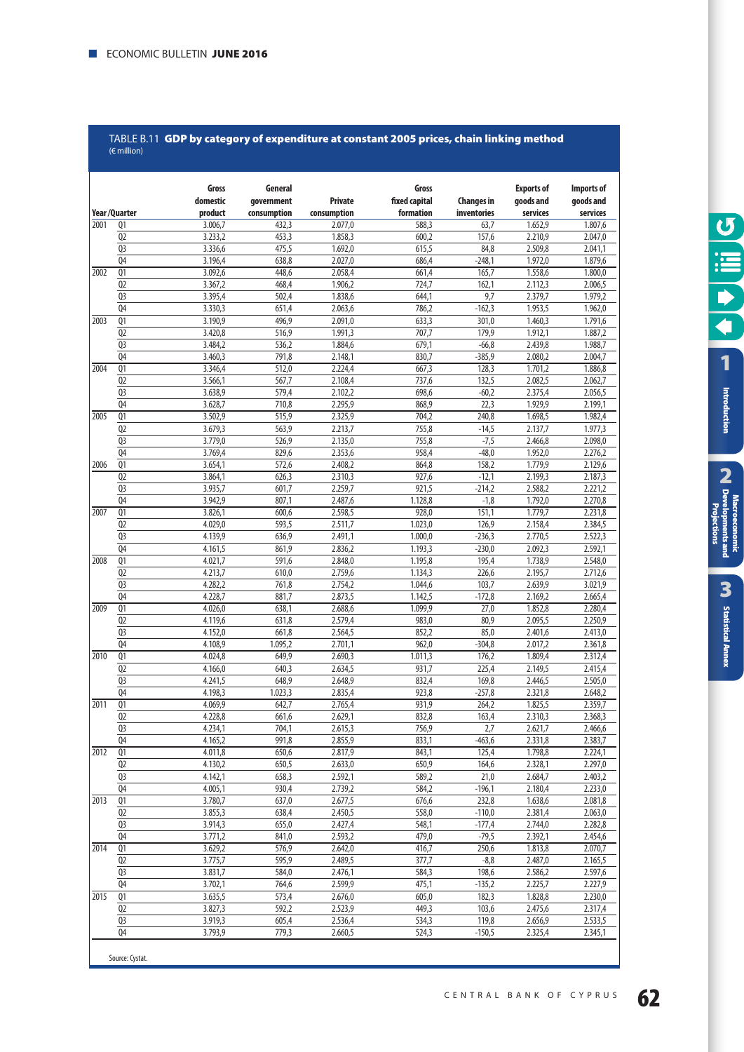## TABLE B.11 GDP by category of expenditure at constant 2005 prices, chain linking method

(€ million)

| Year | Quarter | Gross domestic product | General government consumption | Private consumption | Gross fixed capital formation | Changes in inventories | Exports of goods and services | Imports of goods and services |
|---|---|---|---|---|---|---|---|---|
| 2001 | Q1 | 3.006,7 | 432,3 | 2.077,0 | 588,3 | 63,7 | 1.652,9 | 1.807,6 |
| | Q2 | 3.233,2 | 453,3 | 1.858,3 | 600,2 | 157,6 | 2.210,9 | 2.047,0 |
| | Q3 | 3.336,6 | 475,5 | 1.692,0 | 615,5 | 84,8 | 2.509,8 | 2.041,1 |
| | Q4 | 3.196,4 | 638,8 | 2.027,0 | 686,4 | -248,1 | 1.972,0 | 1.879,6 |
| 2002 | Q1 | 3.092,6 | 448,6 | 2.058,4 | 661,4 | 165,7 | 1.558,6 | 1.800,0 |
| | Q2 | 3.367,2 | 468,4 | 1.906,2 | 724,7 | 162,1 | 2.112,3 | 2.006,5 |
| | Q3 | 3.395,4 | 502,4 | 1.838,6 | 644,1 | 9,7 | 2.379,7 | 1.979,2 |
| | Q4 | 3.330,3 | 651,4 | 2.063,6 | 786,2 | -162,3 | 1.953,5 | 1.962,0 |
| 2003 | Q1 | 3.190,9 | 496,9 | 2.091,0 | 633,3 | 301,0 | 1.460,3 | 1.791,6 |
| | Q2 | 3.420,8 | 516,9 | 1.991,3 | 707,7 | 179,9 | 1.912,1 | 1.887,2 |
| | Q3 | 3.484,2 | 536,2 | 1.884,6 | 679,1 | -66,8 | 2.439,8 | 1.988,7 |
| | Q4 | 3.460,3 | 791,8 | 2.148,1 | 830,7 | -385,9 | 2.080,2 | 2.004,7 |
| 2004 | Q1 | 3.346,4 | 512,0 | 2.224,4 | 667,3 | 128,3 | 1.701,2 | 1.886,8 |
| | Q2 | 3.566,1 | 567,7 | 2.108,4 | 737,6 | 132,5 | 2.082,5 | 2.062,7 |
| | Q3 | 3.638,9 | 579,4 | 2.102,2 | 698,6 | -60,2 | 2.375,4 | 2.056,5 |
| | Q4 | 3.628,7 | 710,8 | 2.295,9 | 868,9 | 22,3 | 1.929,9 | 2.199,1 |
| 2005 | Q1 | 3.502,9 | 515,9 | 2.325,9 | 704,2 | 240,8 | 1.698,5 | 1.982,4 |
| | Q2 | 3.679,3 | 563,9 | 2.213,7 | 755,8 | -14,5 | 2.137,7 | 1.977,3 |
| | Q3 | 3.779,0 | 526,9 | 2.135,0 | 755,8 | -7,5 | 2.466,8 | 2.098,0 |
| | Q4 | 3.769,4 | 829,6 | 2.353,6 | 958,4 | -48,0 | 1.952,0 | 2.276,2 |
| 2006 | Q1 | 3.654,1 | 572,6 | 2.408,2 | 864,8 | 158,2 | 1.779,9 | 2.129,6 |
| | Q2 | 3.864,1 | 626,3 | 2.310,3 | 927,6 | -12,1 | 2.199,3 | 2.187,3 |
| | Q3 | 3.935,7 | 601,7 | 2.259,7 | 921,5 | -214,2 | 2.588,2 | 2.221,2 |
| | Q4 | 3.942,9 | 807,1 | 2.487,6 | 1.128,8 | -1,8 | 1.792,0 | 2.270,8 |
| 2007 | Q1 | 3.826,1 | 600,6 | 2.598,5 | 928,0 | 151,1 | 1.779,7 | 2.231,8 |
| | Q2 | 4.029,0 | 593,5 | 2.511,7 | 1.023,0 | 126,9 | 2.158,4 | 2.384,5 |
| | Q3 | 4.139,9 | 636,9 | 2.491,1 | 1.000,0 | -236,3 | 2.770,5 | 2.522,3 |
| | Q4 | 4.161,5 | 861,9 | 2.836,2 | 1.193,3 | -230,0 | 2.092,3 | 2.592,1 |
| 2008 | Q1 | 4.021,7 | 591,6 | 2.848,0 | 1.195,8 | 195,4 | 1.738,9 | 2.548,0 |
| | Q2 | 4.213,7 | 610,0 | 2.759,6 | 1.134,3 | 226,6 | 2.195,7 | 2.712,6 |
| | Q3 | 4.282,2 | 761,8 | 2.754,2 | 1.044,6 | 103,7 | 2.639,9 | 3.021,9 |
| | Q4 | 4.228,7 | 881,7 | 2.873,5 | 1.142,5 | -172,8 | 2.169,2 | 2.665,4 |
| 2009 | Q1 | 4.026,0 | 638,1 | 2.688,6 | 1.099,9 | 27,0 | 1.852,8 | 2.280,4 |
| | Q2 | 4.119,6 | 631,8 | 2.579,4 | 983,0 | 80,9 | 2.095,5 | 2.250,9 |
| | Q3 | 4.152,0 | 661,8 | 2.564,5 | 852,2 | 85,0 | 2.401,6 | 2.413,0 |
| | Q4 | 4.108,9 | 1.095,2 | 2.701,1 | 962,0 | -304,8 | 2.017,2 | 2.361,8 |
| 2010 | Q1 | 4.024,8 | 649,9 | 2.690,3 | 1.011,3 | 176,2 | 1.809,4 | 2.312,4 |
| | Q2 | 4.166,0 | 640,3 | 2.634,5 | 931,7 | 225,4 | 2.149,5 | 2.415,4 |
| | Q3 | 4.241,5 | 648,9 | 2.648,9 | 832,4 | 169,8 | 2.446,5 | 2.505,0 |
| | Q4 | 4.198,3 | 1.023,3 | 2.835,4 | 923,8 | -257,8 | 2.321,8 | 2.648,2 |
| 2011 | Q1 | 4.069,9 | 642,7 | 2.765,4 | 931,9 | 264,2 | 1.825,5 | 2.359,7 |
| | Q2 | 4.228,8 | 661,6 | 2.629,1 | 832,8 | 163,4 | 2.310,3 | 2.368,3 |
| | Q3 | 4.234,1 | 704,1 | 2.615,3 | 756,9 | 2,7 | 2.621,7 | 2.466,6 |
| | Q4 | 4.165,2 | 991,8 | 2.855,9 | 833,1 | -463,6 | 2.331,8 | 2.383,7 |
| 2012 | Q1 | 4.011,8 | 650,6 | 2.817,9 | 843,1 | 125,4 | 1.798,8 | 2.224,1 |
| | Q2 | 4.130,2 | 650,5 | 2.633,0 | 650,9 | 164,6 | 2.328,1 | 2.297,0 |
| | Q3 | 4.142,1 | 658,3 | 2.592,1 | 589,2 | 21,0 | 2.684,7 | 2.403,2 |
| | Q4 | 4.005,1 | 930,4 | 2.739,2 | 584,2 | -196,1 | 2.180,4 | 2.233,0 |
| 2013 | Q1 | 3.780,7 | 637,0 | 2.677,5 | 676,6 | 232,8 | 1.638,6 | 2.081,8 |
| | Q2 | 3.855,3 | 638,4 | 2.450,5 | 558,0 | -110,0 | 2.381,4 | 2.063,0 |
| | Q3 | 3.914,3 | 655,0 | 2.427,4 | 548,1 | -177,4 | 2.744,0 | 2.282,8 |
| | Q4 | 3.771,2 | 841,0 | 2.593,2 | 479,0 | -79,5 | 2.392,1 | 2.454,6 |
| 2014 | Q1 | 3.629,2 | 576,9 | 2.642,0 | 416,7 | 250,6 | 1.813,8 | 2.070,7 |
| | Q2 | 3.775,7 | 595,9 | 2.489,5 | 377,7 | -8,8 | 2.487,0 | 2.165,5 |
| | Q3 | 3.831,7 | 584,0 | 2.476,1 | 584,3 | 198,6 | 2.586,2 | 2.597,6 |
| | Q4 | 3.702,1 | 764,6 | 2.599,9 | 475,1 | -135,2 | 2.225,7 | 2.227,9 |
| 2015 | Q1 | 3.635,5 | 573,4 | 2.676,0 | 605,0 | 182,3 | 1.828,8 | 2.230,0 |
| | Q2 | 3.827,3 | 592,2 | 2.523,9 | 449,3 | 103,6 | 2.475,6 | 2.317,4 |
| | Q3 | 3.919,3 | 605,4 | 2.536,4 | 534,3 | 119,8 | 2.656,9 | 2.533,5 |
| | Q4 | 3.793,9 | 779,3 | 2.660,5 | 524,3 | -150,5 | 2.325,4 | 2.345,1 |

Source: Cystat.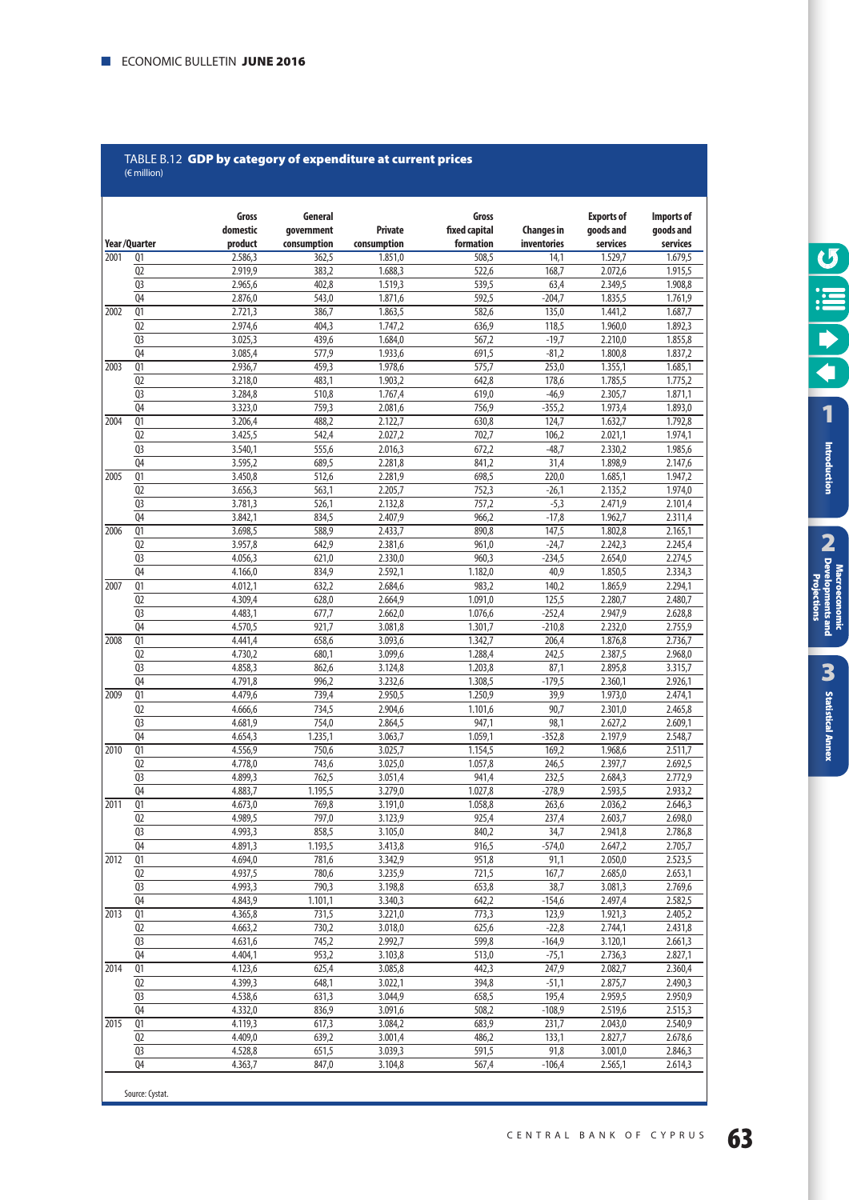TABLE B.12 **GDP by category of expenditure at current prices**
(€ million)

| Year | Quarter | Gross domestic product | General government consumption | Private consumption | Gross fixed capital formation | Changes in inventories | Exports of goods and services | Imports of goods and services |
|---|---|---|---|---|---|---|---|---|
| 2001 | Q1 | 2.586,3 | 362,5 | 1.851,0 | 508,5 | 14,1 | 1.529,7 | 1.679,5 |
| | Q2 | 2.919,9 | 383,2 | 1.688,3 | 522,6 | 168,7 | 2.072,6 | 1.915,5 |
| | Q3 | 2.965,6 | 402,8 | 1.519,3 | 539,5 | 63,4 | 2.349,5 | 1.908,8 |
| | Q4 | 2.876,0 | 543,0 | 1.871,6 | 592,5 | -204,7 | 1.835,5 | 1.761,9 |
| 2002 | Q1 | 2.721,3 | 386,7 | 1.863,5 | 582,6 | 135,0 | 1.441,2 | 1.687,7 |
| | Q2 | 2.974,6 | 404,3 | 1.747,2 | 636,9 | 118,5 | 1.960,0 | 1.892,3 |
| | Q3 | 3.025,3 | 439,6 | 1.684,0 | 567,2 | -19,7 | 2.210,0 | 1.855,8 |
| | Q4 | 3.085,4 | 577,9 | 1.933,6 | 691,5 | -81,2 | 1.800,8 | 1.837,2 |
| 2003 | Q1 | 2.936,7 | 459,3 | 1.978,6 | 575,7 | 253,0 | 1.355,1 | 1.685,1 |
| | Q2 | 3.218,0 | 483,1 | 1.903,2 | 642,8 | 178,6 | 1.785,5 | 1.775,2 |
| | Q3 | 3.284,8 | 510,8 | 1.767,4 | 619,0 | -46,9 | 2.305,7 | 1.871,1 |
| | Q4 | 3.323,0 | 759,3 | 2.081,6 | 756,9 | -355,2 | 1.973,4 | 1.893,0 |
| 2004 | Q1 | 3.206,4 | 488,2 | 2.122,7 | 630,8 | 124,7 | 1.632,7 | 1.792,8 |
| | Q2 | 3.425,5 | 542,4 | 2.027,2 | 702,7 | 106,2 | 2.021,1 | 1.974,1 |
| | Q3 | 3.540,1 | 555,6 | 2.016,3 | 672,2 | -48,7 | 2.330,2 | 1.985,6 |
| | Q4 | 3.595,2 | 689,5 | 2.281,8 | 841,2 | 31,4 | 1.898,9 | 2.147,6 |
| 2005 | Q1 | 3.450,8 | 512,6 | 2.281,9 | 698,5 | 220,0 | 1.685,1 | 1.947,2 |
| | Q2 | 3.656,3 | 563,1 | 2.205,7 | 752,3 | -26,1 | 2.135,2 | 1.974,0 |
| | Q3 | 3.781,3 | 526,1 | 2.132,8 | 757,2 | -5,3 | 2.471,9 | 2.101,4 |
| | Q4 | 3.842,1 | 834,5 | 2.407,9 | 966,2 | -17,8 | 1.962,7 | 2.311,4 |
| 2006 | Q1 | 3.698,5 | 588,9 | 2.433,7 | 890,8 | 147,5 | 1.802,8 | 2.165,1 |
| | Q2 | 3.957,8 | 642,9 | 2.381,6 | 961,0 | -24,7 | 2.242,3 | 2.245,4 |
| | Q3 | 4.056,3 | 621,0 | 2.330,0 | 960,3 | -234,5 | 2.654,0 | 2.274,5 |
| | Q4 | 4.166,0 | 834,9 | 2.592,1 | 1.182,0 | 40,9 | 1.850,5 | 2.334,3 |
| 2007 | Q1 | 4.012,1 | 632,2 | 2.684,6 | 983,2 | 140,2 | 1.865,9 | 2.294,1 |
| | Q2 | 4.309,4 | 628,0 | 2.664,9 | 1.091,0 | 125,5 | 2.280,7 | 2.480,7 |
| | Q3 | 4.483,1 | 677,7 | 2.662,0 | 1.076,6 | -252,4 | 2.947,9 | 2.628,8 |
| | Q4 | 4.570,5 | 921,7 | 3.081,8 | 1.301,7 | -210,8 | 2.232,0 | 2.755,9 |
| 2008 | Q1 | 4.441,4 | 658,6 | 3.093,6 | 1.342,7 | 206,4 | 1.876,8 | 2.736,7 |
| | Q2 | 4.730,2 | 680,1 | 3.099,6 | 1.288,4 | 242,5 | 2.387,5 | 2.968,0 |
| | Q3 | 4.858,3 | 862,6 | 3.124,8 | 1.203,8 | 87,1 | 2.895,8 | 3.315,7 |
| | Q4 | 4.791,8 | 996,2 | 3.232,6 | 1.308,5 | -179,5 | 2.360,1 | 2.926,1 |
| 2009 | Q1 | 4.479,6 | 739,4 | 2.950,5 | 1.250,9 | 39,9 | 1.973,0 | 2.474,1 |
| | Q2 | 4.666,6 | 734,5 | 2.904,6 | 1.101,6 | 90,7 | 2.301,0 | 2.465,8 |
| | Q3 | 4.681,9 | 754,0 | 2.864,5 | 947,1 | 98,1 | 2.627,2 | 2.609,1 |
| | Q4 | 4.654,3 | 1.235,1 | 3.063,7 | 1.059,1 | -352,8 | 2.197,9 | 2.548,7 |
| 2010 | Q1 | 4.556,9 | 750,6 | 3.025,7 | 1.154,5 | 169,2 | 1.968,6 | 2.511,7 |
| | Q2 | 4.778,0 | 743,6 | 3.025,0 | 1.057,8 | 246,5 | 2.397,7 | 2.692,5 |
| | Q3 | 4.899,3 | 762,5 | 3.051,4 | 941,4 | 232,5 | 2.684,3 | 2.772,9 |
| | Q4 | 4.883,7 | 1.195,5 | 3.279,0 | 1.027,8 | -278,9 | 2.593,5 | 2.933,2 |
| 2011 | Q1 | 4.673,0 | 769,8 | 3.191,0 | 1.058,8 | 263,6 | 2.036,2 | 2.646,3 |
| | Q2 | 4.989,5 | 797,0 | 3.123,9 | 925,4 | 237,4 | 2.603,7 | 2.698,0 |
| | Q3 | 4.993,3 | 858,5 | 3.105,0 | 840,2 | 34,7 | 2.941,8 | 2.786,8 |
| | Q4 | 4.891,3 | 1.193,5 | 3.413,8 | 916,5 | -574,0 | 2.647,2 | 2.705,7 |
| 2012 | Q1 | 4.694,0 | 781,6 | 3.342,9 | 951,8 | 91,1 | 2.050,0 | 2.523,5 |
| | Q2 | 4.937,5 | 780,6 | 3.235,9 | 721,5 | 167,7 | 2.685,0 | 2.653,1 |
| | Q3 | 4.993,3 | 790,3 | 3.198,8 | 653,8 | 38,7 | 3.081,3 | 2.769,6 |
| | Q4 | 4.843,9 | 1.101,1 | 3.340,3 | 642,2 | -154,6 | 2.497,4 | 2.582,5 |
| 2013 | Q1 | 4.365,8 | 731,5 | 3.221,0 | 773,3 | 123,9 | 1.921,3 | 2.405,2 |
| | Q2 | 4.663,2 | 730,2 | 3.018,0 | 625,6 | -22,8 | 2.744,1 | 2.431,8 |
| | Q3 | 4.631,6 | 745,2 | 2.992,7 | 599,8 | -164,9 | 3.120,1 | 2.661,3 |
| | Q4 | 4.404,1 | 953,2 | 3.103,8 | 513,0 | -75,1 | 2.736,3 | 2.827,1 |
| 2014 | Q1 | 4.123,6 | 625,4 | 3.085,8 | 442,3 | 247,9 | 2.082,7 | 2.360,4 |
| | Q2 | 4.399,3 | 648,1 | 3.022,1 | 394,8 | -51,1 | 2.875,7 | 2.490,3 |
| | Q3 | 4.538,6 | 631,3 | 3.044,9 | 658,5 | 195,4 | 2.959,5 | 2.950,9 |
| | Q4 | 4.332,0 | 836,9 | 3.091,6 | 508,2 | -108,9 | 2.519,6 | 2.515,3 |
| 2015 | Q1 | 4.119,3 | 617,3 | 3.084,2 | 683,9 | 231,7 | 2.043,0 | 2.540,9 |
| | Q2 | 4.409,0 | 639,2 | 3.001,4 | 486,2 | 133,1 | 2.827,7 | 2.678,6 |
| | Q3 | 4.528,8 | 651,5 | 3.039,3 | 591,5 | 91,8 | 3.001,0 | 2.846,3 |
| | Q4 | 4.363,7 | 847,0 | 3.104,8 | 567,4 | -106,4 | 2.565,1 | 2.614,3 |

Source: Cystat.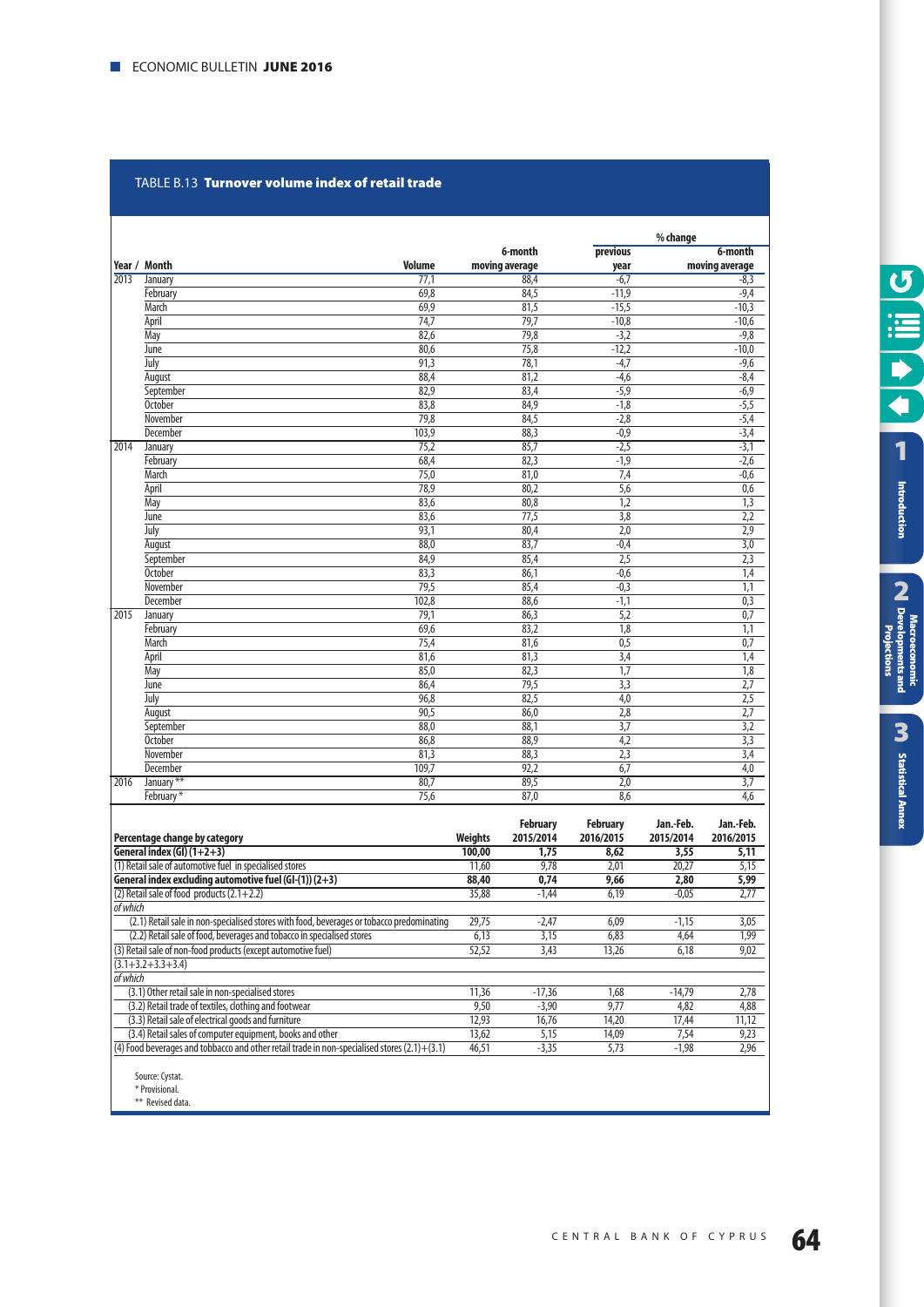## TABLE B.13 **Turnover volume index of retail trade**

| Year / | Month | Volume | 6-month moving average | % change previous year | % change 6-month moving average |
|---|---|---|---|---|---|
| 2013 | January | 77,1 | 88,4 | -6,7 | -8,3 |
| | February | 69,8 | 84,5 | -11,9 | -9,4 |
| | March | 69,9 | 81,5 | -15,5 | -10,3 |
| | April | 74,7 | 79,7 | -10,8 | -10,6 |
| | May | 82,6 | 79,8 | -3,2 | -9,8 |
| | June | 80,6 | 75,8 | -12,2 | -10,0 |
| | July | 91,3 | 78,1 | -4,7 | -9,6 |
| | August | 88,4 | 81,2 | -4,6 | -8,4 |
| | September | 82,9 | 83,4 | -5,9 | -6,9 |
| | October | 83,8 | 84,9 | -1,8 | -5,5 |
| | November | 79,8 | 84,5 | -2,8 | -5,4 |
| | December | 103,9 | 88,3 | -0,9 | -3,4 |
| 2014 | January | 75,2 | 85,7 | -2,5 | -3,1 |
| | February | 68,4 | 82,3 | -1,9 | -2,6 |
| | March | 75,0 | 81,0 | 7,4 | -0,6 |
| | April | 78,9 | 80,2 | 5,6 | 0,6 |
| | May | 83,6 | 80,8 | 1,2 | 1,3 |
| | June | 83,6 | 77,5 | 3,8 | 2,2 |
| | July | 93,1 | 80,4 | 2,0 | 2,9 |
| | August | 88,0 | 83,7 | -0,4 | 3,0 |
| | September | 84,9 | 85,4 | 2,5 | 2,3 |
| | October | 83,3 | 86,1 | -0,6 | 1,4 |
| | November | 79,5 | 85,4 | -0,3 | 1,1 |
| | December | 102,8 | 88,6 | -1,1 | 0,3 |
| 2015 | January | 79,1 | 86,3 | 5,2 | 0,7 |
| | February | 69,6 | 83,2 | 1,8 | 1,1 |
| | March | 75,4 | 81,6 | 0,5 | 0,7 |
| | April | 81,6 | 81,3 | 3,4 | 1,4 |
| | May | 85,0 | 82,3 | 1,7 | 1,8 |
| | June | 86,4 | 79,5 | 3,3 | 2,7 |
| | July | 96,8 | 82,5 | 4,0 | 2,5 |
| | August | 90,5 | 86,0 | 2,8 | 2,7 |
| | September | 88,0 | 88,1 | 3,7 | 3,2 |
| | October | 86,8 | 88,9 | 4,2 | 3,3 |
| | November | 81,3 | 88,3 | 2,3 | 3,4 |
| | December | 109,7 | 92,2 | 6,7 | 4,0 |
| 2016 | January ** | 80,7 | 89,5 | 2,0 | 3,7 |
| | February * | 75,6 | 87,0 | 8,6 | 4,6 |

| Percentage change by category | Weights | February 2015/2014 | February 2016/2015 | Jan.-Feb. 2015/2014 | Jan.-Feb. 2016/2015 |
|---|---|---|---|---|---|
| **General index (GI) (1+2+3)** | **100,00** | **1,75** | **8,62** | **3,55** | **5,11** |
| (1) Retail sale of automotive fuel in specialised stores | 11,60 | 9,78 | 2,01 | 20,27 | 5,15 |
| **General index excluding automotive fuel (GI-(1)) (2+3)** | **88,40** | **0,74** | **9,66** | **2,80** | **5,99** |
| (2) Retail sale of food products (2.1+2.2) | 35,88 | -1,44 | 6,19 | -0,05 | 2,77 |
| *of which* | | | | | |
| (2.1) Retail sale in non-specialised stores with food, beverages or tobacco predominating | 29,75 | -2,47 | 6,09 | -1,15 | 3,05 |
| (2.2) Retail sale of food, beverages and tobacco in specialised stores | 6,13 | 3,15 | 6,83 | 4,64 | 1,99 |
| (3) Retail sale of non-food products (except automotive fuel) (3.1+3.2+3.3+3.4) | 52,52 | 3,43 | 13,26 | 6,18 | 9,02 |
| *of which* | | | | | |
| (3.1) Other retail sale in non-specialised stores | 11,36 | -17,36 | 1,68 | -14,79 | 2,78 |
| (3.2) Retail trade of textiles, clothing and footwear | 9,50 | -3,90 | 9,77 | 4,82 | 4,88 |
| (3.3) Retail sale of electrical goods and furniture | 12,93 | 16,76 | 14,20 | 17,44 | 11,12 |
| (3.4) Retail sales of computer equipment, books and other | 13,62 | 5,15 | 14,09 | 7,54 | 9,23 |
| (4) Food beverages and tobbacco and other retail trade in non-specialised stores (2.1)+(3.1) | 46,51 | -3,35 | 5,73 | -1,98 | 2,96 |

Source: Cystat.
\* Provisional.
\*\* Revised data.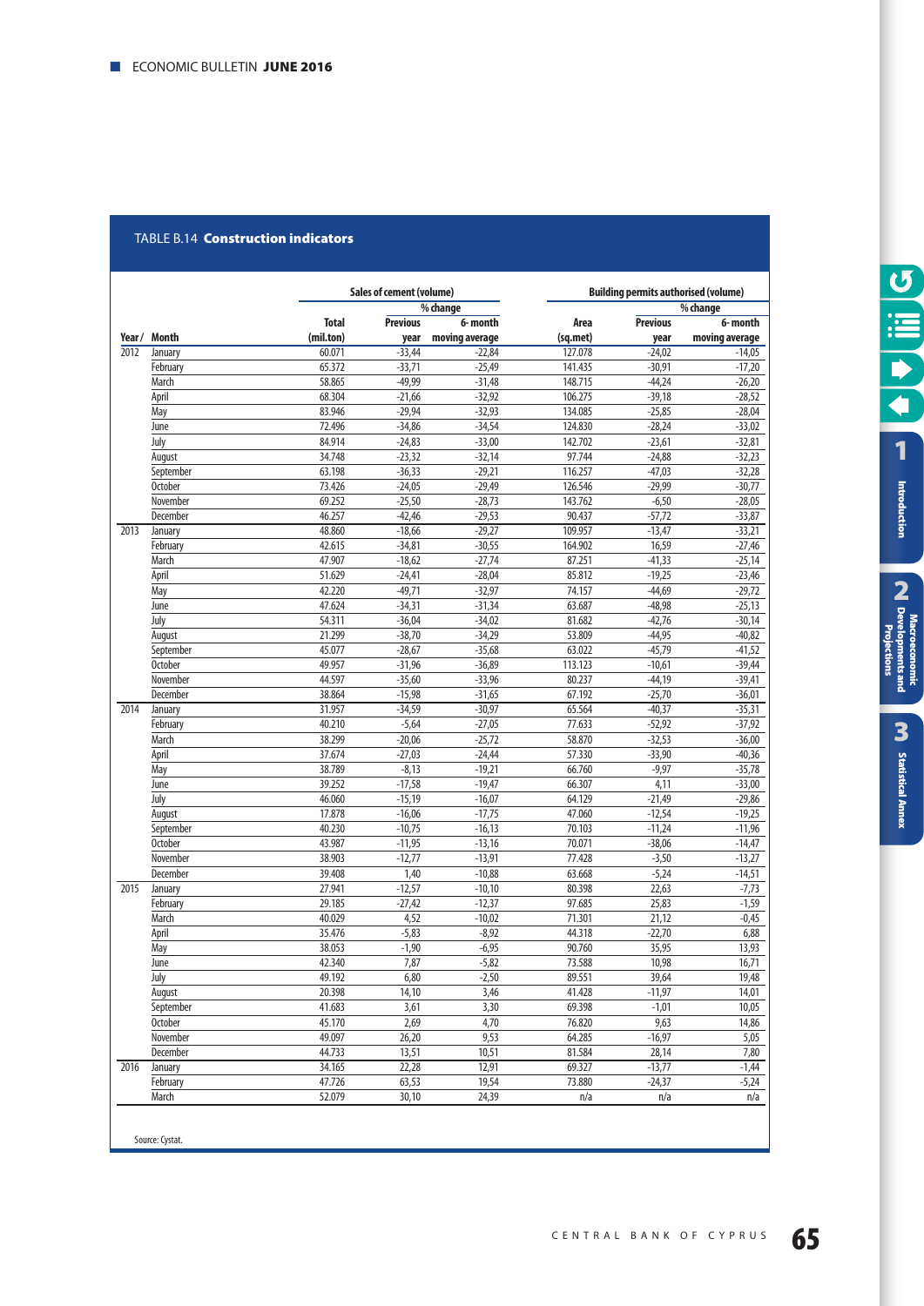## TABLE B.14 **Construction indicators**

| Year / | Month | Sales of cement (volume) | | | Building permits authorised (volume) | | |
|---|---|---|---|---|---|---|---|
| | | | % change | | | % change | |
| | | Total (mil.ton) | Previous year | 6- month moving average | Area (sq.met) | Previous year | 6- month moving average |
| 2012 | January | 60.071 | -33,44 | -22,84 | 127.078 | -24,02 | -14,05 |
| | February | 65.372 | -33,71 | -25,49 | 141.435 | -30,91 | -17,20 |
| | March | 58.865 | -49,99 | -31,48 | 148.715 | -44,24 | -26,20 |
| | April | 68.304 | -21,66 | -32,92 | 106.275 | -39,18 | -28,52 |
| | May | 83.946 | -29,94 | -32,93 | 134.085 | -25,85 | -28,04 |
| | June | 72.496 | -34,86 | -34,54 | 124.830 | -28,24 | -33,02 |
| | July | 84.914 | -24,83 | -33,00 | 142.702 | -23,61 | -32,81 |
| | August | 34.748 | -23,32 | -32,14 | 97.744 | -24,88 | -32,23 |
| | September | 63.198 | -36,33 | -29,21 | 116.257 | -47,03 | -32,28 |
| | October | 73.426 | -24,05 | -29,49 | 126.546 | -29,99 | -30,77 |
| | November | 69.252 | -25,50 | -28,73 | 143.762 | -6,50 | -28,05 |
| | December | 46.257 | -42,46 | -29,53 | 90.437 | -57,72 | -33,87 |
| 2013 | January | 48.860 | -18,66 | -29,27 | 109.957 | -13,47 | -33,21 |
| | February | 42.615 | -34,81 | -30,55 | 164.902 | 16,59 | -27,46 |
| | March | 47.907 | -18,62 | -27,74 | 87.251 | -41,33 | -25,14 |
| | April | 51.629 | -24,41 | -28,04 | 85.812 | -19,25 | -23,46 |
| | May | 42.220 | -49,71 | -32,97 | 74.157 | -44,69 | -29,72 |
| | June | 47.624 | -34,31 | -31,34 | 63.687 | -48,98 | -25,13 |
| | July | 54.311 | -36,04 | -34,02 | 81.682 | -42,76 | -30,14 |
| | August | 21.299 | -38,70 | -34,29 | 53.809 | -44,95 | -40,82 |
| | September | 45.077 | -28,67 | -35,68 | 63.022 | -45,79 | -41,52 |
| | October | 49.957 | -31,96 | -36,89 | 113.123 | -10,61 | -39,44 |
| | November | 44.597 | -35,60 | -33,96 | 80.237 | -44,19 | -39,41 |
| | December | 38.864 | -15,98 | -31,65 | 67.192 | -25,70 | -36,01 |
| 2014 | January | 31.957 | -34,59 | -30,97 | 65.564 | -40,37 | -35,31 |
| | February | 40.210 | -5,64 | -27,05 | 77.633 | -52,92 | -37,92 |
| | March | 38.299 | -20,06 | -25,72 | 58.870 | -32,53 | -36,00 |
| | April | 37.674 | -27,03 | -24,44 | 57.330 | -33,90 | -40,36 |
| | May | 38.789 | -8,13 | -19,21 | 66.760 | -9,97 | -35,78 |
| | June | 39.252 | -17,58 | -19,47 | 66.307 | 4,11 | -33,00 |
| | July | 46.060 | -15,19 | -16,07 | 64.129 | -21,49 | -29,86 |
| | August | 17.878 | -16,06 | -17,75 | 47.060 | -12,54 | -19,25 |
| | September | 40.230 | -10,75 | -16,13 | 70.103 | -11,24 | -11,96 |
| | October | 43.987 | -11,95 | -13,16 | 70.071 | -38,06 | -14,47 |
| | November | 38.903 | -12,77 | -13,91 | 77.428 | -3,50 | -13,27 |
| | December | 39.408 | 1,40 | -10,88 | 63.668 | -5,24 | -14,51 |
| 2015 | January | 27.941 | -12,57 | -10,10 | 80.398 | 22,63 | -7,73 |
| | February | 29.185 | -27,42 | -12,37 | 97.685 | 25,83 | -1,59 |
| | March | 40.029 | 4,52 | -10,02 | 71.301 | 21,12 | -0,45 |
| | April | 35.476 | -5,83 | -8,92 | 44.318 | -22,70 | 6,88 |
| | May | 38.053 | -1,90 | -6,95 | 90.760 | 35,95 | 13,93 |
| | June | 42.340 | 7,87 | -5,82 | 73.588 | 10,98 | 16,71 |
| | July | 49.192 | 6,80 | -2,50 | 89.551 | 39,64 | 19,48 |
| | August | 20.398 | 14,10 | 3,46 | 41.428 | -11,97 | 14,01 |
| | September | 41.683 | 3,61 | 3,30 | 69.398 | -1,01 | 10,05 |
| | October | 45.170 | 2,69 | 4,70 | 76.820 | 9,63 | 14,86 |
| | November | 49.097 | 26,20 | 9,53 | 64.285 | -16,97 | 5,05 |
| | December | 44.733 | 13,51 | 10,51 | 81.584 | 28,14 | 7,80 |
| 2016 | January | 34.165 | 22,28 | 12,91 | 69.327 | -13,77 | -1,44 |
| | February | 47.726 | 63,53 | 19,54 | 73.880 | -24,37 | -5,24 |
| | March | 52.079 | 30,10 | 24,39 | n/a | n/a | n/a |

Source: Cystat.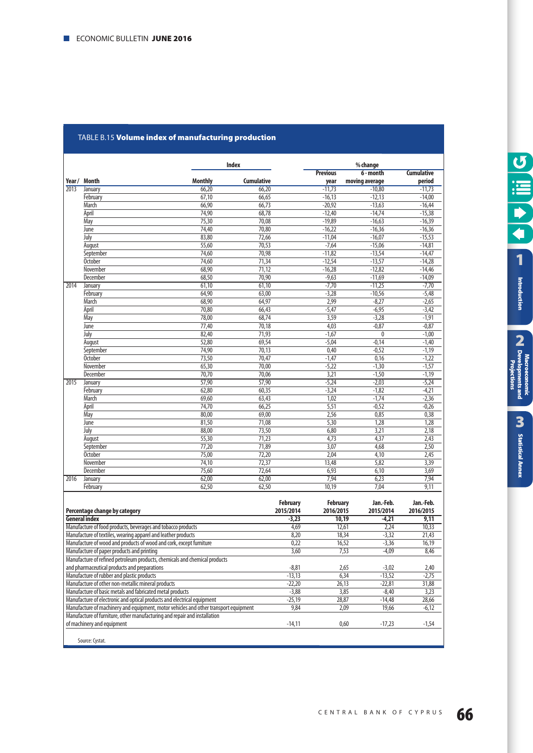TABLE B.15 **Volume index of manufacturing production**

| Year / | Month | Index | | % change | | |
|---|---|---|---|---|---|---|
| | | Monthly | Cumulative | Previous year | 6 - month moving average | Cumulative period |
| 2013 | January | 66,20 | 66,20 | -11,73 | -10,80 | -11,73 |
| | February | 67,10 | 66,65 | -16,13 | -12,13 | -14,00 |
| | March | 66,90 | 66,73 | -20,92 | -13,63 | -16,44 |
| | April | 74,90 | 68,78 | -12,40 | -14,74 | -15,38 |
| | May | 75,30 | 70,08 | -19,89 | -16,63 | -16,39 |
| | June | 74,40 | 70,80 | -16,22 | -16,36 | -16,36 |
| | July | 83,80 | 72,66 | -11,04 | -16,07 | -15,53 |
| | August | 55,60 | 70,53 | -7,64 | -15,06 | -14,81 |
| | September | 74,60 | 70,98 | -11,82 | -13,54 | -14,47 |
| | October | 74,60 | 71,34 | -12,54 | -13,57 | -14,28 |
| | November | 68,90 | 71,12 | -16,28 | -12,82 | -14,46 |
| | December | 68,50 | 70,90 | -9,63 | -11,69 | -14,09 |
| 2014 | January | 61,10 | 61,10 | -7,70 | -11,25 | -7,70 |
| | February | 64,90 | 63,00 | -3,28 | -10,56 | -5,48 |
| | March | 68,90 | 64,97 | 2,99 | -8,27 | -2,65 |
| | April | 70,80 | 66,43 | -5,47 | -6,95 | -3,42 |
| | May | 78,00 | 68,74 | 3,59 | -3,28 | -1,91 |
| | June | 77,40 | 70,18 | 4,03 | -0,87 | -0,87 |
| | July | 82,40 | 71,93 | -1,67 | 0 | -1,00 |
| | August | 52,80 | 69,54 | -5,04 | -0,14 | -1,40 |
| | September | 74,90 | 70,13 | 0,40 | -0,52 | -1,19 |
| | October | 73,50 | 70,47 | -1,47 | 0,16 | -1,22 |
| | November | 65,30 | 70,00 | -5,22 | -1,30 | -1,57 |
| | December | 70,70 | 70,06 | 3,21 | -1,50 | -1,19 |
| 2015 | January | 57,90 | 57,90 | -5,24 | -2,03 | -5,24 |
| | February | 62,80 | 60,35 | -3,24 | -1,82 | -4,21 |
| | March | 69,60 | 63,43 | 1,02 | -1,74 | -2,36 |
| | April | 74,70 | 66,25 | 5,51 | -0,52 | -0,26 |
| | May | 80,00 | 69,00 | 2,56 | 0,85 | 0,38 |
| | June | 81,50 | 71,08 | 5,30 | 1,28 | 1,28 |
| | July | 88,00 | 73,50 | 6,80 | 3,21 | 2,18 |
| | August | 55,30 | 71,23 | 4,73 | 4,37 | 2,43 |
| | September | 77,20 | 71,89 | 3,07 | 4,68 | 2,50 |
| | October | 75,00 | 72,20 | 2,04 | 4,10 | 2,45 |
| | November | 74,10 | 72,37 | 13,48 | 5,82 | 3,39 |
| | December | 75,60 | 72,64 | 6,93 | 6,10 | 3,69 |
| 2016 | January | 62,00 | 62,00 | 7,94 | 6,23 | 7,94 |
| | February | 62,50 | 62,50 | 10,19 | 7,04 | 9,11 |

| Percentage change by category | February 2015/2014 | February 2016/2015 | Jan.-Feb. 2015/2014 | Jan.-Feb. 2016/2015 |
|---|---|---|---|---|
| **General index** | **-3,23** | **10,19** | **-4,21** | **9,11** |
| Manufacture of food products, beverages and tobacco products | 4,69 | 12,61 | 2,24 | 10,33 |
| Manufacture of textiles, wearing apparel and leather products | 8,20 | 18,34 | -3,32 | 21,43 |
| Manufacture of wood and products of wood and cork, except furniture | 0,22 | 16,52 | -3,36 | 16,19 |
| Manufacture of paper products and printing | 3,60 | 7,53 | -4,09 | 8,46 |
| Manufacture of refined petroleum products, chemicals and chemical products and pharmaceutical products and preparations | -8,81 | 2,65 | -3,02 | 2,40 |
| Manufacture of rubber and plastic products | -13,13 | 6,34 | -13,52 | -2,75 |
| Manufacture of other non-metallic mineral products | -22,20 | 26,13 | -22,81 | 31,88 |
| Manufacture of basic metals and fabricated metal products | -3,88 | 3,85 | -8,40 | 3,23 |
| Manufacture of electronic and optical products and electrical equipment | -25,19 | 28,87 | -14,48 | 28,66 |
| Manufacture of machinery and equipment, motor vehicles and other transport equipment | 9,84 | 2,09 | 19,66 | -6,12 |
| Manufacture of furniture, other manufacturing and repair and installation of machinery and equipment | -14,11 | 0,60 | -17,23 | -1,54 |

Source: Cystat.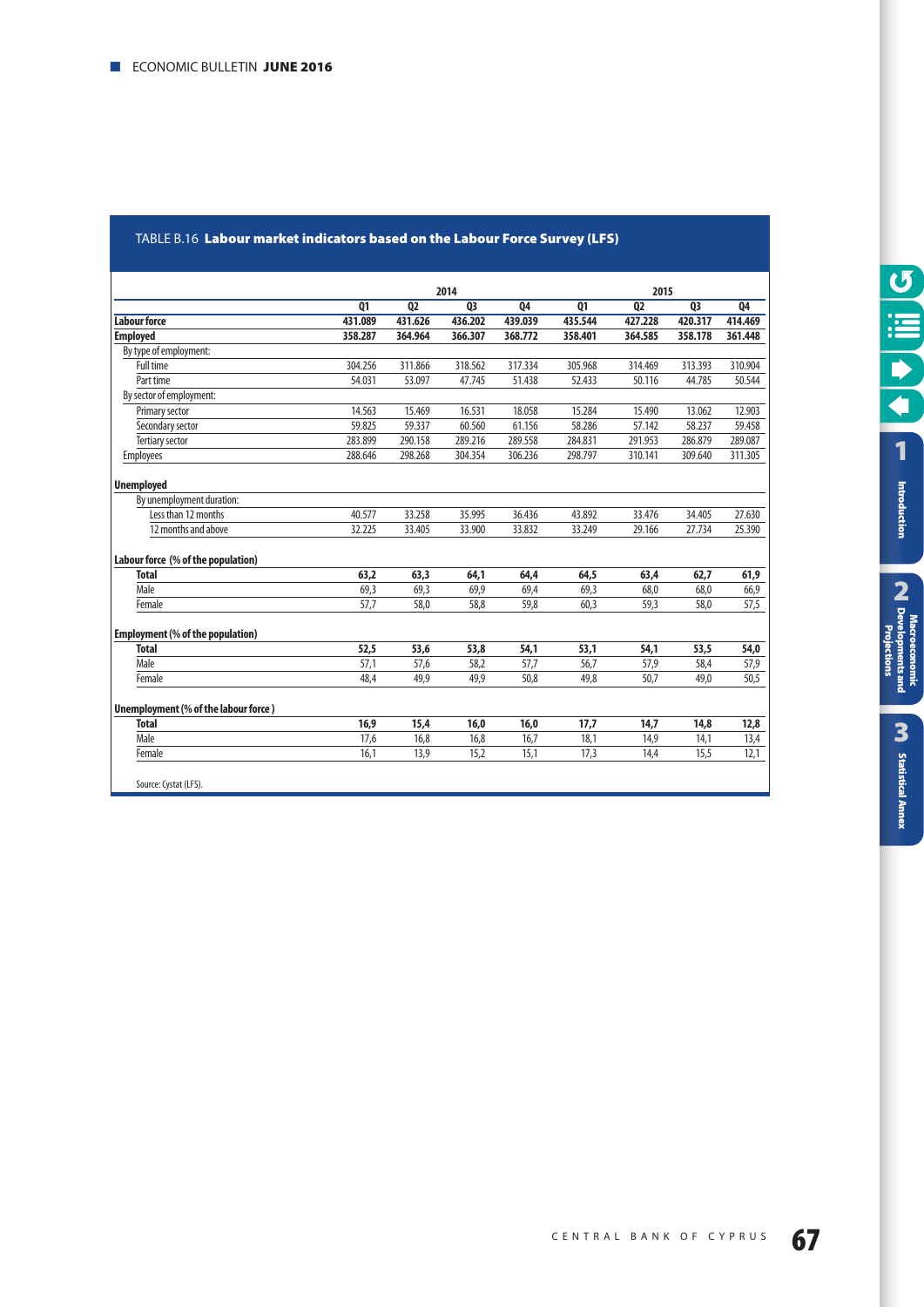TABLE B.16 **Labour market indicators based on the Labour Force Survey (LFS)**

| | 2014 | | | | 2015 | | | |
|---|---|---|---|---|---|---|---|---|
| | Q1 | Q2 | Q3 | Q4 | Q1 | Q2 | Q3 | Q4 |
| **Labour force** | **431.089** | **431.626** | **436.202** | **439.039** | **435.544** | **427.228** | **420.317** | **414.469** |
| **Employed** | **358.287** | **364.964** | **366.307** | **368.772** | **358.401** | **364.585** | **358.178** | **361.448** |
| By type of employment: | | | | | | | | |
| Full time | 304.256 | 311.866 | 318.562 | 317.334 | 305.968 | 314.469 | 313.393 | 310.904 |
| Part time | 54.031 | 53.097 | 47.745 | 51.438 | 52.433 | 50.116 | 44.785 | 50.544 |
| By sector of employment: | | | | | | | | |
| Primary sector | 14.563 | 15.469 | 16.531 | 18.058 | 15.284 | 15.490 | 13.062 | 12.903 |
| Secondary sector | 59.825 | 59.337 | 60.560 | 61.156 | 58.286 | 57.142 | 58.237 | 59.458 |
| Tertiary sector | 283.899 | 290.158 | 289.216 | 289.558 | 284.831 | 291.953 | 286.879 | 289.087 |
| Employees | 288.646 | 298.268 | 304.354 | 306.236 | 298.797 | 310.141 | 309.640 | 311.305 |
| **Unemployed** | | | | | | | | |
| By unemployment duration: | | | | | | | | |
| Less than 12 months | 40.577 | 33.258 | 35.995 | 36.436 | 43.892 | 33.476 | 34.405 | 27.630 |
| 12 months and above | 32.225 | 33.405 | 33.900 | 33.832 | 33.249 | 29.166 | 27.734 | 25.390 |
| **Labour force (% of the population)** | | | | | | | | |
| **Total** | **63,2** | **63,3** | **64,1** | **64,4** | **64,5** | **63,4** | **62,7** | **61,9** |
| Male | 69,3 | 69,3 | 69,9 | 69,4 | 69,3 | 68,0 | 68,0 | 66,9 |
| Female | 57,7 | 58,0 | 58,8 | 59,8 | 60,3 | 59,3 | 58,0 | 57,5 |
| **Employment (% of the population)** | | | | | | | | |
| **Total** | **52,5** | **53,6** | **53,8** | **54,1** | **53,1** | **54,1** | **53,5** | **54,0** |
| Male | 57,1 | 57,6 | 58,2 | 57,7 | 56,7 | 57,9 | 58,4 | 57,9 |
| Female | 48,4 | 49,9 | 49,9 | 50,8 | 49,8 | 50,7 | 49,0 | 50,5 |
| **Unemployment (% of the labour force)** | | | | | | | | |
| **Total** | **16,9** | **15,4** | **16,0** | **16,0** | **17,7** | **14,7** | **14,8** | **12,8** |
| Male | 17,6 | 16,8 | 16,8 | 16,7 | 18,1 | 14,9 | 14,1 | 13,4 |
| Female | 16,1 | 13,9 | 15,2 | 15,1 | 17,3 | 14,4 | 15,5 | 12,1 |

Source: Cystat (LFS).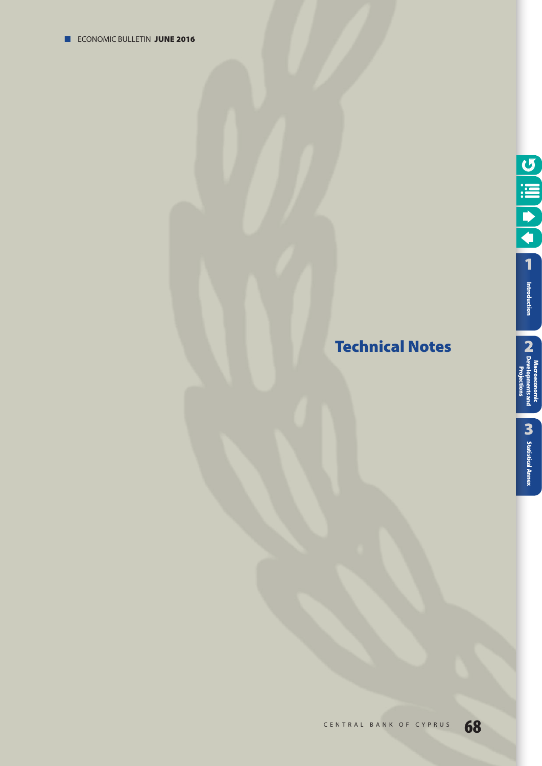# Technical Notes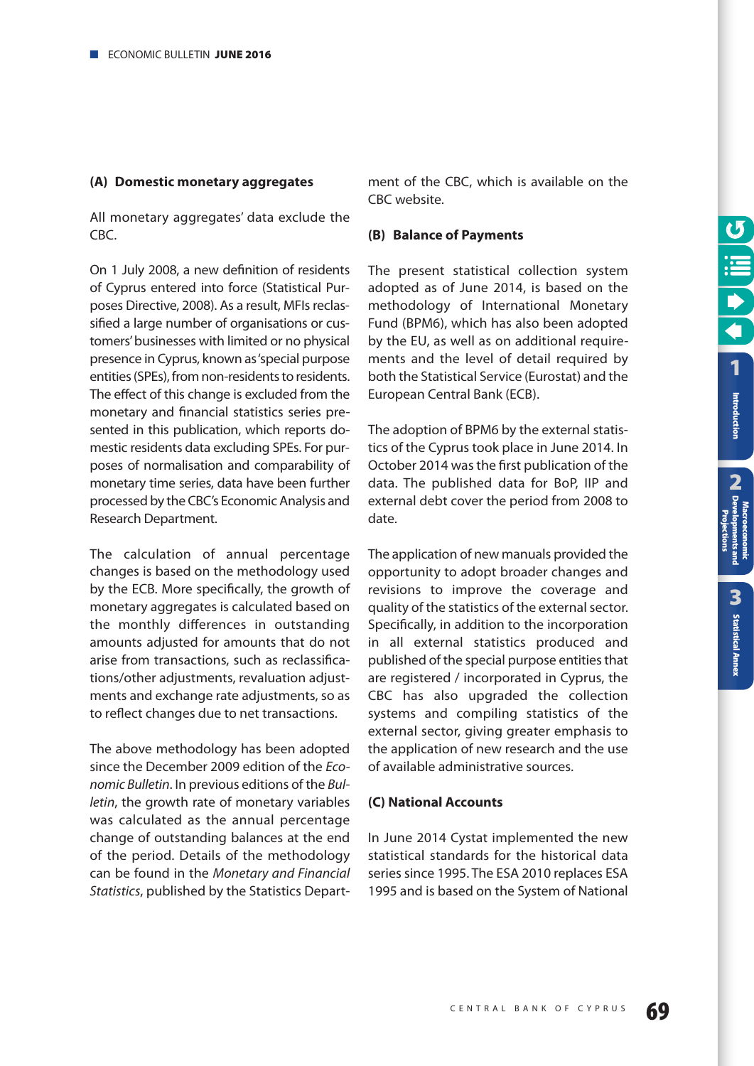### (A) Domestic monetary aggregates

All monetary aggregates' data exclude the CBC.

On 1 July 2008, a new definition of residents of Cyprus entered into force (Statistical Purposes Directive, 2008). As a result, MFIs reclassified a large number of organisations or customers' businesses with limited or no physical presence in Cyprus, known as 'special purpose entities (SPEs), from non-residents to residents. The effect of this change is excluded from the monetary and financial statistics series presented in this publication, which reports domestic residents data excluding SPEs. For purposes of normalisation and comparability of monetary time series, data have been further processed by the CBC's Economic Analysis and Research Department.

The calculation of annual percentage changes is based on the methodology used by the ECB. More specifically, the growth of monetary aggregates is calculated based on the monthly differences in outstanding amounts adjusted for amounts that do not arise from transactions, such as reclassifications/other adjustments, revaluation adjustments and exchange rate adjustments, so as to reflect changes due to net transactions.

The above methodology has been adopted since the December 2009 edition of the *Economic Bulletin*. In previous editions of the *Bulletin*, the growth rate of monetary variables was calculated as the annual percentage change of outstanding balances at the end of the period. Details of the methodology can be found in the *Monetary and Financial Statistics*, published by the Statistics Department of the CBC, which is available on the CBC website.

### (B) Balance of Payments

The present statistical collection system adopted as of June 2014, is based on the methodology of International Monetary Fund (BPM6), which has also been adopted by the EU, as well as on additional requirements and the level of detail required by both the Statistical Service (Eurostat) and the European Central Bank (ECB).

The adoption of BPM6 by the external statistics of the Cyprus took place in June 2014. In October 2014 was the first publication of the data. The published data for BoP, IIP and external debt cover the period from 2008 to date.

The application of new manuals provided the opportunity to adopt broader changes and revisions to improve the coverage and quality of the statistics of the external sector. Specifically, in addition to the incorporation in all external statistics produced and published of the special purpose entities that are registered / incorporated in Cyprus, the CBC has also upgraded the collection systems and compiling statistics of the external sector, giving greater emphasis to the application of new research and the use of available administrative sources.

### (C) National Accounts

In June 2014 Cystat implemented the new statistical standards for the historical data series since 1995. The ESA 2010 replaces ESA 1995 and is based on the System of National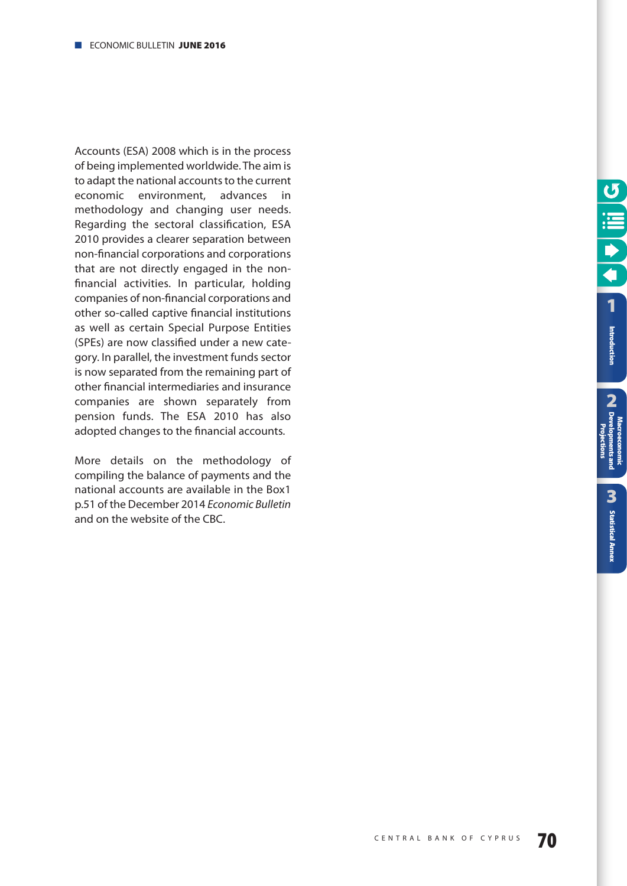Accounts (ESA) 2008 which is in the process of being implemented worldwide. The aim is to adapt the national accounts to the current economic environment, advances in methodology and changing user needs. Regarding the sectoral classification, ESA 2010 provides a clearer separation between non-financial corporations and corporations that are not directly engaged in the non-financial activities. In particular, holding companies of non-financial corporations and other so-called captive financial institutions as well as certain Special Purpose Entities (SPEs) are now classified under a new category. In parallel, the investment funds sector is now separated from the remaining part of other financial intermediaries and insurance companies are shown separately from pension funds. The ESA 2010 has also adopted changes to the financial accounts.

More details on the methodology of compiling the balance of payments and the national accounts are available in the Box1 p.51 of the December 2014 *Economic Bulletin* and on the website of the CBC.